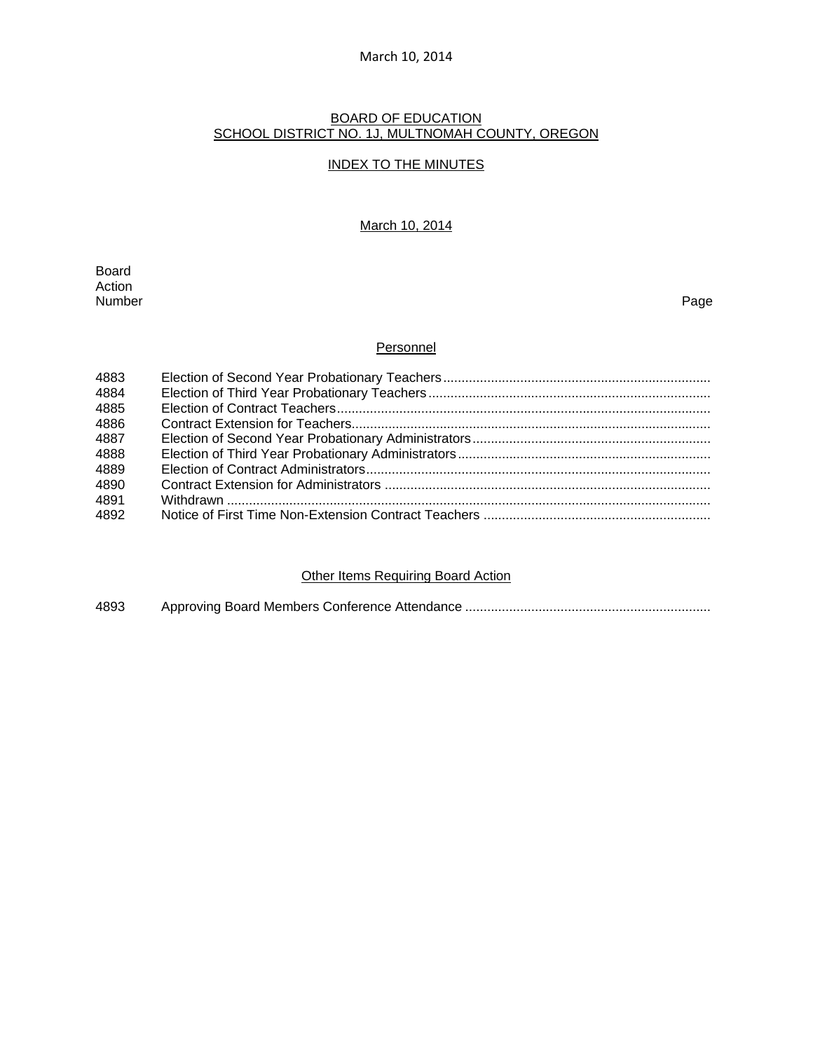March 10, 2014

# BOARD OF EDUCATION
## SCHOOL DISTRICT NO. 1J, MULTNOMAH COUNTY, OREGON

### INDEX TO THE MINUTES

March 10, 2014

| Board Action Number | | Page |
|---|---|---|

#### Personnel

| Board Action Number | | Page |
|---|---|---|
| 4883 | Election of Second Year Probationary Teachers | |
| 4884 | Election of Third Year Probationary Teachers | |
| 4885 | Election of Contract Teachers | |
| 4886 | Contract Extension for Teachers | |
| 4887 | Election of Second Year Probationary Administrators | |
| 4888 | Election of Third Year Probationary Administrators | |
| 4889 | Election of Contract Administrators | |
| 4890 | Contract Extension for Administrators | |
| 4891 | Withdrawn | |
| 4892 | Notice of First Time Non-Extension Contract Teachers | |

#### Other Items Requiring Board Action

| Board Action Number | | Page |
|---|---|---|
| 4893 | Approving Board Members Conference Attendance | |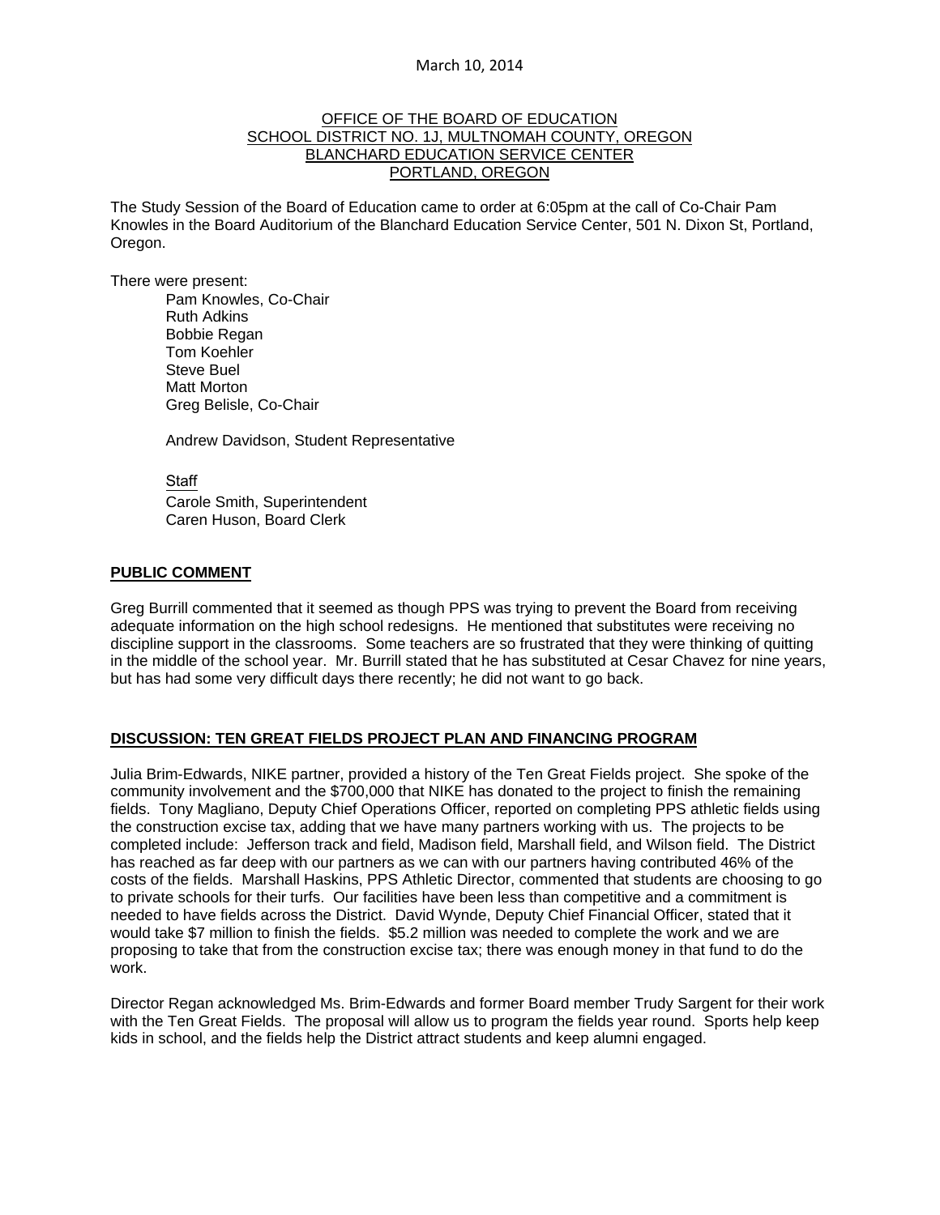March 10, 2014

OFFICE OF THE BOARD OF EDUCATION
SCHOOL DISTRICT NO. 1J, MULTNOMAH COUNTY, OREGON
BLANCHARD EDUCATION SERVICE CENTER
PORTLAND, OREGON

The Study Session of the Board of Education came to order at 6:05pm at the call of Co-Chair Pam Knowles in the Board Auditorium of the Blanchard Education Service Center, 501 N. Dixon St, Portland, Oregon.

There were present:

Pam Knowles, Co-Chair
Ruth Adkins
Bobbie Regan
Tom Koehler
Steve Buel
Matt Morton
Greg Belisle, Co-Chair

Andrew Davidson, Student Representative

Staff
Carole Smith, Superintendent
Caren Huson, Board Clerk

## PUBLIC COMMENT

Greg Burrill commented that it seemed as though PPS was trying to prevent the Board from receiving adequate information on the high school redesigns. He mentioned that substitutes were receiving no discipline support in the classrooms. Some teachers are so frustrated that they were thinking of quitting in the middle of the school year. Mr. Burrill stated that he has substituted at Cesar Chavez for nine years, but has had some very difficult days there recently; he did not want to go back.

## DISCUSSION: TEN GREAT FIELDS PROJECT PLAN AND FINANCING PROGRAM

Julia Brim-Edwards, NIKE partner, provided a history of the Ten Great Fields project. She spoke of the community involvement and the $700,000 that NIKE has donated to the project to finish the remaining fields. Tony Magliano, Deputy Chief Operations Officer, reported on completing PPS athletic fields using the construction excise tax, adding that we have many partners working with us. The projects to be completed include: Jefferson track and field, Madison field, Marshall field, and Wilson field. The District has reached as far deep with our partners as we can with our partners having contributed 46% of the costs of the fields. Marshall Haskins, PPS Athletic Director, commented that students are choosing to go to private schools for their turfs. Our facilities have been less than competitive and a commitment is needed to have fields across the District. David Wynde, Deputy Chief Financial Officer, stated that it would take $7 million to finish the fields. $5.2 million was needed to complete the work and we are proposing to take that from the construction excise tax; there was enough money in that fund to do the work.

Director Regan acknowledged Ms. Brim-Edwards and former Board member Trudy Sargent for their work with the Ten Great Fields. The proposal will allow us to program the fields year round. Sports help keep kids in school, and the fields help the District attract students and keep alumni engaged.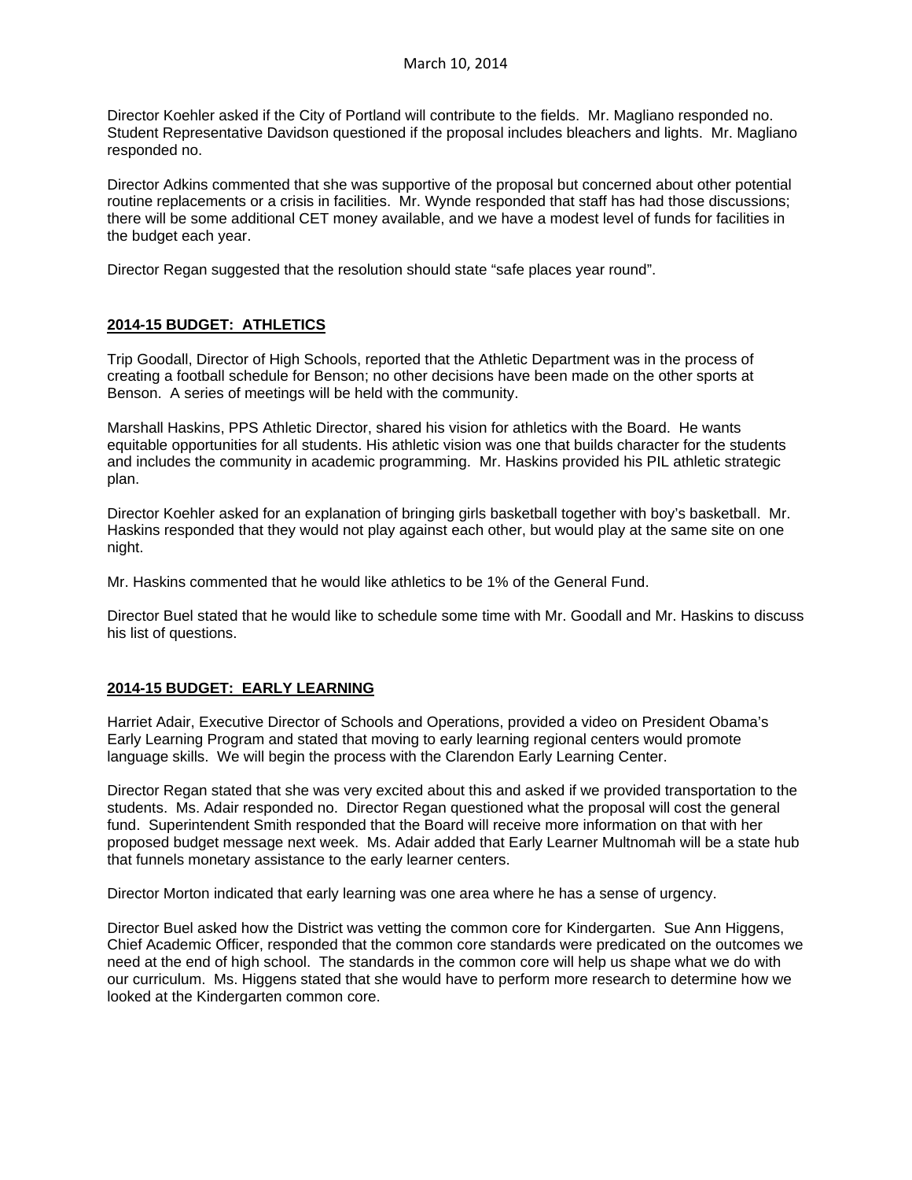Director Koehler asked if the City of Portland will contribute to the fields. Mr. Magliano responded no. Student Representative Davidson questioned if the proposal includes bleachers and lights. Mr. Magliano responded no.

Director Adkins commented that she was supportive of the proposal but concerned about other potential routine replacements or a crisis in facilities. Mr. Wynde responded that staff has had those discussions; there will be some additional CET money available, and we have a modest level of funds for facilities in the budget each year.

Director Regan suggested that the resolution should state "safe places year round".

## 2014-15 BUDGET: ATHLETICS

Trip Goodall, Director of High Schools, reported that the Athletic Department was in the process of creating a football schedule for Benson; no other decisions have been made on the other sports at Benson. A series of meetings will be held with the community.

Marshall Haskins, PPS Athletic Director, shared his vision for athletics with the Board. He wants equitable opportunities for all students. His athletic vision was one that builds character for the students and includes the community in academic programming. Mr. Haskins provided his PIL athletic strategic plan.

Director Koehler asked for an explanation of bringing girls basketball together with boy's basketball. Mr. Haskins responded that they would not play against each other, but would play at the same site on one night.

Mr. Haskins commented that he would like athletics to be 1% of the General Fund.

Director Buel stated that he would like to schedule some time with Mr. Goodall and Mr. Haskins to discuss his list of questions.

## 2014-15 BUDGET: EARLY LEARNING

Harriet Adair, Executive Director of Schools and Operations, provided a video on President Obama's Early Learning Program and stated that moving to early learning regional centers would promote language skills. We will begin the process with the Clarendon Early Learning Center.

Director Regan stated that she was very excited about this and asked if we provided transportation to the students. Ms. Adair responded no. Director Regan questioned what the proposal will cost the general fund. Superintendent Smith responded that the Board will receive more information on that with her proposed budget message next week. Ms. Adair added that Early Learner Multnomah will be a state hub that funnels monetary assistance to the early learner centers.

Director Morton indicated that early learning was one area where he has a sense of urgency.

Director Buel asked how the District was vetting the common core for Kindergarten. Sue Ann Higgens, Chief Academic Officer, responded that the common core standards were predicated on the outcomes we need at the end of high school. The standards in the common core will help us shape what we do with our curriculum. Ms. Higgens stated that she would have to perform more research to determine how we looked at the Kindergarten common core.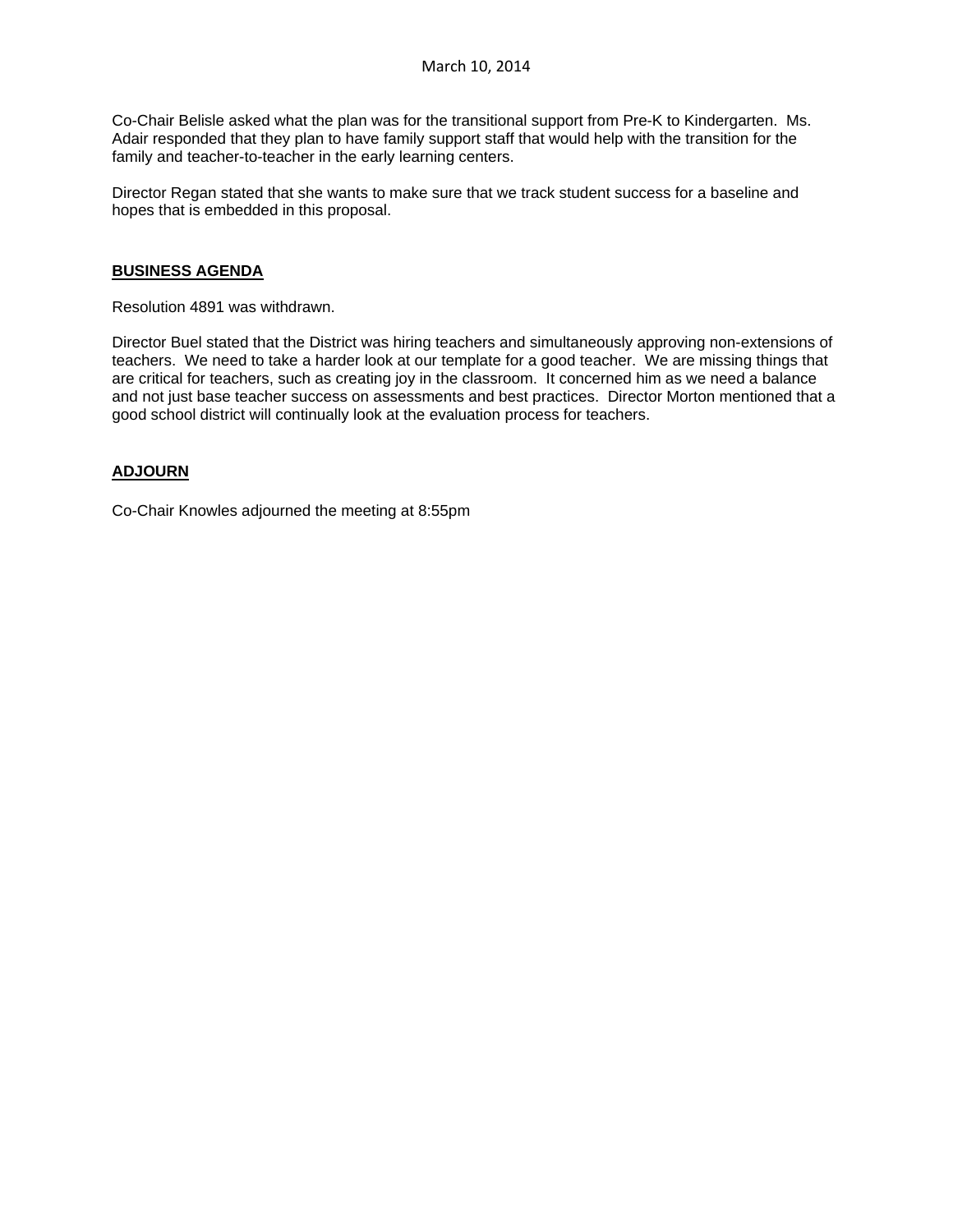Co-Chair Belisle asked what the plan was for the transitional support from Pre-K to Kindergarten. Ms. Adair responded that they plan to have family support staff that would help with the transition for the family and teacher-to-teacher in the early learning centers.

Director Regan stated that she wants to make sure that we track student success for a baseline and hopes that is embedded in this proposal.

## BUSINESS AGENDA

Resolution 4891 was withdrawn.

Director Buel stated that the District was hiring teachers and simultaneously approving non-extensions of teachers. We need to take a harder look at our template for a good teacher. We are missing things that are critical for teachers, such as creating joy in the classroom. It concerned him as we need a balance and not just base teacher success on assessments and best practices. Director Morton mentioned that a good school district will continually look at the evaluation process for teachers.

## ADJOURN

Co-Chair Knowles adjourned the meeting at 8:55pm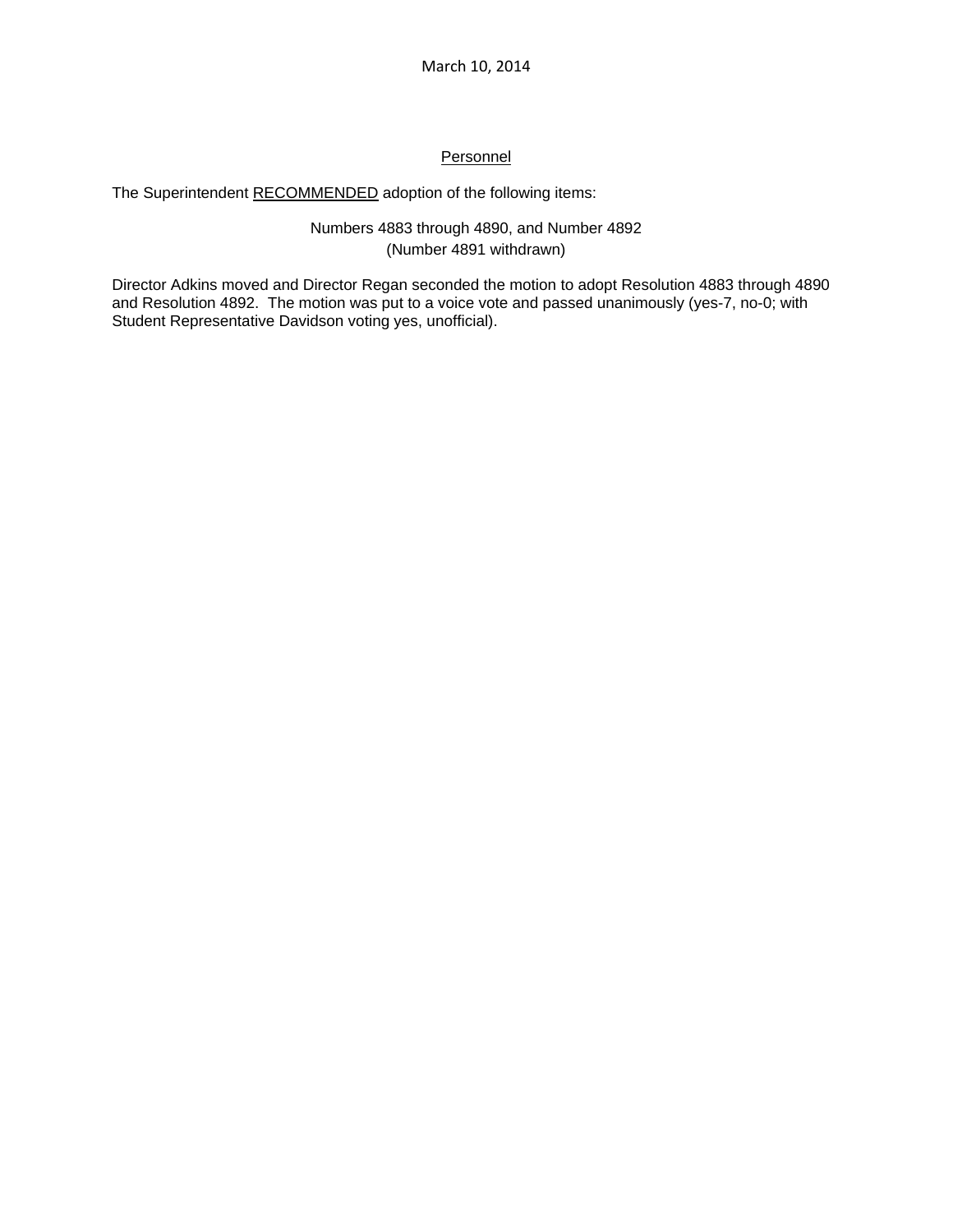March 10, 2014

## Personnel

The Superintendent RECOMMENDED adoption of the following items:

Numbers 4883 through 4890, and Number 4892
(Number 4891 withdrawn)

Director Adkins moved and Director Regan seconded the motion to adopt Resolution 4883 through 4890 and Resolution 4892. The motion was put to a voice vote and passed unanimously (yes-7, no-0; with Student Representative Davidson voting yes, unofficial).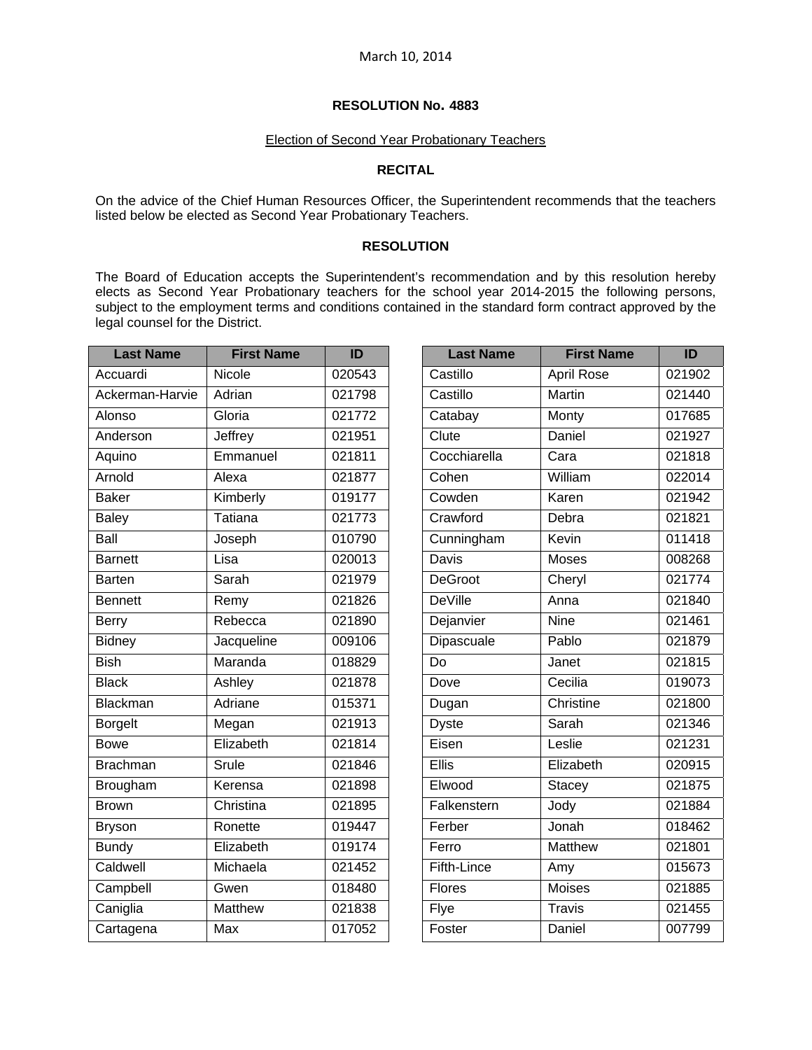March 10, 2014

**RESOLUTION No. 4883**

Election of Second Year Probationary Teachers

**RECITAL**

On the advice of the Chief Human Resources Officer, the Superintendent recommends that the teachers listed below be elected as Second Year Probationary Teachers.

**RESOLUTION**

The Board of Education accepts the Superintendent's recommendation and by this resolution hereby elects as Second Year Probationary teachers for the school year 2014-2015 the following persons, subject to the employment terms and conditions contained in the standard form contract approved by the legal counsel for the District.

| Last Name | First Name | ID |
|---|---|---|
| Accuardi | Nicole | 020543 |
| Ackerman-Harvie | Adrian | 021798 |
| Alonso | Gloria | 021772 |
| Anderson | Jeffrey | 021951 |
| Aquino | Emmanuel | 021811 |
| Arnold | Alexa | 021877 |
| Baker | Kimberly | 019177 |
| Baley | Tatiana | 021773 |
| Ball | Joseph | 010790 |
| Barnett | Lisa | 020013 |
| Barten | Sarah | 021979 |
| Bennett | Remy | 021826 |
| Berry | Rebecca | 021890 |
| Bidney | Jacqueline | 009106 |
| Bish | Maranda | 018829 |
| Black | Ashley | 021878 |
| Blackman | Adriane | 015371 |
| Borgelt | Megan | 021913 |
| Bowe | Elizabeth | 021814 |
| Brachman | Srule | 021846 |
| Brougham | Kerensa | 021898 |
| Brown | Christina | 021895 |
| Bryson | Ronette | 019447 |
| Bundy | Elizabeth | 019174 |
| Caldwell | Michaela | 021452 |
| Campbell | Gwen | 018480 |
| Caniglia | Matthew | 021838 |
| Cartagena | Max | 017052 |
| Castillo | April Rose | 021902 |
| Castillo | Martin | 021440 |
| Catabay | Monty | 017685 |
| Clute | Daniel | 021927 |
| Cocchiarella | Cara | 021818 |
| Cohen | William | 022014 |
| Cowden | Karen | 021942 |
| Crawford | Debra | 021821 |
| Cunningham | Kevin | 011418 |
| Davis | Moses | 008268 |
| DeGroot | Cheryl | 021774 |
| DeVille | Anna | 021840 |
| Dejanvier | Nine | 021461 |
| Dipascuale | Pablo | 021879 |
| Do | Janet | 021815 |
| Dove | Cecilia | 019073 |
| Dugan | Christine | 021800 |
| Dyste | Sarah | 021346 |
| Eisen | Leslie | 021231 |
| Ellis | Elizabeth | 020915 |
| Elwood | Stacey | 021875 |
| Falkenstern | Jody | 021884 |
| Ferber | Jonah | 018462 |
| Ferro | Matthew | 021801 |
| Fifth-Lince | Amy | 015673 |
| Flores | Moises | 021885 |
| Flye | Travis | 021455 |
| Foster | Daniel | 007799 |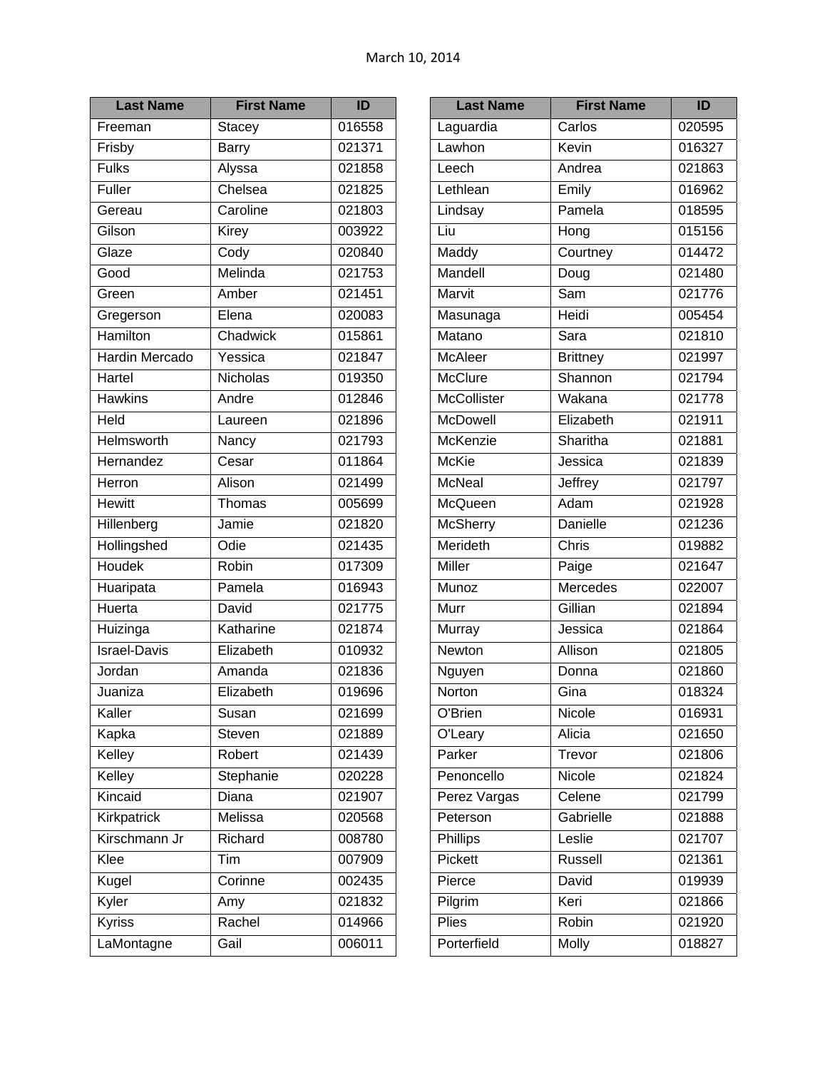March 10, 2014

| Last Name | First Name | ID |
| --- | --- | --- |
| Freeman | Stacey | 016558 |
| Frisby | Barry | 021371 |
| Fulks | Alyssa | 021858 |
| Fuller | Chelsea | 021825 |
| Gereau | Caroline | 021803 |
| Gilson | Kirey | 003922 |
| Glaze | Cody | 020840 |
| Good | Melinda | 021753 |
| Green | Amber | 021451 |
| Gregerson | Elena | 020083 |
| Hamilton | Chadwick | 015861 |
| Hardin Mercado | Yessica | 021847 |
| Hartel | Nicholas | 019350 |
| Hawkins | Andre | 012846 |
| Held | Laureen | 021896 |
| Helmsworth | Nancy | 021793 |
| Hernandez | Cesar | 011864 |
| Herron | Alison | 021499 |
| Hewitt | Thomas | 005699 |
| Hillenberg | Jamie | 021820 |
| Hollingshed | Odie | 021435 |
| Houdek | Robin | 017309 |
| Huaripata | Pamela | 016943 |
| Huerta | David | 021775 |
| Huizinga | Katharine | 021874 |
| Israel-Davis | Elizabeth | 010932 |
| Jordan | Amanda | 021836 |
| Juaniza | Elizabeth | 019696 |
| Kaller | Susan | 021699 |
| Kapka | Steven | 021889 |
| Kelley | Robert | 021439 |
| Kelley | Stephanie | 020228 |
| Kincaid | Diana | 021907 |
| Kirkpatrick | Melissa | 020568 |
| Kirschmann Jr | Richard | 008780 |
| Klee | Tim | 007909 |
| Kugel | Corinne | 002435 |
| Kyler | Amy | 021832 |
| Kyriss | Rachel | 014966 |
| LaMontagne | Gail | 006011 |

| Last Name | First Name | ID |
| --- | --- | --- |
| Laguardia | Carlos | 020595 |
| Lawhon | Kevin | 016327 |
| Leech | Andrea | 021863 |
| Lethlean | Emily | 016962 |
| Lindsay | Pamela | 018595 |
| Liu | Hong | 015156 |
| Maddy | Courtney | 014472 |
| Mandell | Doug | 021480 |
| Marvit | Sam | 021776 |
| Masunaga | Heidi | 005454 |
| Matano | Sara | 021810 |
| McAleer | Brittney | 021997 |
| McClure | Shannon | 021794 |
| McCollister | Wakana | 021778 |
| McDowell | Elizabeth | 021911 |
| McKenzie | Sharitha | 021881 |
| McKie | Jessica | 021839 |
| McNeal | Jeffrey | 021797 |
| McQueen | Adam | 021928 |
| McSherry | Danielle | 021236 |
| Merideth | Chris | 019882 |
| Miller | Paige | 021647 |
| Munoz | Mercedes | 022007 |
| Murr | Gillian | 021894 |
| Murray | Jessica | 021864 |
| Newton | Allison | 021805 |
| Nguyen | Donna | 021860 |
| Norton | Gina | 018324 |
| O'Brien | Nicole | 016931 |
| O'Leary | Alicia | 021650 |
| Parker | Trevor | 021806 |
| Penoncello | Nicole | 021824 |
| Perez Vargas | Celene | 021799 |
| Peterson | Gabrielle | 021888 |
| Phillips | Leslie | 021707 |
| Pickett | Russell | 021361 |
| Pierce | David | 019939 |
| Pilgrim | Keri | 021866 |
| Plies | Robin | 021920 |
| Porterfield | Molly | 018827 |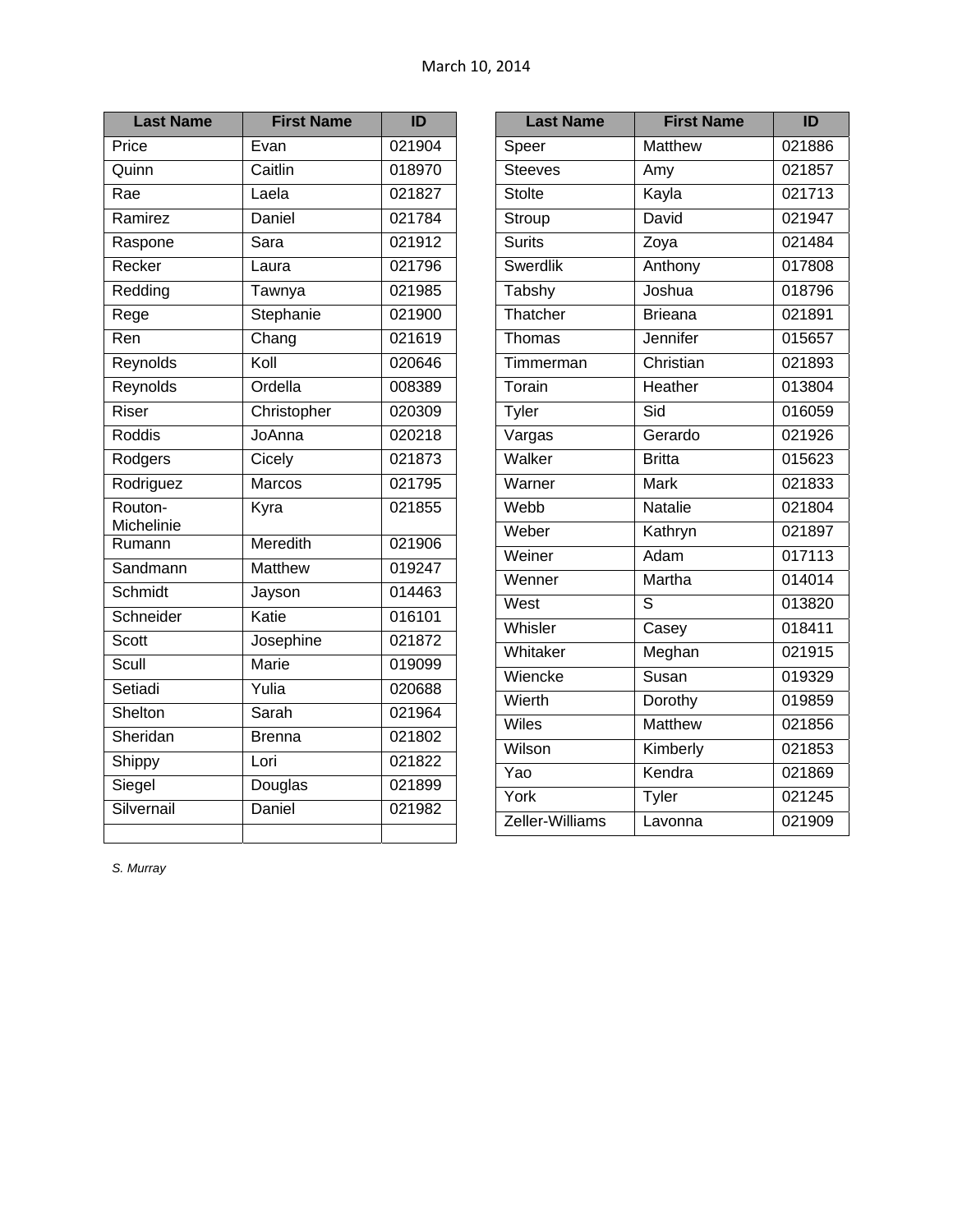March 10, 2014

| Last Name | First Name | ID |
|---|---|---|
| Price | Evan | 021904 |
| Quinn | Caitlin | 018970 |
| Rae | Laela | 021827 |
| Ramirez | Daniel | 021784 |
| Raspone | Sara | 021912 |
| Recker | Laura | 021796 |
| Redding | Tawnya | 021985 |
| Rege | Stephanie | 021900 |
| Ren | Chang | 021619 |
| Reynolds | Koll | 020646 |
| Reynolds | Ordella | 008389 |
| Riser | Christopher | 020309 |
| Roddis | JoAnna | 020218 |
| Rodgers | Cicely | 021873 |
| Rodriguez | Marcos | 021795 |
| Routon-Michelinie | Kyra | 021855 |
| Rumann | Meredith | 021906 |
| Sandmann | Matthew | 019247 |
| Schmidt | Jayson | 014463 |
| Schneider | Katie | 016101 |
| Scott | Josephine | 021872 |
| Scull | Marie | 019099 |
| Setiadi | Yulia | 020688 |
| Shelton | Sarah | 021964 |
| Sheridan | Brenna | 021802 |
| Shippy | Lori | 021822 |
| Siegel | Douglas | 021899 |
| Silvernail | Daniel | 021982 |
| | | |

| Last Name | First Name | ID |
|---|---|---|
| Speer | Matthew | 021886 |
| Steeves | Amy | 021857 |
| Stolte | Kayla | 021713 |
| Stroup | David | 021947 |
| Surits | Zoya | 021484 |
| Swerdlik | Anthony | 017808 |
| Tabshy | Joshua | 018796 |
| Thatcher | Brieana | 021891 |
| Thomas | Jennifer | 015657 |
| Timmerman | Christian | 021893 |
| Torain | Heather | 013804 |
| Tyler | Sid | 016059 |
| Vargas | Gerardo | 021926 |
| Walker | Britta | 015623 |
| Warner | Mark | 021833 |
| Webb | Natalie | 021804 |
| Weber | Kathryn | 021897 |
| Weiner | Adam | 017113 |
| Wenner | Martha | 014014 |
| West | S | 013820 |
| Whisler | Casey | 018411 |
| Whitaker | Meghan | 021915 |
| Wiencke | Susan | 019329 |
| Wierth | Dorothy | 019859 |
| Wiles | Matthew | 021856 |
| Wilson | Kimberly | 021853 |
| Yao | Kendra | 021869 |
| York | Tyler | 021245 |
| Zeller-Williams | Lavonna | 021909 |

*S. Murray*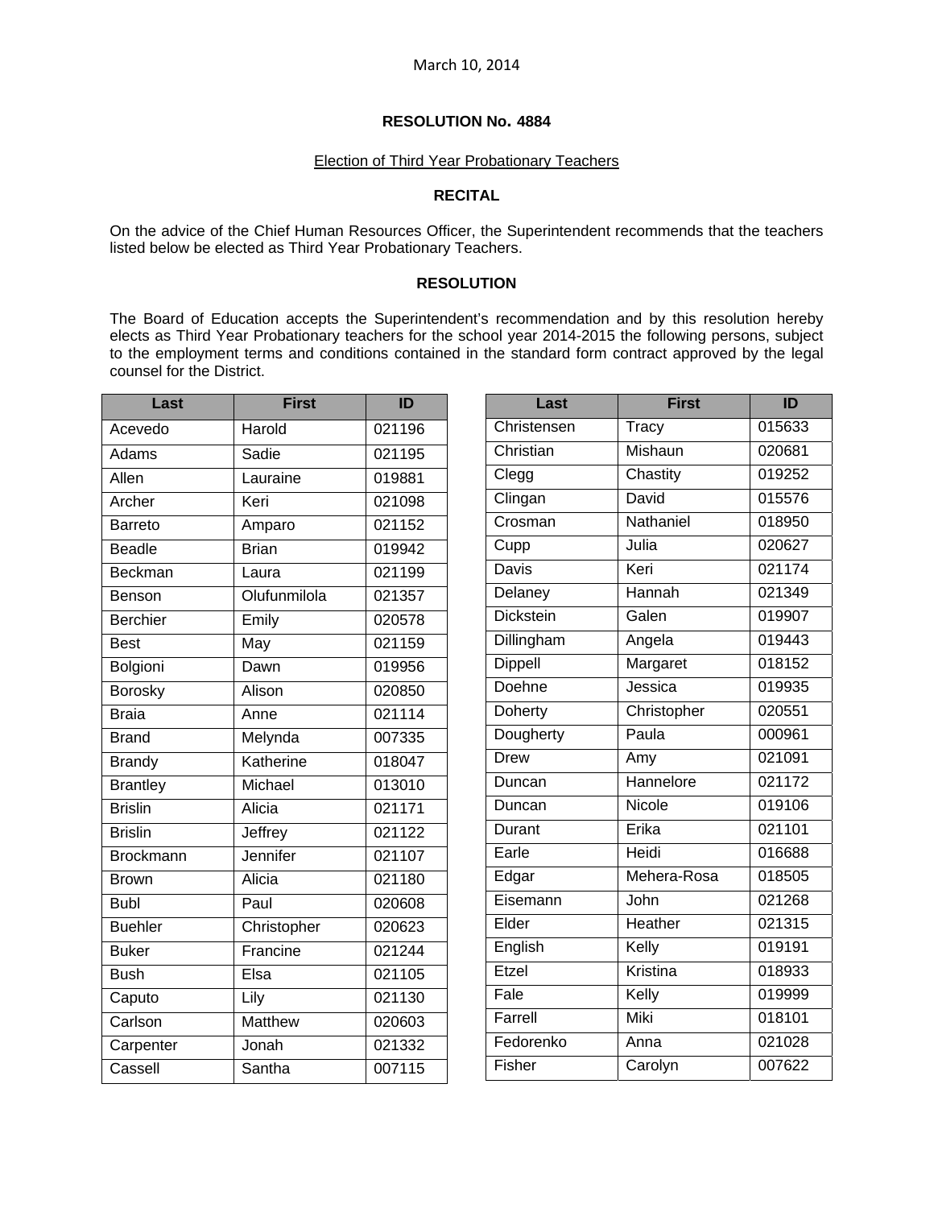March 10, 2014

**RESOLUTION No. 4884**

Election of Third Year Probationary Teachers

**RECITAL**

On the advice of the Chief Human Resources Officer, the Superintendent recommends that the teachers listed below be elected as Third Year Probationary Teachers.

**RESOLUTION**

The Board of Education accepts the Superintendent's recommendation and by this resolution hereby elects as Third Year Probationary teachers for the school year 2014-2015 the following persons, subject to the employment terms and conditions contained in the standard form contract approved by the legal counsel for the District.

| Last | First | ID |
|---|---|---|
| Acevedo | Harold | 021196 |
| Adams | Sadie | 021195 |
| Allen | Lauraine | 019881 |
| Archer | Keri | 021098 |
| Barreto | Amparo | 021152 |
| Beadle | Brian | 019942 |
| Beckman | Laura | 021199 |
| Benson | Olufunmilola | 021357 |
| Berchier | Emily | 020578 |
| Best | May | 021159 |
| Bolgioni | Dawn | 019956 |
| Borosky | Alison | 020850 |
| Braia | Anne | 021114 |
| Brand | Melynda | 007335 |
| Brandy | Katherine | 018047 |
| Brantley | Michael | 013010 |
| Brislin | Alicia | 021171 |
| Brislin | Jeffrey | 021122 |
| Brockmann | Jennifer | 021107 |
| Brown | Alicia | 021180 |
| Bubl | Paul | 020608 |
| Buehler | Christopher | 020623 |
| Buker | Francine | 021244 |
| Bush | Elsa | 021105 |
| Caputo | Lily | 021130 |
| Carlson | Matthew | 020603 |
| Carpenter | Jonah | 021332 |
| Cassell | Santha | 007115 |
| Christensen | Tracy | 015633 |
| Christian | Mishaun | 020681 |
| Clegg | Chastity | 019252 |
| Clingan | David | 015576 |
| Crosman | Nathaniel | 018950 |
| Cupp | Julia | 020627 |
| Davis | Keri | 021174 |
| Delaney | Hannah | 021349 |
| Dickstein | Galen | 019907 |
| Dillingham | Angela | 019443 |
| Dippell | Margaret | 018152 |
| Doehne | Jessica | 019935 |
| Doherty | Christopher | 020551 |
| Dougherty | Paula | 000961 |
| Drew | Amy | 021091 |
| Duncan | Hannelore | 021172 |
| Duncan | Nicole | 019106 |
| Durant | Erika | 021101 |
| Earle | Heidi | 016688 |
| Edgar | Mehera-Rosa | 018505 |
| Eisemann | John | 021268 |
| Elder | Heather | 021315 |
| English | Kelly | 019191 |
| Etzel | Kristina | 018933 |
| Fale | Kelly | 019999 |
| Farrell | Miki | 018101 |
| Fedorenko | Anna | 021028 |
| Fisher | Carolyn | 007622 |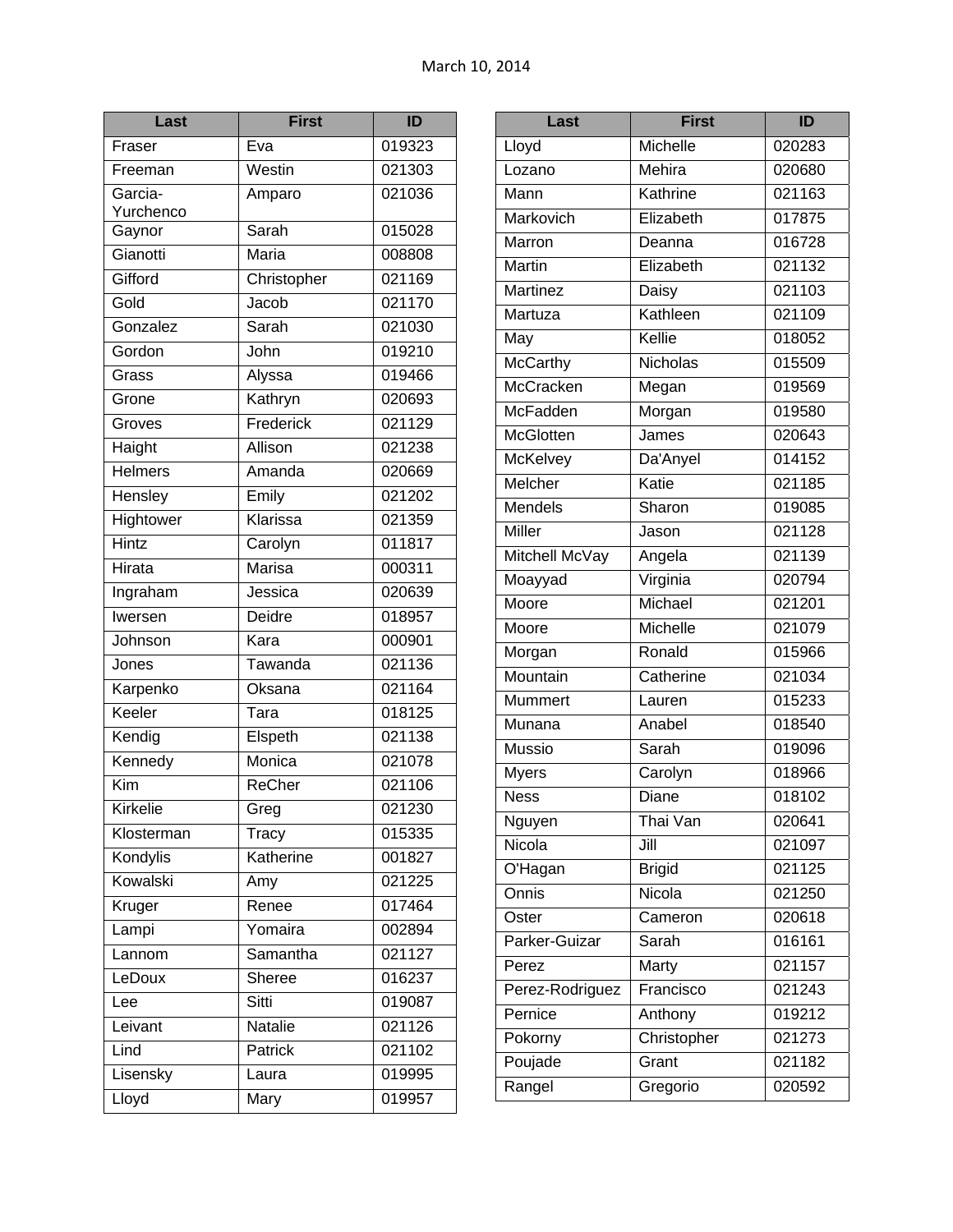March 10, 2014

| Last | First | ID |
|---|---|---|
| Fraser | Eva | 019323 |
| Freeman | Westin | 021303 |
| Garcia-Yurchenco | Amparo | 021036 |
| Gaynor | Sarah | 015028 |
| Gianotti | Maria | 008808 |
| Gifford | Christopher | 021169 |
| Gold | Jacob | 021170 |
| Gonzalez | Sarah | 021030 |
| Gordon | John | 019210 |
| Grass | Alyssa | 019466 |
| Grone | Kathryn | 020693 |
| Groves | Frederick | 021129 |
| Haight | Allison | 021238 |
| Helmers | Amanda | 020669 |
| Hensley | Emily | 021202 |
| Hightower | Klarissa | 021359 |
| Hintz | Carolyn | 011817 |
| Hirata | Marisa | 000311 |
| Ingraham | Jessica | 020639 |
| Iwersen | Deidre | 018957 |
| Johnson | Kara | 000901 |
| Jones | Tawanda | 021136 |
| Karpenko | Oksana | 021164 |
| Keeler | Tara | 018125 |
| Kendig | Elspeth | 021138 |
| Kennedy | Monica | 021078 |
| Kim | ReCher | 021106 |
| Kirkelie | Greg | 021230 |
| Klosterman | Tracy | 015335 |
| Kondylis | Katherine | 001827 |
| Kowalski | Amy | 021225 |
| Kruger | Renee | 017464 |
| Lampi | Yomaira | 002894 |
| Lannom | Samantha | 021127 |
| LeDoux | Sheree | 016237 |
| Lee | Sitti | 019087 |
| Leivant | Natalie | 021126 |
| Lind | Patrick | 021102 |
| Lisensky | Laura | 019995 |
| Lloyd | Mary | 019957 |

| Last | First | ID |
|---|---|---|
| Lloyd | Michelle | 020283 |
| Lozano | Mehira | 020680 |
| Mann | Kathrine | 021163 |
| Markovich | Elizabeth | 017875 |
| Marron | Deanna | 016728 |
| Martin | Elizabeth | 021132 |
| Martinez | Daisy | 021103 |
| Martuza | Kathleen | 021109 |
| May | Kellie | 018052 |
| McCarthy | Nicholas | 015509 |
| McCracken | Megan | 019569 |
| McFadden | Morgan | 019580 |
| McGlotten | James | 020643 |
| McKelvey | Da'Anyel | 014152 |
| Melcher | Katie | 021185 |
| Mendels | Sharon | 019085 |
| Miller | Jason | 021128 |
| Mitchell McVay | Angela | 021139 |
| Moayyad | Virginia | 020794 |
| Moore | Michael | 021201 |
| Moore | Michelle | 021079 |
| Morgan | Ronald | 015966 |
| Mountain | Catherine | 021034 |
| Mummert | Lauren | 015233 |
| Munana | Anabel | 018540 |
| Mussio | Sarah | 019096 |
| Myers | Carolyn | 018966 |
| Ness | Diane | 018102 |
| Nguyen | Thai Van | 020641 |
| Nicola | Jill | 021097 |
| O'Hagan | Brigid | 021125 |
| Onnis | Nicola | 021250 |
| Oster | Cameron | 020618 |
| Parker-Guizar | Sarah | 016161 |
| Perez | Marty | 021157 |
| Perez-Rodriguez | Francisco | 021243 |
| Pernice | Anthony | 019212 |
| Pokorny | Christopher | 021273 |
| Poujade | Grant | 021182 |
| Rangel | Gregorio | 020592 |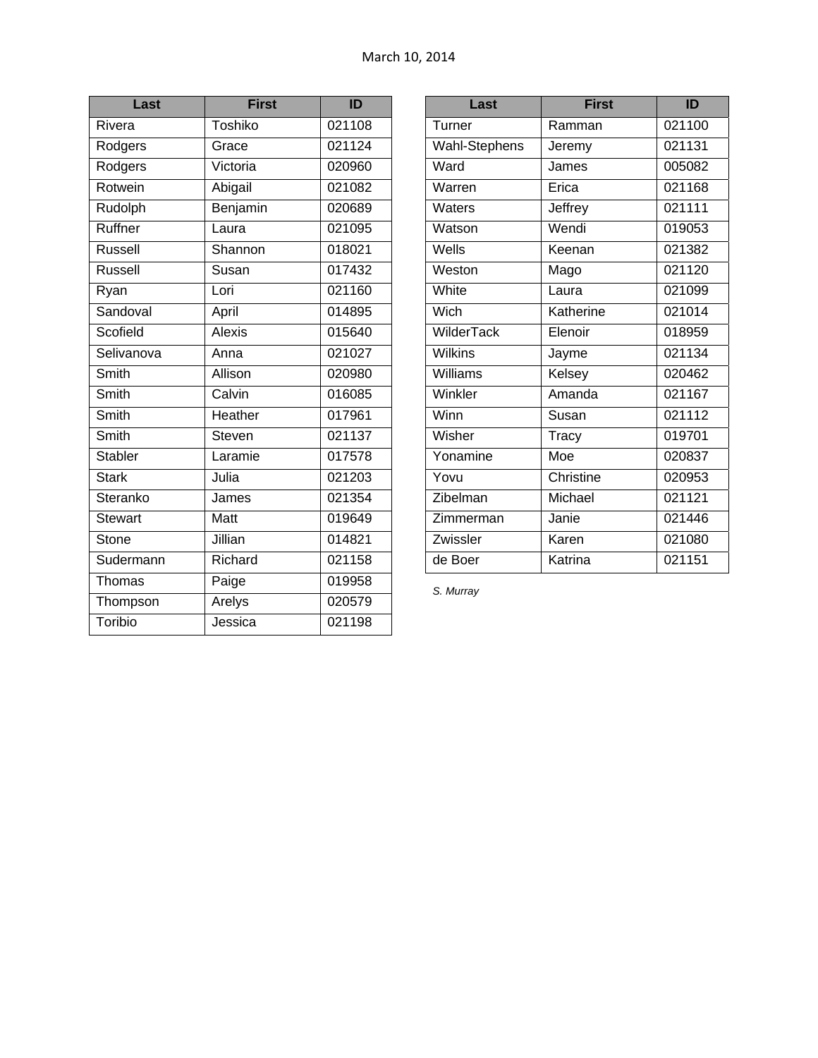March 10, 2014

| Last | First | ID |
|---|---|---|
| Rivera | Toshiko | 021108 |
| Rodgers | Grace | 021124 |
| Rodgers | Victoria | 020960 |
| Rotwein | Abigail | 021082 |
| Rudolph | Benjamin | 020689 |
| Ruffner | Laura | 021095 |
| Russell | Shannon | 018021 |
| Russell | Susan | 017432 |
| Ryan | Lori | 021160 |
| Sandoval | April | 014895 |
| Scofield | Alexis | 015640 |
| Selivanova | Anna | 021027 |
| Smith | Allison | 020980 |
| Smith | Calvin | 016085 |
| Smith | Heather | 017961 |
| Smith | Steven | 021137 |
| Stabler | Laramie | 017578 |
| Stark | Julia | 021203 |
| Steranko | James | 021354 |
| Stewart | Matt | 019649 |
| Stone | Jillian | 014821 |
| Sudermann | Richard | 021158 |
| Thomas | Paige | 019958 |
| Thompson | Arelys | 020579 |
| Toribio | Jessica | 021198 |

| Last | First | ID |
|---|---|---|
| Turner | Ramman | 021100 |
| Wahl-Stephens | Jeremy | 021131 |
| Ward | James | 005082 |
| Warren | Erica | 021168 |
| Waters | Jeffrey | 021111 |
| Watson | Wendi | 019053 |
| Wells | Keenan | 021382 |
| Weston | Mago | 021120 |
| White | Laura | 021099 |
| Wich | Katherine | 021014 |
| WilderTack | Elenoir | 018959 |
| Wilkins | Jayme | 021134 |
| Williams | Kelsey | 020462 |
| Winkler | Amanda | 021167 |
| Winn | Susan | 021112 |
| Wisher | Tracy | 019701 |
| Yonamine | Moe | 020837 |
| Yovu | Christine | 020953 |
| Zibelman | Michael | 021121 |
| Zimmerman | Janie | 021446 |
| Zwissler | Karen | 021080 |
| de Boer | Katrina | 021151 |

*S. Murray*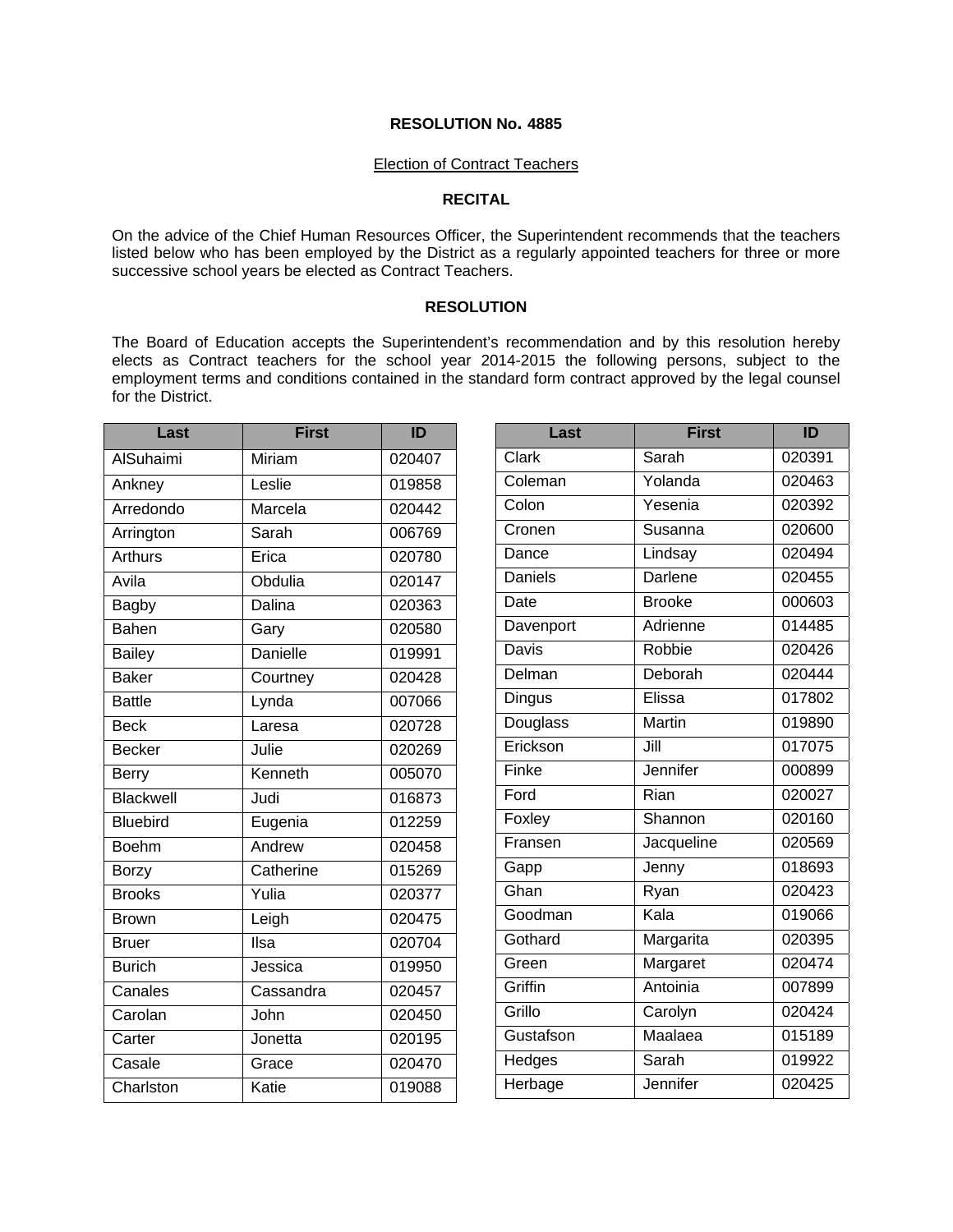**RESOLUTION No. 4885**

Election of Contract Teachers

**RECITAL**

On the advice of the Chief Human Resources Officer, the Superintendent recommends that the teachers listed below who has been employed by the District as a regularly appointed teachers for three or more successive school years be elected as Contract Teachers.

**RESOLUTION**

The Board of Education accepts the Superintendent's recommendation and by this resolution hereby elects as Contract teachers for the school year 2014-2015 the following persons, subject to the employment terms and conditions contained in the standard form contract approved by the legal counsel for the District.

| Last | First | ID |
|---|---|---|
| AlSuhaimi | Miriam | 020407 |
| Ankney | Leslie | 019858 |
| Arredondo | Marcela | 020442 |
| Arrington | Sarah | 006769 |
| Arthurs | Erica | 020780 |
| Avila | Obdulia | 020147 |
| Bagby | Dalina | 020363 |
| Bahen | Gary | 020580 |
| Bailey | Danielle | 019991 |
| Baker | Courtney | 020428 |
| Battle | Lynda | 007066 |
| Beck | Laresa | 020728 |
| Becker | Julie | 020269 |
| Berry | Kenneth | 005070 |
| Blackwell | Judi | 016873 |
| Bluebird | Eugenia | 012259 |
| Boehm | Andrew | 020458 |
| Borzy | Catherine | 015269 |
| Brooks | Yulia | 020377 |
| Brown | Leigh | 020475 |
| Bruer | Ilsa | 020704 |
| Burich | Jessica | 019950 |
| Canales | Cassandra | 020457 |
| Carolan | John | 020450 |
| Carter | Jonetta | 020195 |
| Casale | Grace | 020470 |
| Charlston | Katie | 019088 |

| Last | First | ID |
|---|---|---|
| Clark | Sarah | 020391 |
| Coleman | Yolanda | 020463 |
| Colon | Yesenia | 020392 |
| Cronen | Susanna | 020600 |
| Dance | Lindsay | 020494 |
| Daniels | Darlene | 020455 |
| Date | Brooke | 000603 |
| Davenport | Adrienne | 014485 |
| Davis | Robbie | 020426 |
| Delman | Deborah | 020444 |
| Dingus | Elissa | 017802 |
| Douglass | Martin | 019890 |
| Erickson | Jill | 017075 |
| Finke | Jennifer | 000899 |
| Ford | Rian | 020027 |
| Foxley | Shannon | 020160 |
| Fransen | Jacqueline | 020569 |
| Gapp | Jenny | 018693 |
| Ghan | Ryan | 020423 |
| Goodman | Kala | 019066 |
| Gothard | Margarita | 020395 |
| Green | Margaret | 020474 |
| Griffin | Antoinia | 007899 |
| Grillo | Carolyn | 020424 |
| Gustafson | Maalaea | 015189 |
| Hedges | Sarah | 019922 |
| Herbage | Jennifer | 020425 |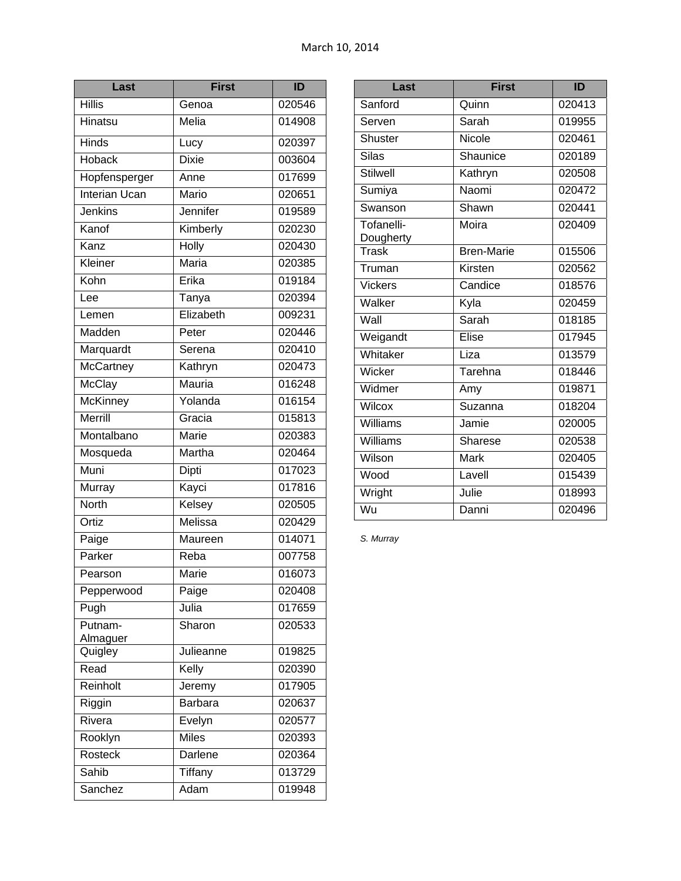March 10, 2014

| Last | First | ID |
|---|---|---|
| Hillis | Genoa | 020546 |
| Hinatsu | Melia | 014908 |
| Hinds | Lucy | 020397 |
| Hoback | Dixie | 003604 |
| Hopfensperger | Anne | 017699 |
| Interian Ucan | Mario | 020651 |
| Jenkins | Jennifer | 019589 |
| Kanof | Kimberly | 020230 |
| Kanz | Holly | 020430 |
| Kleiner | Maria | 020385 |
| Kohn | Erika | 019184 |
| Lee | Tanya | 020394 |
| Lemen | Elizabeth | 009231 |
| Madden | Peter | 020446 |
| Marquardt | Serena | 020410 |
| McCartney | Kathryn | 020473 |
| McClay | Mauria | 016248 |
| McKinney | Yolanda | 016154 |
| Merrill | Gracia | 015813 |
| Montalbano | Marie | 020383 |
| Mosqueda | Martha | 020464 |
| Muni | Dipti | 017023 |
| Murray | Kayci | 017816 |
| North | Kelsey | 020505 |
| Ortiz | Melissa | 020429 |
| Paige | Maureen | 014071 |
| Parker | Reba | 007758 |
| Pearson | Marie | 016073 |
| Pepperwood | Paige | 020408 |
| Pugh | Julia | 017659 |
| Putnam-Almaguer | Sharon | 020533 |
| Quigley | Julieanne | 019825 |
| Read | Kelly | 020390 |
| Reinholt | Jeremy | 017905 |
| Riggin | Barbara | 020637 |
| Rivera | Evelyn | 020577 |
| Rooklyn | Miles | 020393 |
| Rosteck | Darlene | 020364 |
| Sahib | Tiffany | 013729 |
| Sanchez | Adam | 019948 |
| Sanford | Quinn | 020413 |
| Serven | Sarah | 019955 |
| Shuster | Nicole | 020461 |
| Silas | Shaunice | 020189 |
| Stilwell | Kathryn | 020508 |
| Sumiya | Naomi | 020472 |
| Swanson | Shawn | 020441 |
| Tofanelli-Dougherty | Moira | 020409 |
| Trask | Bren-Marie | 015506 |
| Truman | Kirsten | 020562 |
| Vickers | Candice | 018576 |
| Walker | Kyla | 020459 |
| Wall | Sarah | 018185 |
| Weigandt | Elise | 017945 |
| Whitaker | Liza | 013579 |
| Wicker | Tarehna | 018446 |
| Widmer | Amy | 019871 |
| Wilcox | Suzanna | 018204 |
| Williams | Jamie | 020005 |
| Williams | Sharese | 020538 |
| Wilson | Mark | 020405 |
| Wood | Lavell | 015439 |
| Wright | Julie | 018993 |
| Wu | Danni | 020496 |

*S. Murray*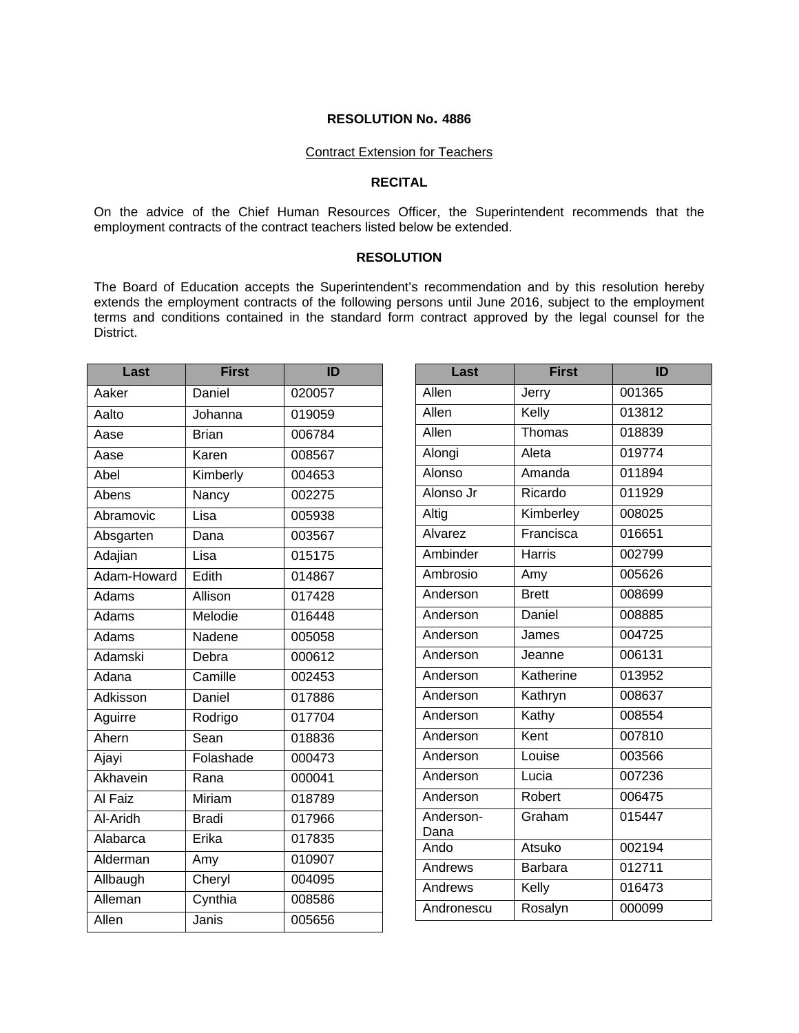**RESOLUTION No. 4886**

Contract Extension for Teachers

**RECITAL**

On the advice of the Chief Human Resources Officer, the Superintendent recommends that the employment contracts of the contract teachers listed below be extended.

**RESOLUTION**

The Board of Education accepts the Superintendent's recommendation and by this resolution hereby extends the employment contracts of the following persons until June 2016, subject to the employment terms and conditions contained in the standard form contract approved by the legal counsel for the District.

| Last | First | ID |
|---|---|---|
| Aaker | Daniel | 020057 |
| Aalto | Johanna | 019059 |
| Aase | Brian | 006784 |
| Aase | Karen | 008567 |
| Abel | Kimberly | 004653 |
| Abens | Nancy | 002275 |
| Abramovic | Lisa | 005938 |
| Absgarten | Dana | 003567 |
| Adajian | Lisa | 015175 |
| Adam-Howard | Edith | 014867 |
| Adams | Allison | 017428 |
| Adams | Melodie | 016448 |
| Adams | Nadene | 005058 |
| Adamski | Debra | 000612 |
| Adana | Camille | 002453 |
| Adkisson | Daniel | 017886 |
| Aguirre | Rodrigo | 017704 |
| Ahern | Sean | 018836 |
| Ajayi | Folashade | 000473 |
| Akhavein | Rana | 000041 |
| Al Faiz | Miriam | 018789 |
| Al-Aridh | Bradi | 017966 |
| Alabarca | Erika | 017835 |
| Alderman | Amy | 010907 |
| Allbaugh | Cheryl | 004095 |
| Alleman | Cynthia | 008586 |
| Allen | Janis | 005656 |
| Allen | Jerry | 001365 |
| Allen | Kelly | 013812 |
| Allen | Thomas | 018839 |
| Alongi | Aleta | 019774 |
| Alonso | Amanda | 011894 |
| Alonso Jr | Ricardo | 011929 |
| Altig | Kimberley | 008025 |
| Alvarez | Francisca | 016651 |
| Ambinder | Harris | 002799 |
| Ambrosio | Amy | 005626 |
| Anderson | Brett | 008699 |
| Anderson | Daniel | 008885 |
| Anderson | James | 004725 |
| Anderson | Jeanne | 006131 |
| Anderson | Katherine | 013952 |
| Anderson | Kathryn | 008637 |
| Anderson | Kathy | 008554 |
| Anderson | Kent | 007810 |
| Anderson | Louise | 003566 |
| Anderson | Lucia | 007236 |
| Anderson | Robert | 006475 |
| Anderson-Dana | Graham | 015447 |
| Ando | Atsuko | 002194 |
| Andrews | Barbara | 012711 |
| Andrews | Kelly | 016473 |
| Andronescu | Rosalyn | 000099 |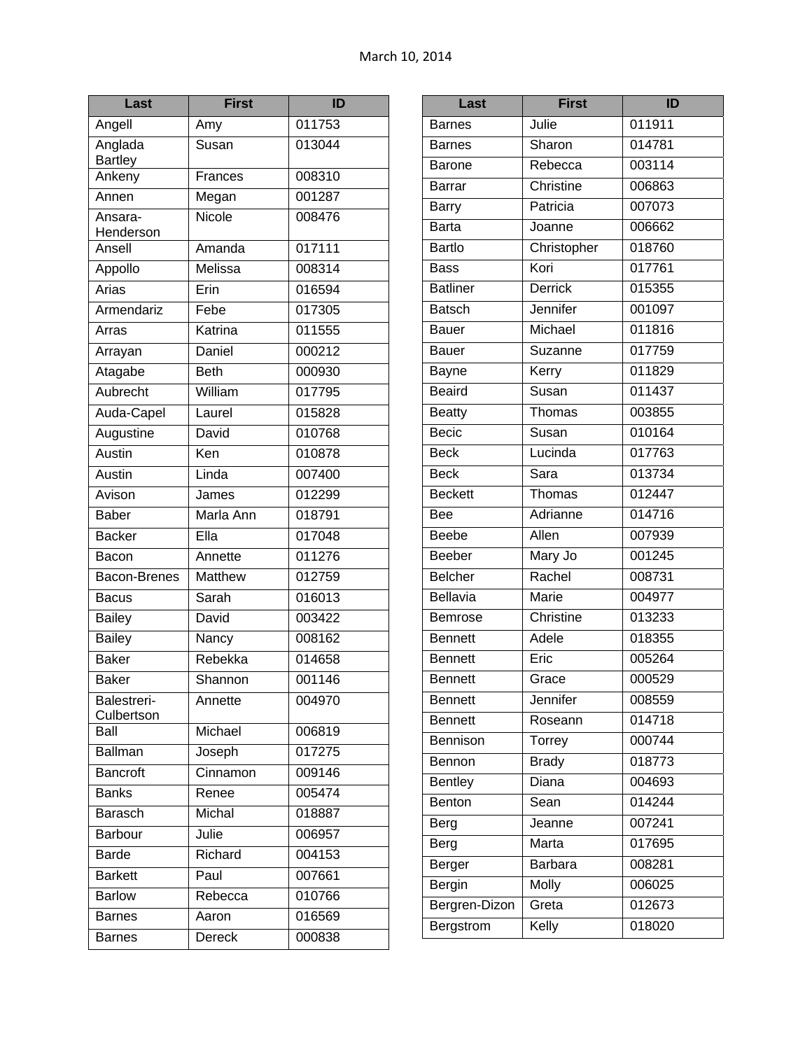March 10, 2014

| Last | First | ID |
|---|---|---|
| Angell | Amy | 011753 |
| Anglada Bartley | Susan | 013044 |
| Ankeny | Frances | 008310 |
| Annen | Megan | 001287 |
| Ansara-Henderson | Nicole | 008476 |
| Ansell | Amanda | 017111 |
| Appollo | Melissa | 008314 |
| Arias | Erin | 016594 |
| Armendariz | Febe | 017305 |
| Arras | Katrina | 011555 |
| Arrayan | Daniel | 000212 |
| Atagabe | Beth | 000930 |
| Aubrecht | William | 017795 |
| Auda-Capel | Laurel | 015828 |
| Augustine | David | 010768 |
| Austin | Ken | 010878 |
| Austin | Linda | 007400 |
| Avison | James | 012299 |
| Baber | Marla Ann | 018791 |
| Backer | Ella | 017048 |
| Bacon | Annette | 011276 |
| Bacon-Brenes | Matthew | 012759 |
| Bacus | Sarah | 016013 |
| Bailey | David | 003422 |
| Bailey | Nancy | 008162 |
| Baker | Rebekka | 014658 |
| Baker | Shannon | 001146 |
| Balestreri-Culbertson | Annette | 004970 |
| Ball | Michael | 006819 |
| Ballman | Joseph | 017275 |
| Bancroft | Cinnamon | 009146 |
| Banks | Renee | 005474 |
| Barasch | Michal | 018887 |
| Barbour | Julie | 006957 |
| Barde | Richard | 004153 |
| Barkett | Paul | 007661 |
| Barlow | Rebecca | 010766 |
| Barnes | Aaron | 016569 |
| Barnes | Dereck | 000838 |
| Barnes | Julie | 011911 |
| Barnes | Sharon | 014781 |
| Barone | Rebecca | 003114 |
| Barrar | Christine | 006863 |
| Barry | Patricia | 007073 |
| Barta | Joanne | 006662 |
| Bartlo | Christopher | 018760 |
| Bass | Kori | 017761 |
| Batliner | Derrick | 015355 |
| Batsch | Jennifer | 001097 |
| Bauer | Michael | 011816 |
| Bauer | Suzanne | 017759 |
| Bayne | Kerry | 011829 |
| Beaird | Susan | 011437 |
| Beatty | Thomas | 003855 |
| Becic | Susan | 010164 |
| Beck | Lucinda | 017763 |
| Beck | Sara | 013734 |
| Beckett | Thomas | 012447 |
| Bee | Adrianne | 014716 |
| Beebe | Allen | 007939 |
| Beeber | Mary Jo | 001245 |
| Belcher | Rachel | 008731 |
| Bellavia | Marie | 004977 |
| Bemrose | Christine | 013233 |
| Bennett | Adele | 018355 |
| Bennett | Eric | 005264 |
| Bennett | Grace | 000529 |
| Bennett | Jennifer | 008559 |
| Bennett | Roseann | 014718 |
| Bennison | Torrey | 000744 |
| Bennon | Brady | 018773 |
| Bentley | Diana | 004693 |
| Benton | Sean | 014244 |
| Berg | Jeanne | 007241 |
| Berg | Marta | 017695 |
| Berger | Barbara | 008281 |
| Bergin | Molly | 006025 |
| Bergren-Dizon | Greta | 012673 |
| Bergstrom | Kelly | 018020 |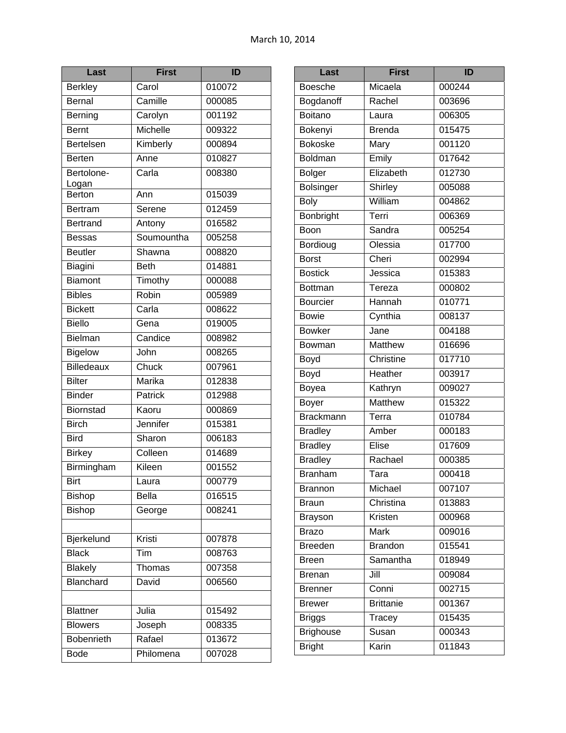March 10, 2014

| Last | First | ID |
|---|---|---|
| Berkley | Carol | 010072 |
| Bernal | Camille | 000085 |
| Berning | Carolyn | 001192 |
| Bernt | Michelle | 009322 |
| Bertelsen | Kimberly | 000894 |
| Berten | Anne | 010827 |
| Bertolone-Logan | Carla | 008380 |
| Berton | Ann | 015039 |
| Bertram | Serene | 012459 |
| Bertrand | Antony | 016582 |
| Bessas | Soumountha | 005258 |
| Beutler | Shawna | 008820 |
| Biagini | Beth | 014881 |
| Biamont | Timothy | 000088 |
| Bibles | Robin | 005989 |
| Bickett | Carla | 008622 |
| Biello | Gena | 019005 |
| Bielman | Candice | 008982 |
| Bigelow | John | 008265 |
| Billedeaux | Chuck | 007961 |
| Bilter | Marika | 012838 |
| Binder | Patrick | 012988 |
| Biornstad | Kaoru | 000869 |
| Birch | Jennifer | 015381 |
| Bird | Sharon | 006183 |
| Birkey | Colleen | 014689 |
| Birmingham | Kileen | 001552 |
| Birt | Laura | 000779 |
| Bishop | Bella | 016515 |
| Bishop | George | 008241 |
| | | |
| Bjerkelund | Kristi | 007878 |
| Black | Tim | 008763 |
| Blakely | Thomas | 007358 |
| Blanchard | David | 006560 |
| | | |
| Blattner | Julia | 015492 |
| Blowers | Joseph | 008335 |
| Bobenrieth | Rafael | 013672 |
| Bode | Philomena | 007028 |

| Last | First | ID |
|---|---|---|
| Boesche | Micaela | 000244 |
| Bogdanoff | Rachel | 003696 |
| Boitano | Laura | 006305 |
| Bokenyi | Brenda | 015475 |
| Bokoske | Mary | 001120 |
| Boldman | Emily | 017642 |
| Bolger | Elizabeth | 012730 |
| Bolsinger | Shirley | 005088 |
| Boly | William | 004862 |
| Bonbright | Terri | 006369 |
| Boon | Sandra | 005254 |
| Bordioug | Olessia | 017700 |
| Borst | Cheri | 002994 |
| Bostick | Jessica | 015383 |
| Bottman | Tereza | 000802 |
| Bourcier | Hannah | 010771 |
| Bowie | Cynthia | 008137 |
| Bowker | Jane | 004188 |
| Bowman | Matthew | 016696 |
| Boyd | Christine | 017710 |
| Boyd | Heather | 003917 |
| Boyea | Kathryn | 009027 |
| Boyer | Matthew | 015322 |
| Brackmann | Terra | 010784 |
| Bradley | Amber | 000183 |
| Bradley | Elise | 017609 |
| Bradley | Rachael | 000385 |
| Branham | Tara | 000418 |
| Brannon | Michael | 007107 |
| Braun | Christina | 013883 |
| Brayson | Kristen | 000968 |
| Brazo | Mark | 009016 |
| Breeden | Brandon | 015541 |
| Breen | Samantha | 018949 |
| Brenan | Jill | 009084 |
| Brenner | Conni | 002715 |
| Brewer | Brittanie | 001367 |
| Briggs | Tracey | 015435 |
| Brighouse | Susan | 000343 |
| Bright | Karin | 011843 |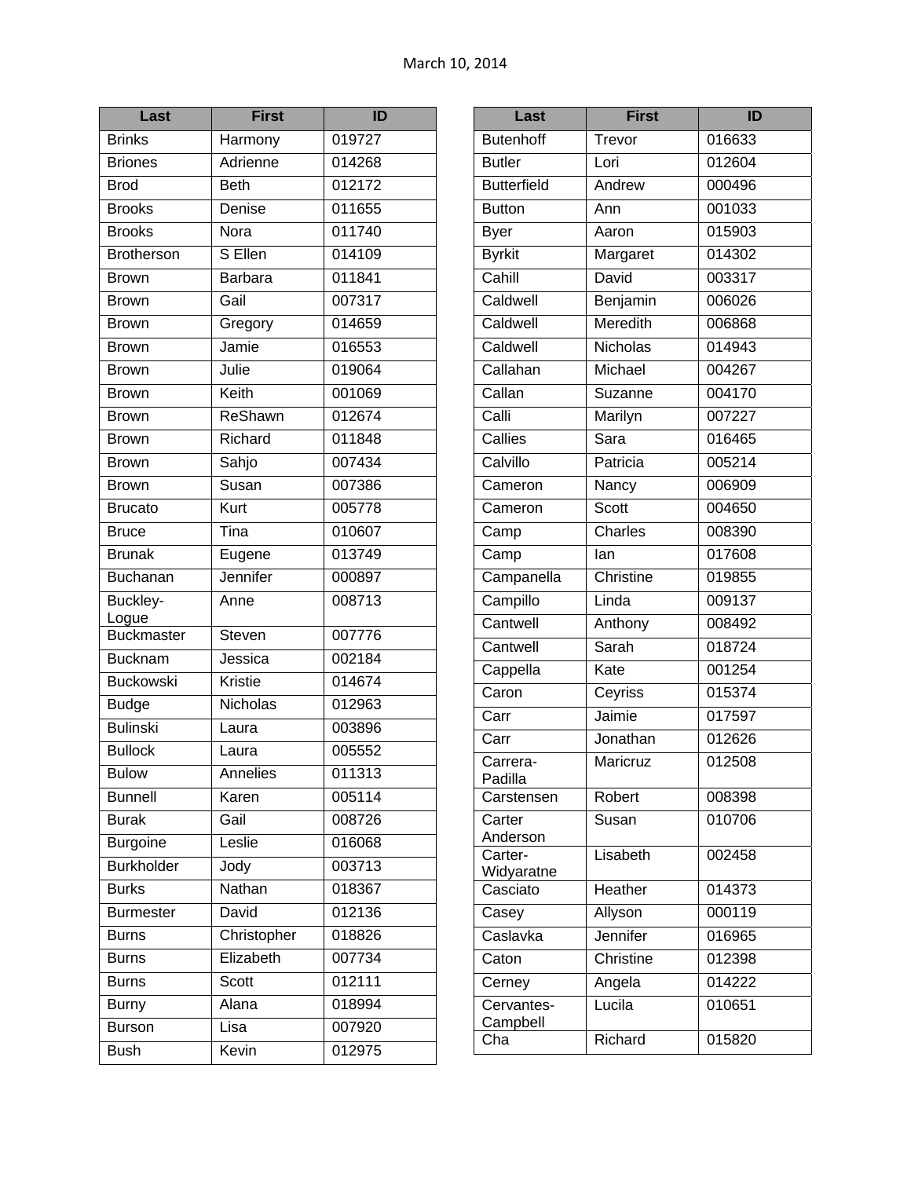March 10, 2014

| Last | First | ID |
|---|---|---|
| Brinks | Harmony | 019727 |
| Briones | Adrienne | 014268 |
| Brod | Beth | 012172 |
| Brooks | Denise | 011655 |
| Brooks | Nora | 011740 |
| Brotherson | S Ellen | 014109 |
| Brown | Barbara | 011841 |
| Brown | Gail | 007317 |
| Brown | Gregory | 014659 |
| Brown | Jamie | 016553 |
| Brown | Julie | 019064 |
| Brown | Keith | 001069 |
| Brown | ReShawn | 012674 |
| Brown | Richard | 011848 |
| Brown | Sahjo | 007434 |
| Brown | Susan | 007386 |
| Brucato | Kurt | 005778 |
| Bruce | Tina | 010607 |
| Brunak | Eugene | 013749 |
| Buchanan | Jennifer | 000897 |
| Buckley-Logue | Anne | 008713 |
| Buckmaster | Steven | 007776 |
| Bucknam | Jessica | 002184 |
| Buckowski | Kristie | 014674 |
| Budge | Nicholas | 012963 |
| Bulinski | Laura | 003896 |
| Bullock | Laura | 005552 |
| Bulow | Annelies | 011313 |
| Bunnell | Karen | 005114 |
| Burak | Gail | 008726 |
| Burgoine | Leslie | 016068 |
| Burkholder | Jody | 003713 |
| Burks | Nathan | 018367 |
| Burmester | David | 012136 |
| Burns | Christopher | 018826 |
| Burns | Elizabeth | 007734 |
| Burns | Scott | 012111 |
| Burny | Alana | 018994 |
| Burson | Lisa | 007920 |
| Bush | Kevin | 012975 |
| Butenhoff | Trevor | 016633 |
| Butler | Lori | 012604 |
| Butterfield | Andrew | 000496 |
| Button | Ann | 001033 |
| Byer | Aaron | 015903 |
| Byrkit | Margaret | 014302 |
| Cahill | David | 003317 |
| Caldwell | Benjamin | 006026 |
| Caldwell | Meredith | 006868 |
| Caldwell | Nicholas | 014943 |
| Callahan | Michael | 004267 |
| Callan | Suzanne | 004170 |
| Calli | Marilyn | 007227 |
| Callies | Sara | 016465 |
| Calvillo | Patricia | 005214 |
| Cameron | Nancy | 006909 |
| Cameron | Scott | 004650 |
| Camp | Charles | 008390 |
| Camp | Ian | 017608 |
| Campanella | Christine | 019855 |
| Campillo | Linda | 009137 |
| Cantwell | Anthony | 008492 |
| Cantwell | Sarah | 018724 |
| Cappella | Kate | 001254 |
| Caron | Ceyriss | 015374 |
| Carr | Jaimie | 017597 |
| Carr | Jonathan | 012626 |
| Carrera-Padilla | Maricruz | 012508 |
| Carstensen | Robert | 008398 |
| Carter Anderson | Susan | 010706 |
| Carter-Widyaratne | Lisabeth | 002458 |
| Casciato | Heather | 014373 |
| Casey | Allyson | 000119 |
| Caslavka | Jennifer | 016965 |
| Caton | Christine | 012398 |
| Cerney | Angela | 014222 |
| Cervantes-Campbell | Lucila | 010651 |
| Cha | Richard | 015820 |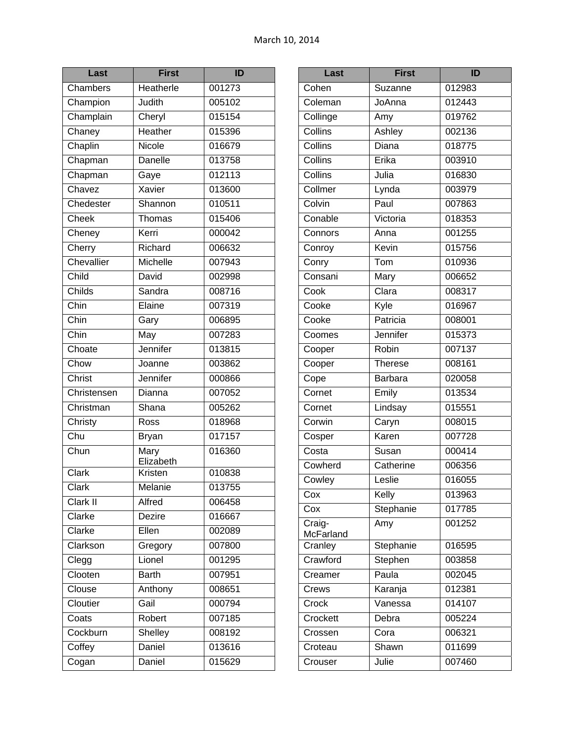March 10, 2014

| Last | First | ID |
|---|---|---|
| Chambers | Heatherle | 001273 |
| Champion | Judith | 005102 |
| Champlain | Cheryl | 015154 |
| Chaney | Heather | 015396 |
| Chaplin | Nicole | 016679 |
| Chapman | Danelle | 013758 |
| Chapman | Gaye | 012113 |
| Chavez | Xavier | 013600 |
| Chedester | Shannon | 010511 |
| Cheek | Thomas | 015406 |
| Cheney | Kerri | 000042 |
| Cherry | Richard | 006632 |
| Chevallier | Michelle | 007943 |
| Child | David | 002998 |
| Childs | Sandra | 008716 |
| Chin | Elaine | 007319 |
| Chin | Gary | 006895 |
| Chin | May | 007283 |
| Choate | Jennifer | 013815 |
| Chow | Joanne | 003862 |
| Christ | Jennifer | 000866 |
| Christensen | Dianna | 007052 |
| Christman | Shana | 005262 |
| Christy | Ross | 018968 |
| Chu | Bryan | 017157 |
| Chun | Mary Elizabeth | 016360 |
| Clark | Kristen | 010838 |
| Clark | Melanie | 013755 |
| Clark II | Alfred | 006458 |
| Clarke | Dezire | 016667 |
| Clarke | Ellen | 002089 |
| Clarkson | Gregory | 007800 |
| Clegg | Lionel | 001295 |
| Clooten | Barth | 007951 |
| Clouse | Anthony | 008651 |
| Cloutier | Gail | 000794 |
| Coats | Robert | 007185 |
| Cockburn | Shelley | 008192 |
| Coffey | Daniel | 013616 |
| Cogan | Daniel | 015629 |
| Cohen | Suzanne | 012983 |
| Coleman | JoAnna | 012443 |
| Collinge | Amy | 019762 |
| Collins | Ashley | 002136 |
| Collins | Diana | 018775 |
| Collins | Erika | 003910 |
| Collins | Julia | 016830 |
| Collmer | Lynda | 003979 |
| Colvin | Paul | 007863 |
| Conable | Victoria | 018353 |
| Connors | Anna | 001255 |
| Conroy | Kevin | 015756 |
| Conry | Tom | 010936 |
| Consani | Mary | 006652 |
| Cook | Clara | 008317 |
| Cooke | Kyle | 016967 |
| Cooke | Patricia | 008001 |
| Coomes | Jennifer | 015373 |
| Cooper | Robin | 007137 |
| Cooper | Therese | 008161 |
| Cope | Barbara | 020058 |
| Cornet | Emily | 013534 |
| Cornet | Lindsay | 015551 |
| Corwin | Caryn | 008015 |
| Cosper | Karen | 007728 |
| Costa | Susan | 000414 |
| Cowherd | Catherine | 006356 |
| Cowley | Leslie | 016055 |
| Cox | Kelly | 013963 |
| Cox | Stephanie | 017785 |
| Craig-McFarland | Amy | 001252 |
| Cranley | Stephanie | 016595 |
| Crawford | Stephen | 003858 |
| Creamer | Paula | 002045 |
| Crews | Karanja | 012381 |
| Crock | Vanessa | 014107 |
| Crockett | Debra | 005224 |
| Crossen | Cora | 006321 |
| Croteau | Shawn | 011699 |
| Crouser | Julie | 007460 |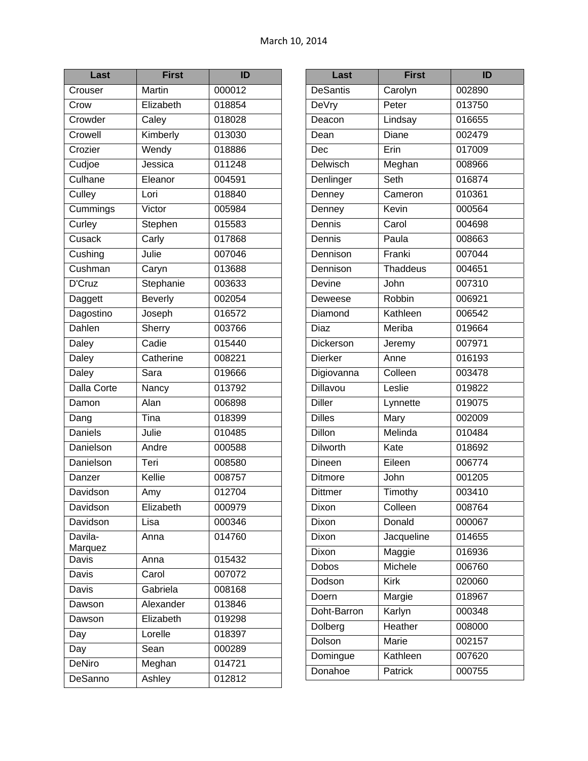March 10, 2014

| Last | First | ID |
|---|---|---|
| Crouser | Martin | 000012 |
| Crow | Elizabeth | 018854 |
| Crowder | Caley | 018028 |
| Crowell | Kimberly | 013030 |
| Crozier | Wendy | 018886 |
| Cudjoe | Jessica | 011248 |
| Culhane | Eleanor | 004591 |
| Culley | Lori | 018840 |
| Cummings | Victor | 005984 |
| Curley | Stephen | 015583 |
| Cusack | Carly | 017868 |
| Cushing | Julie | 007046 |
| Cushman | Caryn | 013688 |
| D'Cruz | Stephanie | 003633 |
| Daggett | Beverly | 002054 |
| Dagostino | Joseph | 016572 |
| Dahlen | Sherry | 003766 |
| Daley | Cadie | 015440 |
| Daley | Catherine | 008221 |
| Daley | Sara | 019666 |
| Dalla Corte | Nancy | 013792 |
| Damon | Alan | 006898 |
| Dang | Tina | 018399 |
| Daniels | Julie | 010485 |
| Danielson | Andre | 000588 |
| Danielson | Teri | 008580 |
| Danzer | Kellie | 008757 |
| Davidson | Amy | 012704 |
| Davidson | Elizabeth | 000979 |
| Davidson | Lisa | 000346 |
| Davila-Marquez | Anna | 014760 |
| Davis | Anna | 015432 |
| Davis | Carol | 007072 |
| Davis | Gabriela | 008168 |
| Dawson | Alexander | 013846 |
| Dawson | Elizabeth | 019298 |
| Day | Lorelle | 018397 |
| Day | Sean | 000289 |
| DeNiro | Meghan | 014721 |
| DeSanno | Ashley | 012812 |
| DeSantis | Carolyn | 002890 |
| DeVry | Peter | 013750 |
| Deacon | Lindsay | 016655 |
| Dean | Diane | 002479 |
| Dec | Erin | 017009 |
| Delwisch | Meghan | 008966 |
| Denlinger | Seth | 016874 |
| Denney | Cameron | 010361 |
| Denney | Kevin | 000564 |
| Dennis | Carol | 004698 |
| Dennis | Paula | 008663 |
| Dennison | Franki | 007044 |
| Dennison | Thaddeus | 004651 |
| Devine | John | 007310 |
| Deweese | Robbin | 006921 |
| Diamond | Kathleen | 006542 |
| Diaz | Meriba | 019664 |
| Dickerson | Jeremy | 007971 |
| Dierker | Anne | 016193 |
| Digiovanna | Colleen | 003478 |
| Dillavou | Leslie | 019822 |
| Diller | Lynnette | 019075 |
| Dilles | Mary | 002009 |
| Dillon | Melinda | 010484 |
| Dilworth | Kate | 018692 |
| Dineen | Eileen | 006774 |
| Ditmore | John | 001205 |
| Dittmer | Timothy | 003410 |
| Dixon | Colleen | 008764 |
| Dixon | Donald | 000067 |
| Dixon | Jacqueline | 014655 |
| Dixon | Maggie | 016936 |
| Dobos | Michele | 006760 |
| Dodson | Kirk | 020060 |
| Doern | Margie | 018967 |
| Doht-Barron | Karlyn | 000348 |
| Dolberg | Heather | 008000 |
| Dolson | Marie | 002157 |
| Domingue | Kathleen | 007620 |
| Donahoe | Patrick | 000755 |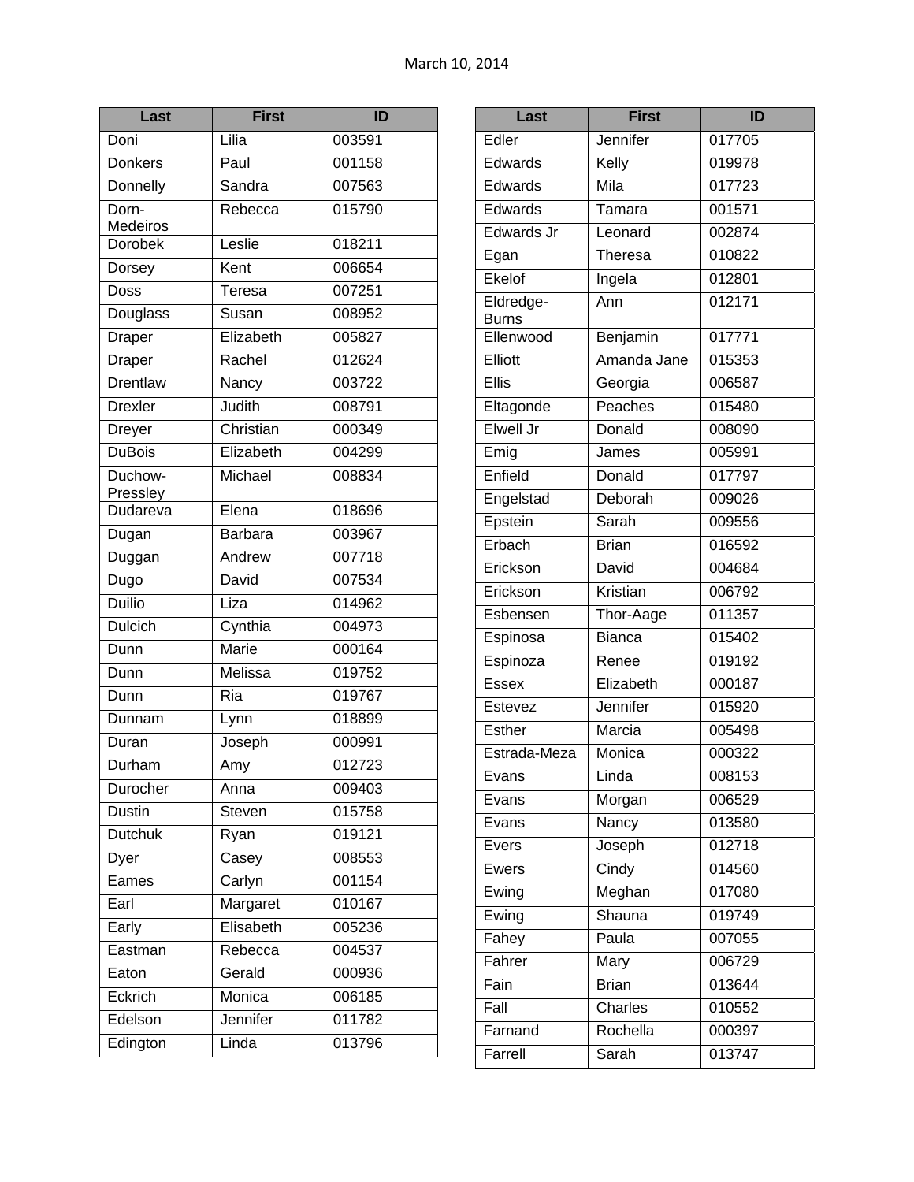March 10, 2014

| Last | First | ID |
|---|---|---|
| Doni | Lilia | 003591 |
| Donkers | Paul | 001158 |
| Donnelly | Sandra | 007563 |
| Dorn-Medeiros | Rebecca | 015790 |
| Dorobek | Leslie | 018211 |
| Dorsey | Kent | 006654 |
| Doss | Teresa | 007251 |
| Douglass | Susan | 008952 |
| Draper | Elizabeth | 005827 |
| Draper | Rachel | 012624 |
| Drentlaw | Nancy | 003722 |
| Drexler | Judith | 008791 |
| Dreyer | Christian | 000349 |
| DuBois | Elizabeth | 004299 |
| Duchow-Pressley | Michael | 008834 |
| Dudareva | Elena | 018696 |
| Dugan | Barbara | 003967 |
| Duggan | Andrew | 007718 |
| Dugo | David | 007534 |
| Duilio | Liza | 014962 |
| Dulcich | Cynthia | 004973 |
| Dunn | Marie | 000164 |
| Dunn | Melissa | 019752 |
| Dunn | Ria | 019767 |
| Dunnam | Lynn | 018899 |
| Duran | Joseph | 000991 |
| Durham | Amy | 012723 |
| Durocher | Anna | 009403 |
| Dustin | Steven | 015758 |
| Dutchuk | Ryan | 019121 |
| Dyer | Casey | 008553 |
| Eames | Carlyn | 001154 |
| Earl | Margaret | 010167 |
| Early | Elisabeth | 005236 |
| Eastman | Rebecca | 004537 |
| Eaton | Gerald | 000936 |
| Eckrich | Monica | 006185 |
| Edelson | Jennifer | 011782 |
| Edington | Linda | 013796 |

| Last | First | ID |
|---|---|---|
| Edler | Jennifer | 017705 |
| Edwards | Kelly | 019978 |
| Edwards | Mila | 017723 |
| Edwards | Tamara | 001571 |
| Edwards Jr | Leonard | 002874 |
| Egan | Theresa | 010822 |
| Ekelof | Ingela | 012801 |
| Eldredge-Burns | Ann | 012171 |
| Ellenwood | Benjamin | 017771 |
| Elliott | Amanda Jane | 015353 |
| Ellis | Georgia | 006587 |
| Eltagonde | Peaches | 015480 |
| Elwell Jr | Donald | 008090 |
| Emig | James | 005991 |
| Enfield | Donald | 017797 |
| Engelstad | Deborah | 009026 |
| Epstein | Sarah | 009556 |
| Erbach | Brian | 016592 |
| Erickson | David | 004684 |
| Erickson | Kristian | 006792 |
| Esbensen | Thor-Aage | 011357 |
| Espinosa | Bianca | 015402 |
| Espinoza | Renee | 019192 |
| Essex | Elizabeth | 000187 |
| Estevez | Jennifer | 015920 |
| Esther | Marcia | 005498 |
| Estrada-Meza | Monica | 000322 |
| Evans | Linda | 008153 |
| Evans | Morgan | 006529 |
| Evans | Nancy | 013580 |
| Evers | Joseph | 012718 |
| Ewers | Cindy | 014560 |
| Ewing | Meghan | 017080 |
| Ewing | Shauna | 019749 |
| Fahey | Paula | 007055 |
| Fahrer | Mary | 006729 |
| Fain | Brian | 013644 |
| Fall | Charles | 010552 |
| Farnand | Rochella | 000397 |
| Farrell | Sarah | 013747 |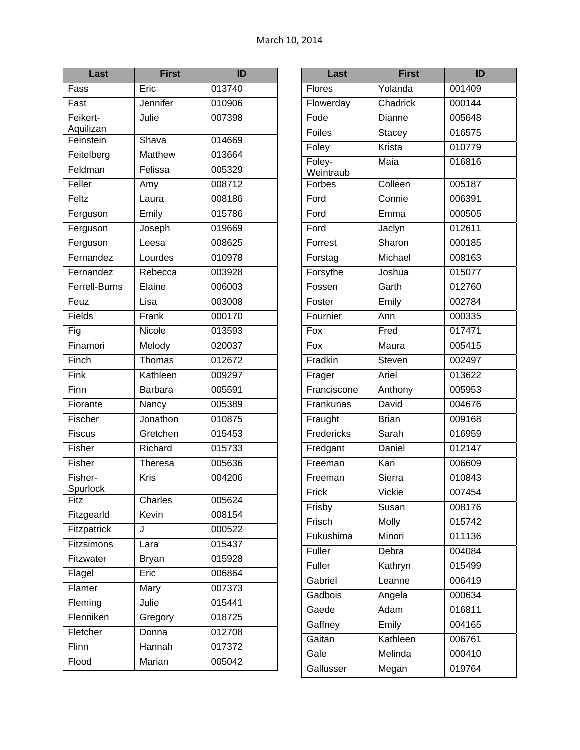March 10, 2014

| Last | First | ID |
|---|---|---|
| Fass | Eric | 013740 |
| Fast | Jennifer | 010906 |
| Feikert-Aquilizan | Julie | 007398 |
| Feinstein | Shava | 014669 |
| Feitelberg | Matthew | 013664 |
| Feldman | Felissa | 005329 |
| Feller | Amy | 008712 |
| Feltz | Laura | 008186 |
| Ferguson | Emily | 015786 |
| Ferguson | Joseph | 019669 |
| Ferguson | Leesa | 008625 |
| Fernandez | Lourdes | 010978 |
| Fernandez | Rebecca | 003928 |
| Ferrell-Burns | Elaine | 006003 |
| Feuz | Lisa | 003008 |
| Fields | Frank | 000170 |
| Fig | Nicole | 013593 |
| Finamori | Melody | 020037 |
| Finch | Thomas | 012672 |
| Fink | Kathleen | 009297 |
| Finn | Barbara | 005591 |
| Fiorante | Nancy | 005389 |
| Fischer | Jonathon | 010875 |
| Fiscus | Gretchen | 015453 |
| Fisher | Richard | 015733 |
| Fisher | Theresa | 005636 |
| Fisher-Spurlock | Kris | 004206 |
| Fitz | Charles | 005624 |
| Fitzgearld | Kevin | 008154 |
| Fitzpatrick | J | 000522 |
| Fitzsimons | Lara | 015437 |
| Fitzwater | Bryan | 015928 |
| Flagel | Eric | 006864 |
| Flamer | Mary | 007373 |
| Fleming | Julie | 015441 |
| Flenniken | Gregory | 018725 |
| Fletcher | Donna | 012708 |
| Flinn | Hannah | 017372 |
| Flood | Marian | 005042 |

| Last | First | ID |
|---|---|---|
| Flores | Yolanda | 001409 |
| Flowerday | Chadrick | 000144 |
| Fode | Dianne | 005648 |
| Foiles | Stacey | 016575 |
| Foley | Krista | 010779 |
| Foley-Weintraub | Maia | 016816 |
| Forbes | Colleen | 005187 |
| Ford | Connie | 006391 |
| Ford | Emma | 000505 |
| Ford | Jaclyn | 012611 |
| Forrest | Sharon | 000185 |
| Forstag | Michael | 008163 |
| Forsythe | Joshua | 015077 |
| Fossen | Garth | 012760 |
| Foster | Emily | 002784 |
| Fournier | Ann | 000335 |
| Fox | Fred | 017471 |
| Fox | Maura | 005415 |
| Fradkin | Steven | 002497 |
| Frager | Ariel | 013622 |
| Franciscone | Anthony | 005953 |
| Frankunas | David | 004676 |
| Fraught | Brian | 009168 |
| Fredericks | Sarah | 016959 |
| Fredgant | Daniel | 012147 |
| Freeman | Kari | 006609 |
| Freeman | Sierra | 010843 |
| Frick | Vickie | 007454 |
| Frisby | Susan | 008176 |
| Frisch | Molly | 015742 |
| Fukushima | Minori | 011136 |
| Fuller | Debra | 004084 |
| Fuller | Kathryn | 015499 |
| Gabriel | Leanne | 006419 |
| Gadbois | Angela | 000634 |
| Gaede | Adam | 016811 |
| Gaffney | Emily | 004165 |
| Gaitan | Kathleen | 006761 |
| Gale | Melinda | 000410 |
| Gallusser | Megan | 019764 |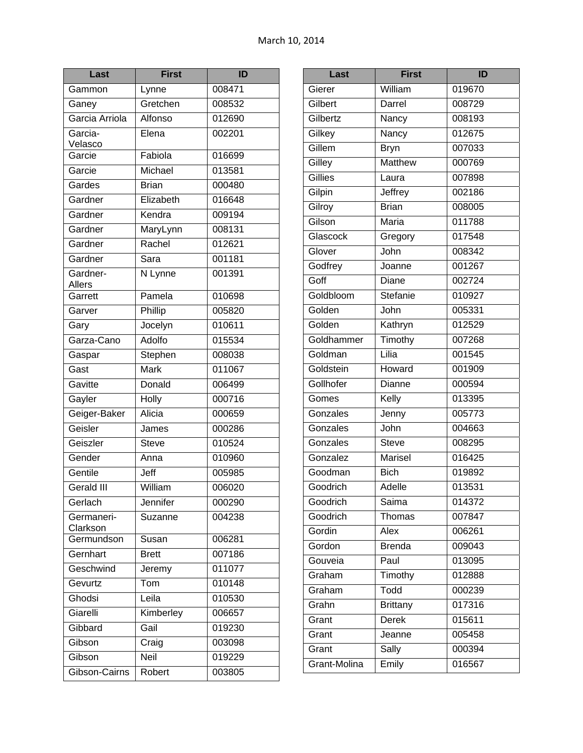March 10, 2014

| Last | First | ID |
|---|---|---|
| Gammon | Lynne | 008471 |
| Ganey | Gretchen | 008532 |
| Garcia Arriola | Alfonso | 012690 |
| Garcia-Velasco | Elena | 002201 |
| Garcie | Fabiola | 016699 |
| Garcie | Michael | 013581 |
| Gardes | Brian | 000480 |
| Gardner | Elizabeth | 016648 |
| Gardner | Kendra | 009194 |
| Gardner | MaryLynn | 008131 |
| Gardner | Rachel | 012621 |
| Gardner | Sara | 001181 |
| Gardner-Allers | N Lynne | 001391 |
| Garrett | Pamela | 010698 |
| Garver | Phillip | 005820 |
| Gary | Jocelyn | 010611 |
| Garza-Cano | Adolfo | 015534 |
| Gaspar | Stephen | 008038 |
| Gast | Mark | 011067 |
| Gavitte | Donald | 006499 |
| Gayler | Holly | 000716 |
| Geiger-Baker | Alicia | 000659 |
| Geisler | James | 000286 |
| Geiszler | Steve | 010524 |
| Gender | Anna | 010960 |
| Gentile | Jeff | 005985 |
| Gerald III | William | 006020 |
| Gerlach | Jennifer | 000290 |
| Germaneri-Clarkson | Suzanne | 004238 |
| Germundson | Susan | 006281 |
| Gernhart | Brett | 007186 |
| Geschwind | Jeremy | 011077 |
| Gevurtz | Tom | 010148 |
| Ghodsi | Leila | 010530 |
| Giarelli | Kimberley | 006657 |
| Gibbard | Gail | 019230 |
| Gibson | Craig | 003098 |
| Gibson | Neil | 019229 |
| Gibson-Cairns | Robert | 003805 |
| Gierer | William | 019670 |
| Gilbert | Darrel | 008729 |
| Gilbertz | Nancy | 008193 |
| Gilkey | Nancy | 012675 |
| Gillem | Bryn | 007033 |
| Gilley | Matthew | 000769 |
| Gillies | Laura | 007898 |
| Gilpin | Jeffrey | 002186 |
| Gilroy | Brian | 008005 |
| Gilson | Maria | 011788 |
| Glascock | Gregory | 017548 |
| Glover | John | 008342 |
| Godfrey | Joanne | 001267 |
| Goff | Diane | 002724 |
| Goldbloom | Stefanie | 010927 |
| Golden | John | 005331 |
| Golden | Kathryn | 012529 |
| Goldhammer | Timothy | 007268 |
| Goldman | Lilia | 001545 |
| Goldstein | Howard | 001909 |
| Gollhofer | Dianne | 000594 |
| Gomes | Kelly | 013395 |
| Gonzales | Jenny | 005773 |
| Gonzales | John | 004663 |
| Gonzales | Steve | 008295 |
| Gonzalez | Marisel | 016425 |
| Goodman | Bich | 019892 |
| Goodrich | Adelle | 013531 |
| Goodrich | Saima | 014372 |
| Goodrich | Thomas | 007847 |
| Gordin | Alex | 006261 |
| Gordon | Brenda | 009043 |
| Gouveia | Paul | 013095 |
| Graham | Timothy | 012888 |
| Graham | Todd | 000239 |
| Grahn | Brittany | 017316 |
| Grant | Derek | 015611 |
| Grant | Jeanne | 005458 |
| Grant | Sally | 000394 |
| Grant-Molina | Emily | 016567 |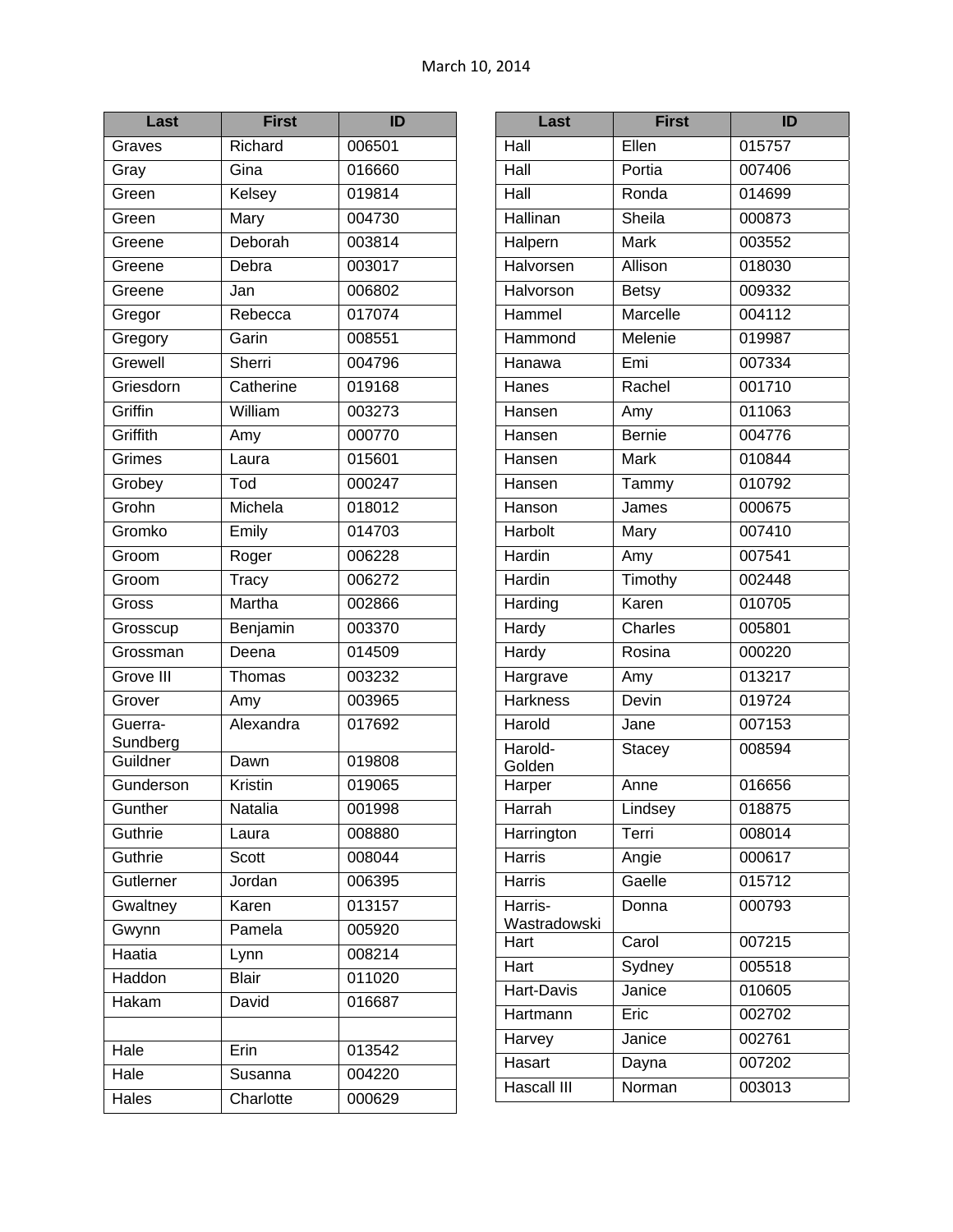March 10, 2014

| Last | First | ID |
|---|---|---|
| Graves | Richard | 006501 |
| Gray | Gina | 016660 |
| Green | Kelsey | 019814 |
| Green | Mary | 004730 |
| Greene | Deborah | 003814 |
| Greene | Debra | 003017 |
| Greene | Jan | 006802 |
| Gregor | Rebecca | 017074 |
| Gregory | Garin | 008551 |
| Grewell | Sherri | 004796 |
| Griesdorn | Catherine | 019168 |
| Griffin | William | 003273 |
| Griffith | Amy | 000770 |
| Grimes | Laura | 015601 |
| Grobey | Tod | 000247 |
| Grohn | Michela | 018012 |
| Gromko | Emily | 014703 |
| Groom | Roger | 006228 |
| Groom | Tracy | 006272 |
| Gross | Martha | 002866 |
| Grosscup | Benjamin | 003370 |
| Grossman | Deena | 014509 |
| Grove III | Thomas | 003232 |
| Grover | Amy | 003965 |
| Guerra-Sundberg | Alexandra | 017692 |
| Guildner | Dawn | 019808 |
| Gunderson | Kristin | 019065 |
| Gunther | Natalia | 001998 |
| Guthrie | Laura | 008880 |
| Guthrie | Scott | 008044 |
| Gutlerner | Jordan | 006395 |
| Gwaltney | Karen | 013157 |
| Gwynn | Pamela | 005920 |
| Haatia | Lynn | 008214 |
| Haddon | Blair | 011020 |
| Hakam | David | 016687 |
| | | |
| Hale | Erin | 013542 |
| Hale | Susanna | 004220 |
| Hales | Charlotte | 000629 |

| Last | First | ID |
|---|---|---|
| Hall | Ellen | 015757 |
| Hall | Portia | 007406 |
| Hall | Ronda | 014699 |
| Hallinan | Sheila | 000873 |
| Halpern | Mark | 003552 |
| Halvorsen | Allison | 018030 |
| Halvorson | Betsy | 009332 |
| Hammel | Marcelle | 004112 |
| Hammond | Melenie | 019987 |
| Hanawa | Emi | 007334 |
| Hanes | Rachel | 001710 |
| Hansen | Amy | 011063 |
| Hansen | Bernie | 004776 |
| Hansen | Mark | 010844 |
| Hansen | Tammy | 010792 |
| Hanson | James | 000675 |
| Harbolt | Mary | 007410 |
| Hardin | Amy | 007541 |
| Hardin | Timothy | 002448 |
| Harding | Karen | 010705 |
| Hardy | Charles | 005801 |
| Hardy | Rosina | 000220 |
| Hargrave | Amy | 013217 |
| Harkness | Devin | 019724 |
| Harold | Jane | 007153 |
| Harold-Golden | Stacey | 008594 |
| Harper | Anne | 016656 |
| Harrah | Lindsey | 018875 |
| Harrington | Terri | 008014 |
| Harris | Angie | 000617 |
| Harris | Gaelle | 015712 |
| Harris-Wastradowski | Donna | 000793 |
| Hart | Carol | 007215 |
| Hart | Sydney | 005518 |
| Hart-Davis | Janice | 010605 |
| Hartmann | Eric | 002702 |
| Harvey | Janice | 002761 |
| Hasart | Dayna | 007202 |
| Hascall III | Norman | 003013 |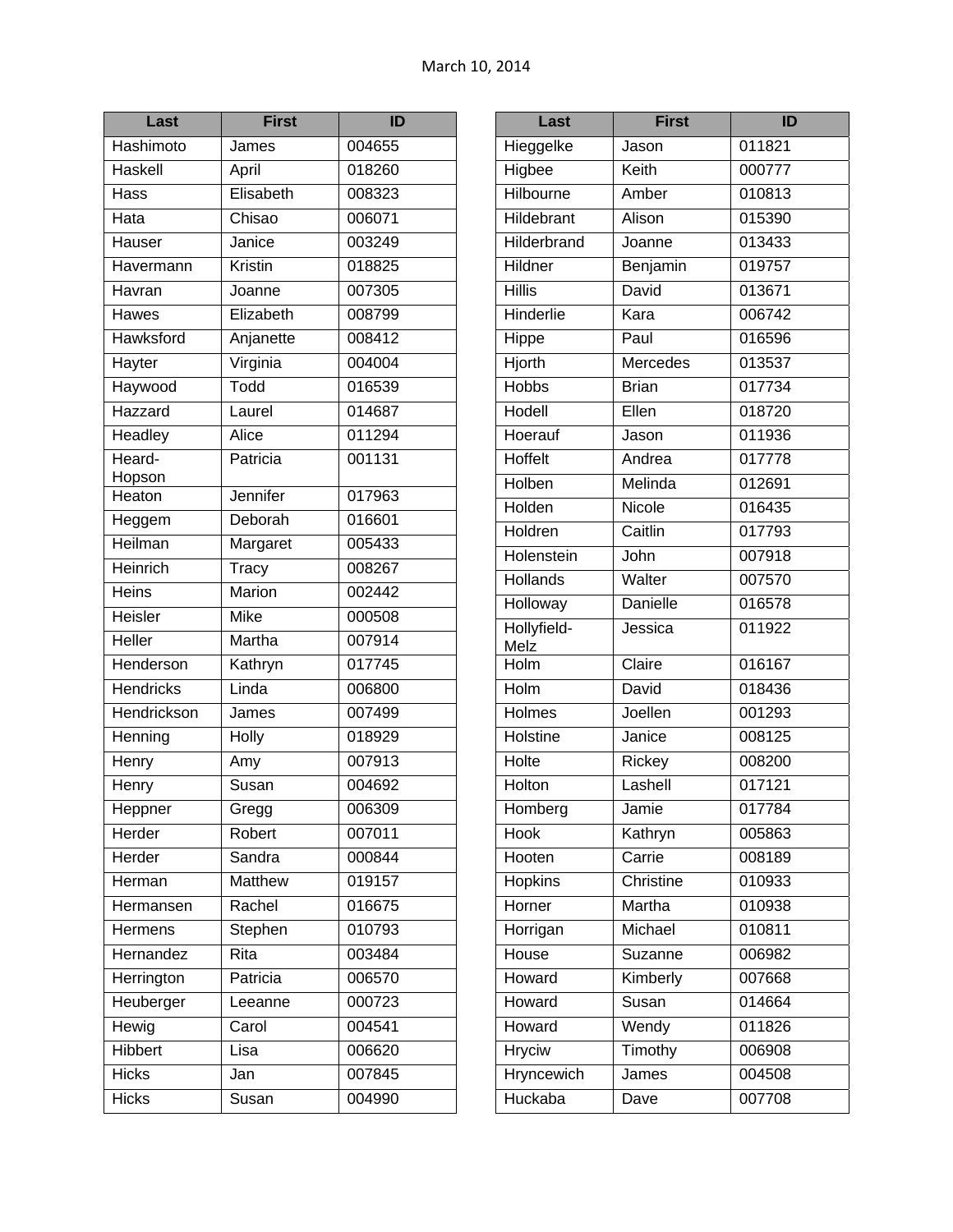March 10, 2014

| Last | First | ID |
|---|---|---|
| Hashimoto | James | 004655 |
| Haskell | April | 018260 |
| Hass | Elisabeth | 008323 |
| Hata | Chisao | 006071 |
| Hauser | Janice | 003249 |
| Havermann | Kristin | 018825 |
| Havran | Joanne | 007305 |
| Hawes | Elizabeth | 008799 |
| Hawksford | Anjanette | 008412 |
| Hayter | Virginia | 004004 |
| Haywood | Todd | 016539 |
| Hazzard | Laurel | 014687 |
| Headley | Alice | 011294 |
| Heard-Hopson | Patricia | 001131 |
| Heaton | Jennifer | 017963 |
| Heggem | Deborah | 016601 |
| Heilman | Margaret | 005433 |
| Heinrich | Tracy | 008267 |
| Heins | Marion | 002442 |
| Heisler | Mike | 000508 |
| Heller | Martha | 007914 |
| Henderson | Kathryn | 017745 |
| Hendricks | Linda | 006800 |
| Hendrickson | James | 007499 |
| Henning | Holly | 018929 |
| Henry | Amy | 007913 |
| Henry | Susan | 004692 |
| Heppner | Gregg | 006309 |
| Herder | Robert | 007011 |
| Herder | Sandra | 000844 |
| Herman | Matthew | 019157 |
| Hermansen | Rachel | 016675 |
| Hermens | Stephen | 010793 |
| Hernandez | Rita | 003484 |
| Herrington | Patricia | 006570 |
| Heuberger | Leeanne | 000723 |
| Hewig | Carol | 004541 |
| Hibbert | Lisa | 006620 |
| Hicks | Jan | 007845 |
| Hicks | Susan | 004990 |
| Hieggelke | Jason | 011821 |
| Higbee | Keith | 000777 |
| Hilbourne | Amber | 010813 |
| Hildebrant | Alison | 015390 |
| Hilderbrand | Joanne | 013433 |
| Hildner | Benjamin | 019757 |
| Hillis | David | 013671 |
| Hinderlie | Kara | 006742 |
| Hippe | Paul | 016596 |
| Hjorth | Mercedes | 013537 |
| Hobbs | Brian | 017734 |
| Hodell | Ellen | 018720 |
| Hoerauf | Jason | 011936 |
| Hoffelt | Andrea | 017778 |
| Holben | Melinda | 012691 |
| Holden | Nicole | 016435 |
| Holdren | Caitlin | 017793 |
| Holenstein | John | 007918 |
| Hollands | Walter | 007570 |
| Holloway | Danielle | 016578 |
| Hollyfield-Melz | Jessica | 011922 |
| Holm | Claire | 016167 |
| Holm | David | 018436 |
| Holmes | Joellen | 001293 |
| Holstine | Janice | 008125 |
| Holte | Rickey | 008200 |
| Holton | Lashell | 017121 |
| Homberg | Jamie | 017784 |
| Hook | Kathryn | 005863 |
| Hooten | Carrie | 008189 |
| Hopkins | Christine | 010933 |
| Horner | Martha | 010938 |
| Horrigan | Michael | 010811 |
| House | Suzanne | 006982 |
| Howard | Kimberly | 007668 |
| Howard | Susan | 014664 |
| Howard | Wendy | 011826 |
| Hryciw | Timothy | 006908 |
| Hryncewich | James | 004508 |
| Huckaba | Dave | 007708 |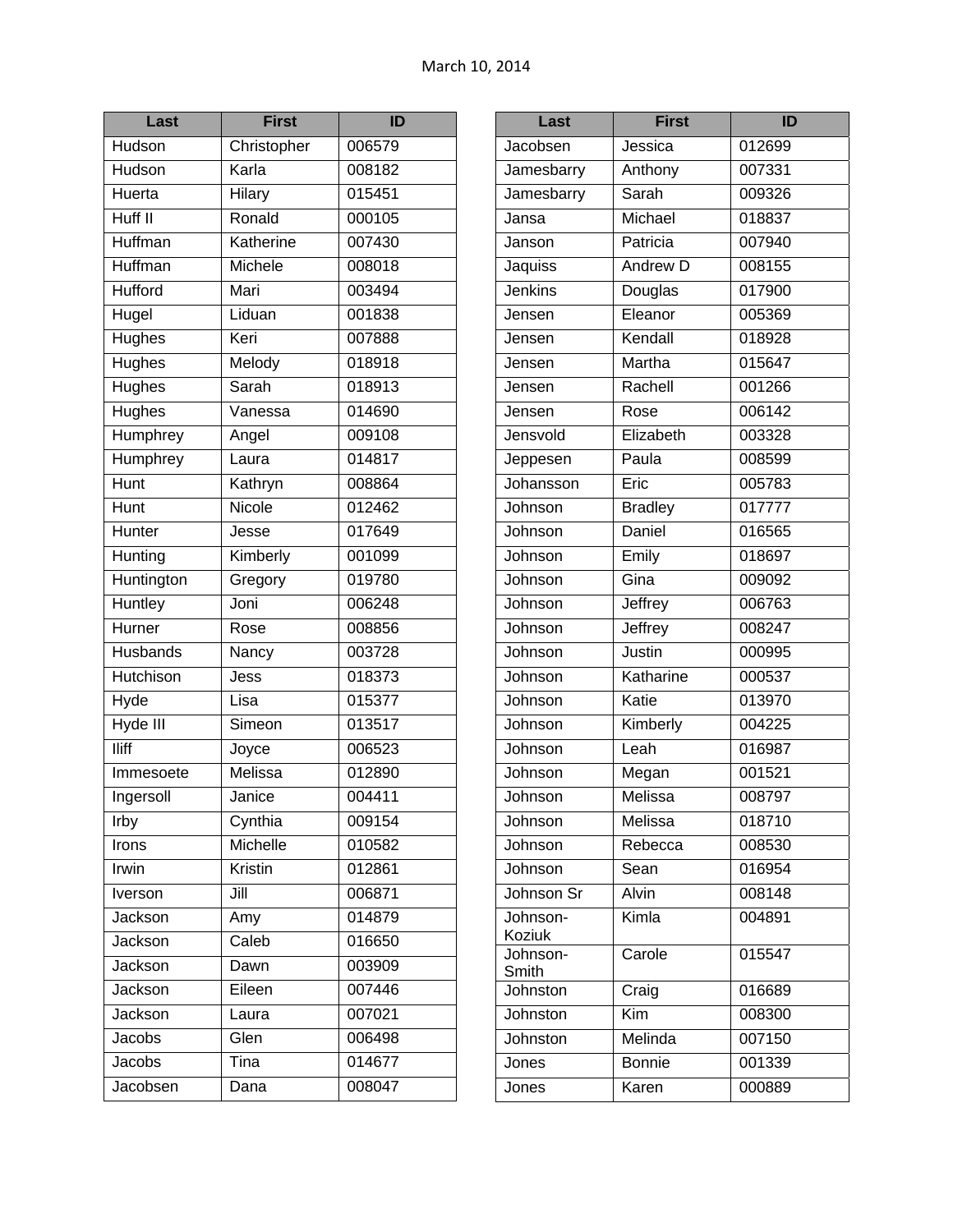March 10, 2014

| Last | First | ID |
|---|---|---|
| Hudson | Christopher | 006579 |
| Hudson | Karla | 008182 |
| Huerta | Hilary | 015451 |
| Huff II | Ronald | 000105 |
| Huffman | Katherine | 007430 |
| Huffman | Michele | 008018 |
| Hufford | Mari | 003494 |
| Hugel | Liduan | 001838 |
| Hughes | Keri | 007888 |
| Hughes | Melody | 018918 |
| Hughes | Sarah | 018913 |
| Hughes | Vanessa | 014690 |
| Humphrey | Angel | 009108 |
| Humphrey | Laura | 014817 |
| Hunt | Kathryn | 008864 |
| Hunt | Nicole | 012462 |
| Hunter | Jesse | 017649 |
| Hunting | Kimberly | 001099 |
| Huntington | Gregory | 019780 |
| Huntley | Joni | 006248 |
| Hurner | Rose | 008856 |
| Husbands | Nancy | 003728 |
| Hutchison | Jess | 018373 |
| Hyde | Lisa | 015377 |
| Hyde III | Simeon | 013517 |
| Iliff | Joyce | 006523 |
| Immesoete | Melissa | 012890 |
| Ingersoll | Janice | 004411 |
| Irby | Cynthia | 009154 |
| Irons | Michelle | 010582 |
| Irwin | Kristin | 012861 |
| Iverson | Jill | 006871 |
| Jackson | Amy | 014879 |
| Jackson | Caleb | 016650 |
| Jackson | Dawn | 003909 |
| Jackson | Eileen | 007446 |
| Jackson | Laura | 007021 |
| Jacobs | Glen | 006498 |
| Jacobs | Tina | 014677 |
| Jacobsen | Dana | 008047 |

| Last | First | ID |
|---|---|---|
| Jacobsen | Jessica | 012699 |
| Jamesbarry | Anthony | 007331 |
| Jamesbarry | Sarah | 009326 |
| Jansa | Michael | 018837 |
| Janson | Patricia | 007940 |
| Jaquiss | Andrew D | 008155 |
| Jenkins | Douglas | 017900 |
| Jensen | Eleanor | 005369 |
| Jensen | Kendall | 018928 |
| Jensen | Martha | 015647 |
| Jensen | Rachell | 001266 |
| Jensen | Rose | 006142 |
| Jensvold | Elizabeth | 003328 |
| Jeppesen | Paula | 008599 |
| Johansson | Eric | 005783 |
| Johnson | Bradley | 017777 |
| Johnson | Daniel | 016565 |
| Johnson | Emily | 018697 |
| Johnson | Gina | 009092 |
| Johnson | Jeffrey | 006763 |
| Johnson | Jeffrey | 008247 |
| Johnson | Justin | 000995 |
| Johnson | Katharine | 000537 |
| Johnson | Katie | 013970 |
| Johnson | Kimberly | 004225 |
| Johnson | Leah | 016987 |
| Johnson | Megan | 001521 |
| Johnson | Melissa | 008797 |
| Johnson | Melissa | 018710 |
| Johnson | Rebecca | 008530 |
| Johnson | Sean | 016954 |
| Johnson Sr | Alvin | 008148 |
| Johnson-Koziuk | Kimla | 004891 |
| Johnson-Smith | Carole | 015547 |
| Johnston | Craig | 016689 |
| Johnston | Kim | 008300 |
| Johnston | Melinda | 007150 |
| Jones | Bonnie | 001339 |
| Jones | Karen | 000889 |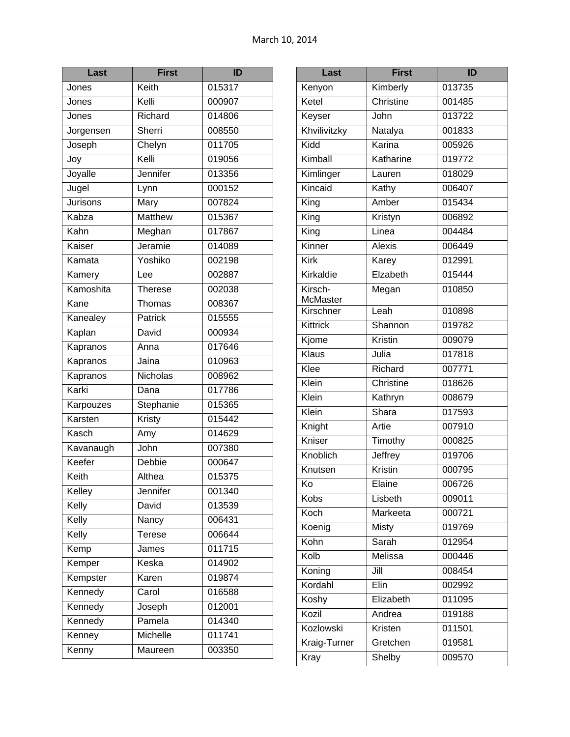March 10, 2014

| Last | First | ID |
|---|---|---|
| Jones | Keith | 015317 |
| Jones | Kelli | 000907 |
| Jones | Richard | 014806 |
| Jorgensen | Sherri | 008550 |
| Joseph | Chelyn | 011705 |
| Joy | Kelli | 019056 |
| Joyalle | Jennifer | 013356 |
| Jugel | Lynn | 000152 |
| Jurisons | Mary | 007824 |
| Kabza | Matthew | 015367 |
| Kahn | Meghan | 017867 |
| Kaiser | Jeramie | 014089 |
| Kamata | Yoshiko | 002198 |
| Kamery | Lee | 002887 |
| Kamoshita | Therese | 002038 |
| Kane | Thomas | 008367 |
| Kanealey | Patrick | 015555 |
| Kaplan | David | 000934 |
| Kapranos | Anna | 017646 |
| Kapranos | Jaina | 010963 |
| Kapranos | Nicholas | 008962 |
| Karki | Dana | 017786 |
| Karpouzes | Stephanie | 015365 |
| Karsten | Kristy | 015442 |
| Kasch | Amy | 014629 |
| Kavanaugh | John | 007380 |
| Keefer | Debbie | 000647 |
| Keith | Althea | 015375 |
| Kelley | Jennifer | 001340 |
| Kelly | David | 013539 |
| Kelly | Nancy | 006431 |
| Kelly | Terese | 006644 |
| Kemp | James | 011715 |
| Kemper | Keska | 014902 |
| Kempster | Karen | 019874 |
| Kennedy | Carol | 016588 |
| Kennedy | Joseph | 012001 |
| Kennedy | Pamela | 014340 |
| Kenney | Michelle | 011741 |
| Kenny | Maureen | 003350 |

| Last | First | ID |
|---|---|---|
| Kenyon | Kimberly | 013735 |
| Ketel | Christine | 001485 |
| Keyser | John | 013722 |
| Khvilivitzky | Natalya | 001833 |
| Kidd | Karina | 005926 |
| Kimball | Katharine | 019772 |
| Kimlinger | Lauren | 018029 |
| Kincaid | Kathy | 006407 |
| King | Amber | 015434 |
| King | Kristyn | 006892 |
| King | Linea | 004484 |
| Kinner | Alexis | 006449 |
| Kirk | Karey | 012991 |
| Kirkaldie | Elzabeth | 015444 |
| Kirsch-McMaster | Megan | 010850 |
| Kirschner | Leah | 010898 |
| Kittrick | Shannon | 019782 |
| Kjome | Kristin | 009079 |
| Klaus | Julia | 017818 |
| Klee | Richard | 007771 |
| Klein | Christine | 018626 |
| Klein | Kathryn | 008679 |
| Klein | Shara | 017593 |
| Knight | Artie | 007910 |
| Kniser | Timothy | 000825 |
| Knoblich | Jeffrey | 019706 |
| Knutsen | Kristin | 000795 |
| Ko | Elaine | 006726 |
| Kobs | Lisbeth | 009011 |
| Koch | Markeeta | 000721 |
| Koenig | Misty | 019769 |
| Kohn | Sarah | 012954 |
| Kolb | Melissa | 000446 |
| Koning | Jill | 008454 |
| Kordahl | Elin | 002992 |
| Koshy | Elizabeth | 011095 |
| Kozil | Andrea | 019188 |
| Kozlowski | Kristen | 011501 |
| Kraig-Turner | Gretchen | 019581 |
| Kray | Shelby | 009570 |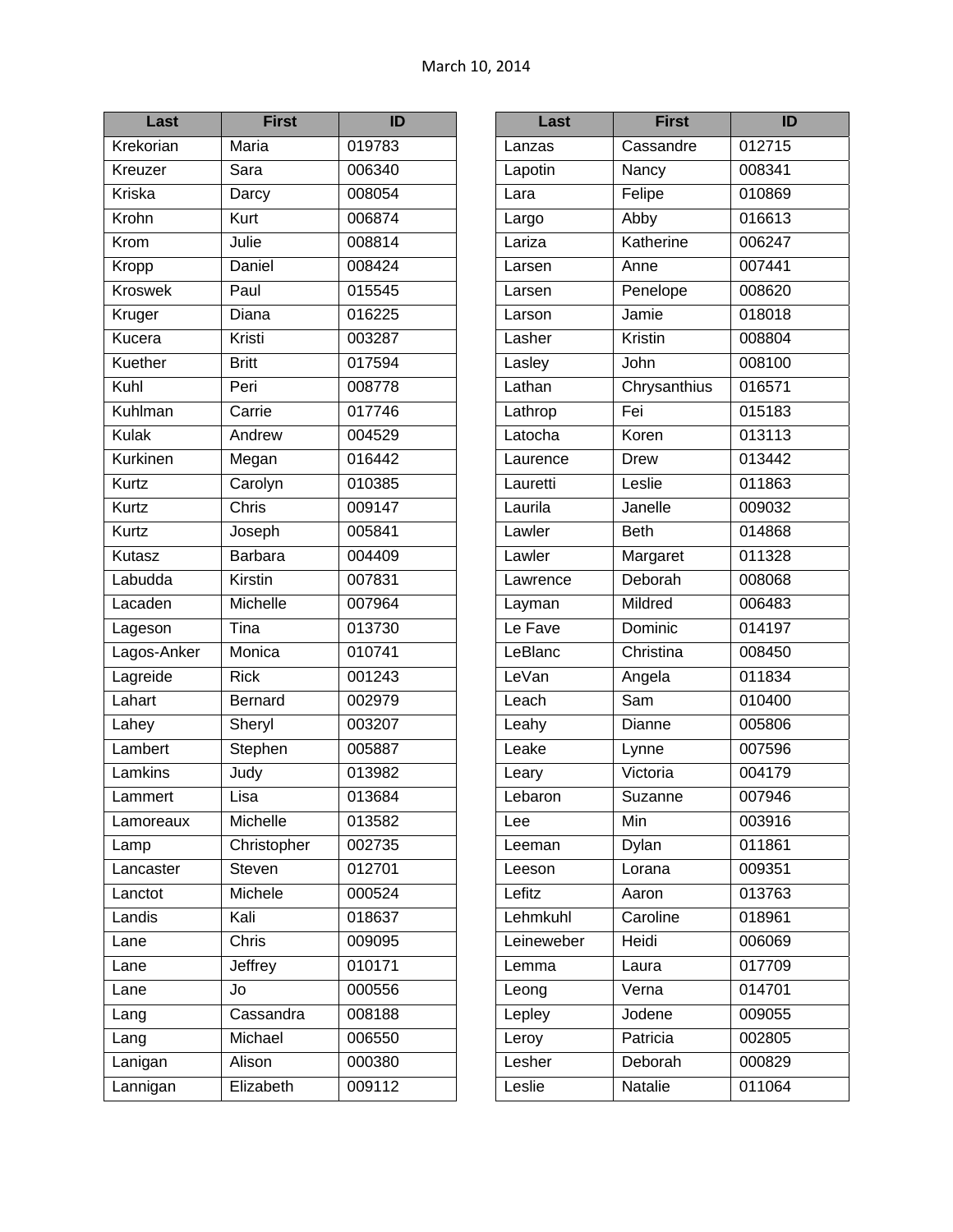March 10, 2014

| Last | First | ID |
|---|---|---|
| Krekorian | Maria | 019783 |
| Kreuzer | Sara | 006340 |
| Kriska | Darcy | 008054 |
| Krohn | Kurt | 006874 |
| Krom | Julie | 008814 |
| Kropp | Daniel | 008424 |
| Kroswek | Paul | 015545 |
| Kruger | Diana | 016225 |
| Kucera | Kristi | 003287 |
| Kuether | Britt | 017594 |
| Kuhl | Peri | 008778 |
| Kuhlman | Carrie | 017746 |
| Kulak | Andrew | 004529 |
| Kurkinen | Megan | 016442 |
| Kurtz | Carolyn | 010385 |
| Kurtz | Chris | 009147 |
| Kurtz | Joseph | 005841 |
| Kutasz | Barbara | 004409 |
| Labudda | Kirstin | 007831 |
| Lacaden | Michelle | 007964 |
| Lageson | Tina | 013730 |
| Lagos-Anker | Monica | 010741 |
| Lagreide | Rick | 001243 |
| Lahart | Bernard | 002979 |
| Lahey | Sheryl | 003207 |
| Lambert | Stephen | 005887 |
| Lamkins | Judy | 013982 |
| Lammert | Lisa | 013684 |
| Lamoreaux | Michelle | 013582 |
| Lamp | Christopher | 002735 |
| Lancaster | Steven | 012701 |
| Lanctot | Michele | 000524 |
| Landis | Kali | 018637 |
| Lane | Chris | 009095 |
| Lane | Jeffrey | 010171 |
| Lane | Jo | 000556 |
| Lang | Cassandra | 008188 |
| Lang | Michael | 006550 |
| Lanigan | Alison | 000380 |
| Lannigan | Elizabeth | 009112 |

| Last | First | ID |
|---|---|---|
| Lanzas | Cassandre | 012715 |
| Lapotin | Nancy | 008341 |
| Lara | Felipe | 010869 |
| Largo | Abby | 016613 |
| Lariza | Katherine | 006247 |
| Larsen | Anne | 007441 |
| Larsen | Penelope | 008620 |
| Larson | Jamie | 018018 |
| Lasher | Kristin | 008804 |
| Lasley | John | 008100 |
| Lathan | Chrysanthius | 016571 |
| Lathrop | Fei | 015183 |
| Latocha | Koren | 013113 |
| Laurence | Drew | 013442 |
| Lauretti | Leslie | 011863 |
| Laurila | Janelle | 009032 |
| Lawler | Beth | 014868 |
| Lawler | Margaret | 011328 |
| Lawrence | Deborah | 008068 |
| Layman | Mildred | 006483 |
| Le Fave | Dominic | 014197 |
| LeBlanc | Christina | 008450 |
| LeVan | Angela | 011834 |
| Leach | Sam | 010400 |
| Leahy | Dianne | 005806 |
| Leake | Lynne | 007596 |
| Leary | Victoria | 004179 |
| Lebaron | Suzanne | 007946 |
| Lee | Min | 003916 |
| Leeman | Dylan | 011861 |
| Leeson | Lorana | 009351 |
| Lefitz | Aaron | 013763 |
| Lehmkuhl | Caroline | 018961 |
| Leineweber | Heidi | 006069 |
| Lemma | Laura | 017709 |
| Leong | Verna | 014701 |
| Lepley | Jodene | 009055 |
| Leroy | Patricia | 002805 |
| Lesher | Deborah | 000829 |
| Leslie | Natalie | 011064 |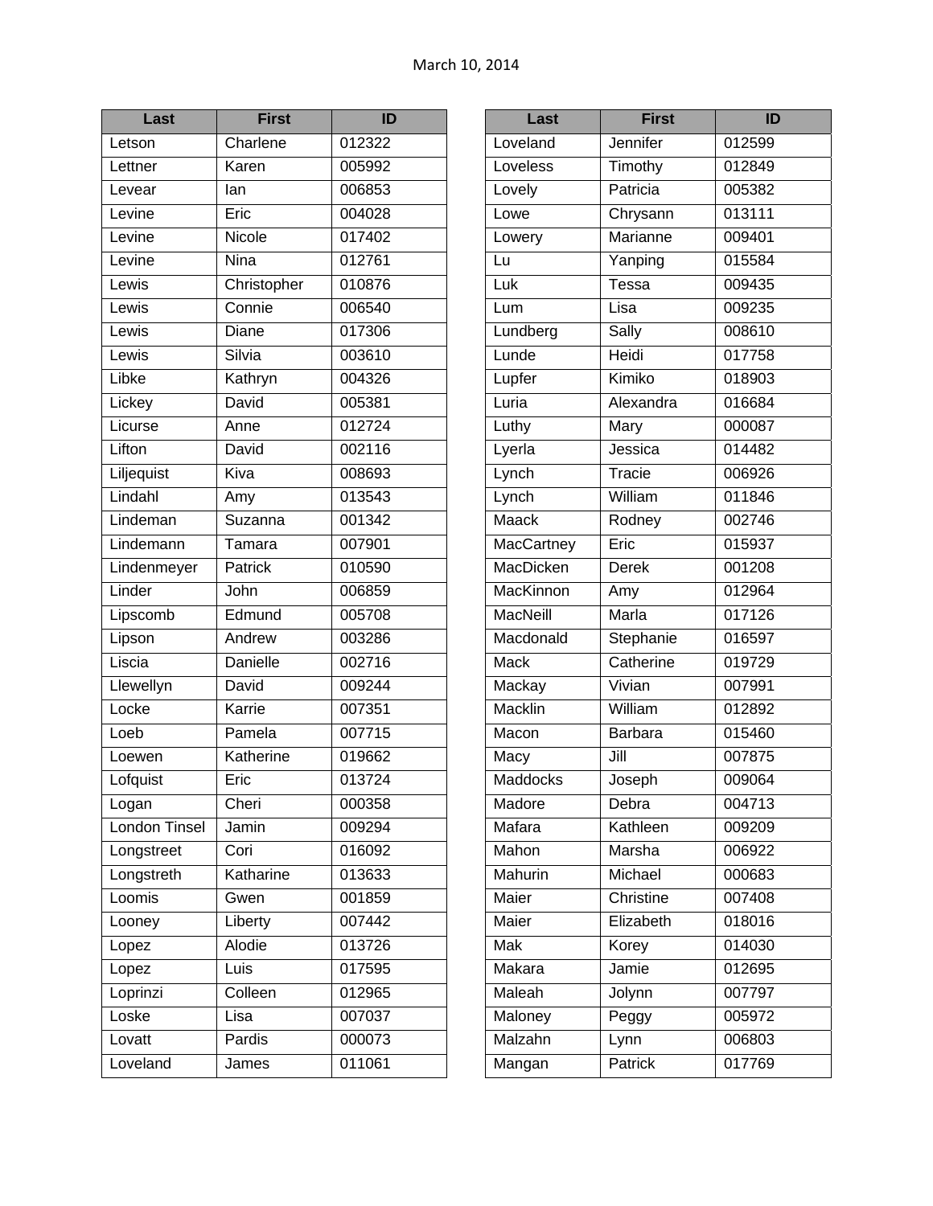March 10, 2014

| Last | First | ID |
| --- | --- | --- |
| Letson | Charlene | 012322 |
| Lettner | Karen | 005992 |
| Levear | Ian | 006853 |
| Levine | Eric | 004028 |
| Levine | Nicole | 017402 |
| Levine | Nina | 012761 |
| Lewis | Christopher | 010876 |
| Lewis | Connie | 006540 |
| Lewis | Diane | 017306 |
| Lewis | Silvia | 003610 |
| Libke | Kathryn | 004326 |
| Lickey | David | 005381 |
| Licurse | Anne | 012724 |
| Lifton | David | 002116 |
| Liljequist | Kiva | 008693 |
| Lindahl | Amy | 013543 |
| Lindeman | Suzanna | 001342 |
| Lindemann | Tamara | 007901 |
| Lindenmeyer | Patrick | 010590 |
| Linder | John | 006859 |
| Lipscomb | Edmund | 005708 |
| Lipson | Andrew | 003286 |
| Liscia | Danielle | 002716 |
| Llewellyn | David | 009244 |
| Locke | Karrie | 007351 |
| Loeb | Pamela | 007715 |
| Loewen | Katherine | 019662 |
| Lofquist | Eric | 013724 |
| Logan | Cheri | 000358 |
| London Tinsel | Jamin | 009294 |
| Longstreet | Cori | 016092 |
| Longstreth | Katharine | 013633 |
| Loomis | Gwen | 001859 |
| Looney | Liberty | 007442 |
| Lopez | Alodie | 013726 |
| Lopez | Luis | 017595 |
| Loprinzi | Colleen | 012965 |
| Loske | Lisa | 007037 |
| Lovatt | Pardis | 000073 |
| Loveland | James | 011061 |
| Loveland | Jennifer | 012599 |
| Loveless | Timothy | 012849 |
| Lovely | Patricia | 005382 |
| Lowe | Chrysann | 013111 |
| Lowery | Marianne | 009401 |
| Lu | Yanping | 015584 |
| Luk | Tessa | 009435 |
| Lum | Lisa | 009235 |
| Lundberg | Sally | 008610 |
| Lunde | Heidi | 017758 |
| Lupfer | Kimiko | 018903 |
| Luria | Alexandra | 016684 |
| Luthy | Mary | 000087 |
| Lyerla | Jessica | 014482 |
| Lynch | Tracie | 006926 |
| Lynch | William | 011846 |
| Maack | Rodney | 002746 |
| MacCartney | Eric | 015937 |
| MacDicken | Derek | 001208 |
| MacKinnon | Amy | 012964 |
| MacNeill | Marla | 017126 |
| Macdonald | Stephanie | 016597 |
| Mack | Catherine | 019729 |
| Mackay | Vivian | 007991 |
| Macklin | William | 012892 |
| Macon | Barbara | 015460 |
| Macy | Jill | 007875 |
| Maddocks | Joseph | 009064 |
| Madore | Debra | 004713 |
| Mafara | Kathleen | 009209 |
| Mahon | Marsha | 006922 |
| Mahurin | Michael | 000683 |
| Maier | Christine | 007408 |
| Maier | Elizabeth | 018016 |
| Mak | Korey | 014030 |
| Makara | Jamie | 012695 |
| Maleah | Jolynn | 007797 |
| Maloney | Peggy | 005972 |
| Malzahn | Lynn | 006803 |
| Mangan | Patrick | 017769 |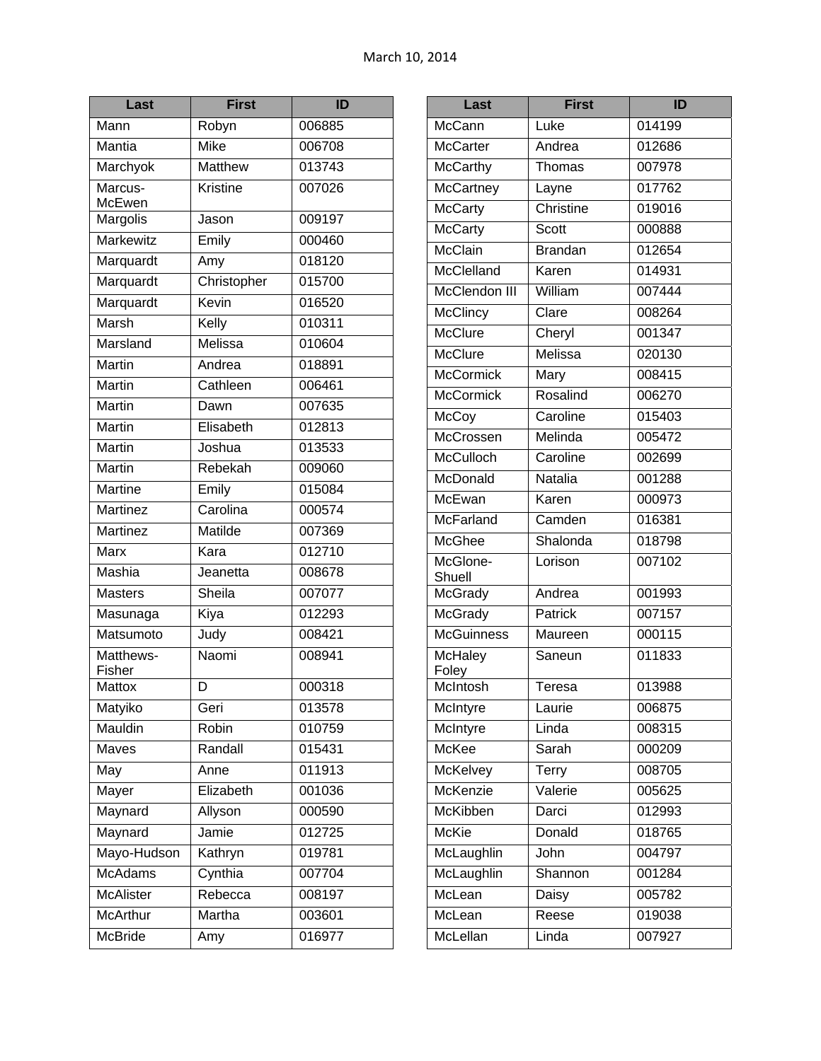March 10, 2014

| Last | First | ID |
|---|---|---|
| Mann | Robyn | 006885 |
| Mantia | Mike | 006708 |
| Marchyok | Matthew | 013743 |
| Marcus-McEwen | Kristine | 007026 |
| Margolis | Jason | 009197 |
| Markewitz | Emily | 000460 |
| Marquardt | Amy | 018120 |
| Marquardt | Christopher | 015700 |
| Marquardt | Kevin | 016520 |
| Marsh | Kelly | 010311 |
| Marsland | Melissa | 010604 |
| Martin | Andrea | 018891 |
| Martin | Cathleen | 006461 |
| Martin | Dawn | 007635 |
| Martin | Elisabeth | 012813 |
| Martin | Joshua | 013533 |
| Martin | Rebekah | 009060 |
| Martine | Emily | 015084 |
| Martinez | Carolina | 000574 |
| Martinez | Matilde | 007369 |
| Marx | Kara | 012710 |
| Mashia | Jeanetta | 008678 |
| Masters | Sheila | 007077 |
| Masunaga | Kiya | 012293 |
| Matsumoto | Judy | 008421 |
| Matthews-Fisher | Naomi | 008941 |
| Mattox | D | 000318 |
| Matyiko | Geri | 013578 |
| Mauldin | Robin | 010759 |
| Maves | Randall | 015431 |
| May | Anne | 011913 |
| Mayer | Elizabeth | 001036 |
| Maynard | Allyson | 000590 |
| Maynard | Jamie | 012725 |
| Mayo-Hudson | Kathryn | 019781 |
| McAdams | Cynthia | 007704 |
| McAlister | Rebecca | 008197 |
| McArthur | Martha | 003601 |
| McBride | Amy | 016977 |

| Last | First | ID |
|---|---|---|
| McCann | Luke | 014199 |
| McCarter | Andrea | 012686 |
| McCarthy | Thomas | 007978 |
| McCartney | Layne | 017762 |
| McCarty | Christine | 019016 |
| McCarty | Scott | 000888 |
| McClain | Brandan | 012654 |
| McClelland | Karen | 014931 |
| McClendon III | William | 007444 |
| McClincy | Clare | 008264 |
| McClure | Cheryl | 001347 |
| McClure | Melissa | 020130 |
| McCormick | Mary | 008415 |
| McCormick | Rosalind | 006270 |
| McCoy | Caroline | 015403 |
| McCrossen | Melinda | 005472 |
| McCulloch | Caroline | 002699 |
| McDonald | Natalia | 001288 |
| McEwan | Karen | 000973 |
| McFarland | Camden | 016381 |
| McGhee | Shalonda | 018798 |
| McGlone-Shuell | Lorison | 007102 |
| McGrady | Andrea | 001993 |
| McGrady | Patrick | 007157 |
| McGuinness | Maureen | 000115 |
| McHaley Foley | Saneun | 011833 |
| McIntosh | Teresa | 013988 |
| McIntyre | Laurie | 006875 |
| McIntyre | Linda | 008315 |
| McKee | Sarah | 000209 |
| McKelvey | Terry | 008705 |
| McKenzie | Valerie | 005625 |
| McKibben | Darci | 012993 |
| McKie | Donald | 018765 |
| McLaughlin | John | 004797 |
| McLaughlin | Shannon | 001284 |
| McLean | Daisy | 005782 |
| McLean | Reese | 019038 |
| McLellan | Linda | 007927 |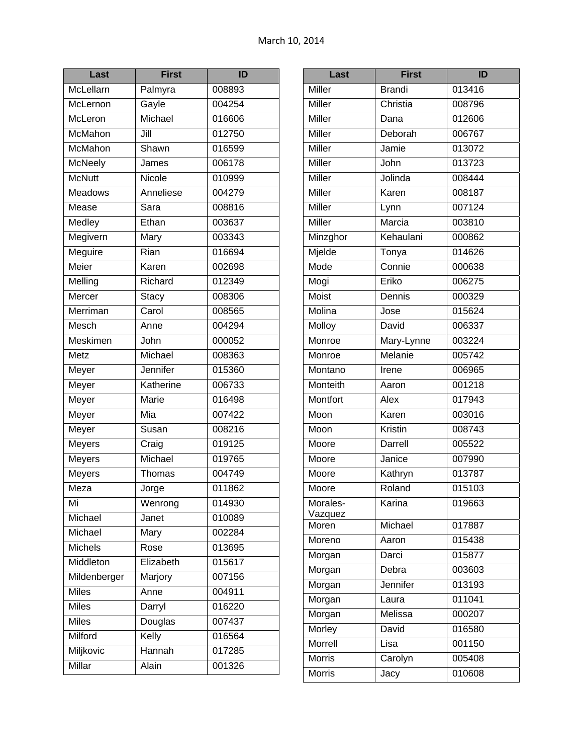March 10, 2014

| Last | First | ID |
|---|---|---|
| McLellarn | Palmyra | 008893 |
| McLernon | Gayle | 004254 |
| McLeron | Michael | 016606 |
| McMahon | Jill | 012750 |
| McMahon | Shawn | 016599 |
| McNeely | James | 006178 |
| McNutt | Nicole | 010999 |
| Meadows | Anneliese | 004279 |
| Mease | Sara | 008816 |
| Medley | Ethan | 003637 |
| Megivern | Mary | 003343 |
| Meguire | Rian | 016694 |
| Meier | Karen | 002698 |
| Melling | Richard | 012349 |
| Mercer | Stacy | 008306 |
| Merriman | Carol | 008565 |
| Mesch | Anne | 004294 |
| Meskimen | John | 000052 |
| Metz | Michael | 008363 |
| Meyer | Jennifer | 015360 |
| Meyer | Katherine | 006733 |
| Meyer | Marie | 016498 |
| Meyer | Mia | 007422 |
| Meyer | Susan | 008216 |
| Meyers | Craig | 019125 |
| Meyers | Michael | 019765 |
| Meyers | Thomas | 004749 |
| Meza | Jorge | 011862 |
| Mi | Wenrong | 014930 |
| Michael | Janet | 010089 |
| Michael | Mary | 002284 |
| Michels | Rose | 013695 |
| Middleton | Elizabeth | 015617 |
| Mildenberger | Marjory | 007156 |
| Miles | Anne | 004911 |
| Miles | Darryl | 016220 |
| Miles | Douglas | 007437 |
| Milford | Kelly | 016564 |
| Miljkovic | Hannah | 017285 |
| Millar | Alain | 001326 |
| Miller | Brandi | 013416 |
| Miller | Christia | 008796 |
| Miller | Dana | 012606 |
| Miller | Deborah | 006767 |
| Miller | Jamie | 013072 |
| Miller | John | 013723 |
| Miller | Jolinda | 008444 |
| Miller | Karen | 008187 |
| Miller | Lynn | 007124 |
| Miller | Marcia | 003810 |
| Minzghor | Kehaulani | 000862 |
| Mjelde | Tonya | 014626 |
| Mode | Connie | 000638 |
| Mogi | Eriko | 006275 |
| Moist | Dennis | 000329 |
| Molina | Jose | 015624 |
| Molloy | David | 006337 |
| Monroe | Mary-Lynne | 003224 |
| Monroe | Melanie | 005742 |
| Montano | Irene | 006965 |
| Monteith | Aaron | 001218 |
| Montfort | Alex | 017943 |
| Moon | Karen | 003016 |
| Moon | Kristin | 008743 |
| Moore | Darrell | 005522 |
| Moore | Janice | 007990 |
| Moore | Kathryn | 013787 |
| Moore | Roland | 015103 |
| Morales-Vazquez | Karina | 019663 |
| Moren | Michael | 017887 |
| Moreno | Aaron | 015438 |
| Morgan | Darci | 015877 |
| Morgan | Debra | 003603 |
| Morgan | Jennifer | 013193 |
| Morgan | Laura | 011041 |
| Morgan | Melissa | 000207 |
| Morley | David | 016580 |
| Morrell | Lisa | 001150 |
| Morris | Carolyn | 005408 |
| Morris | Jacy | 010608 |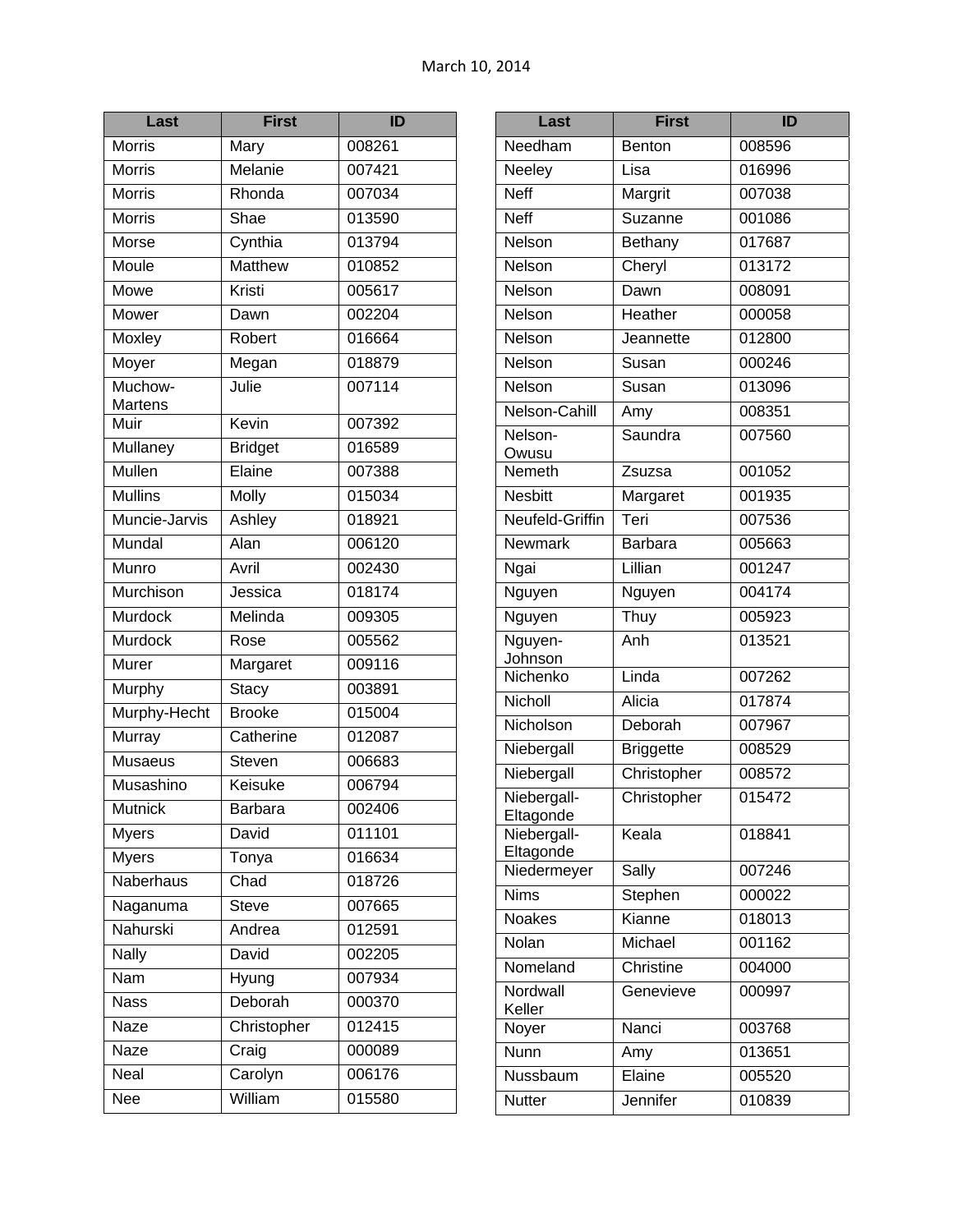March 10, 2014

| Last | First | ID |
|---|---|---|
| Morris | Mary | 008261 |
| Morris | Melanie | 007421 |
| Morris | Rhonda | 007034 |
| Morris | Shae | 013590 |
| Morse | Cynthia | 013794 |
| Moule | Matthew | 010852 |
| Mowe | Kristi | 005617 |
| Mower | Dawn | 002204 |
| Moxley | Robert | 016664 |
| Moyer | Megan | 018879 |
| Muchow-Martens | Julie | 007114 |
| Muir | Kevin | 007392 |
| Mullaney | Bridget | 016589 |
| Mullen | Elaine | 007388 |
| Mullins | Molly | 015034 |
| Muncie-Jarvis | Ashley | 018921 |
| Mundal | Alan | 006120 |
| Munro | Avril | 002430 |
| Murchison | Jessica | 018174 |
| Murdock | Melinda | 009305 |
| Murdock | Rose | 005562 |
| Murer | Margaret | 009116 |
| Murphy | Stacy | 003891 |
| Murphy-Hecht | Brooke | 015004 |
| Murray | Catherine | 012087 |
| Musaeus | Steven | 006683 |
| Musashino | Keisuke | 006794 |
| Mutnick | Barbara | 002406 |
| Myers | David | 011101 |
| Myers | Tonya | 016634 |
| Naberhaus | Chad | 018726 |
| Naganuma | Steve | 007665 |
| Nahurski | Andrea | 012591 |
| Nally | David | 002205 |
| Nam | Hyung | 007934 |
| Nass | Deborah | 000370 |
| Naze | Christopher | 012415 |
| Naze | Craig | 000089 |
| Neal | Carolyn | 006176 |
| Nee | William | 015580 |
| Needham | Benton | 008596 |
| Neeley | Lisa | 016996 |
| Neff | Margrit | 007038 |
| Neff | Suzanne | 001086 |
| Nelson | Bethany | 017687 |
| Nelson | Cheryl | 013172 |
| Nelson | Dawn | 008091 |
| Nelson | Heather | 000058 |
| Nelson | Jeannette | 012800 |
| Nelson | Susan | 000246 |
| Nelson | Susan | 013096 |
| Nelson-Cahill | Amy | 008351 |
| Nelson-Owusu | Saundra | 007560 |
| Nemeth | Zsuzsa | 001052 |
| Nesbitt | Margaret | 001935 |
| Neufeld-Griffin | Teri | 007536 |
| Newmark | Barbara | 005663 |
| Ngai | Lillian | 001247 |
| Nguyen | Nguyen | 004174 |
| Nguyen | Thuy | 005923 |
| Nguyen-Johnson | Anh | 013521 |
| Nichenko | Linda | 007262 |
| Nicholl | Alicia | 017874 |
| Nicholson | Deborah | 007967 |
| Niebergall | Briggette | 008529 |
| Niebergall | Christopher | 008572 |
| Niebergall-Eltagonde | Christopher | 015472 |
| Niebergall-Eltagonde | Keala | 018841 |
| Niedermeyer | Sally | 007246 |
| Nims | Stephen | 000022 |
| Noakes | Kianne | 018013 |
| Nolan | Michael | 001162 |
| Nomeland | Christine | 004000 |
| Nordwall Keller | Genevieve | 000997 |
| Noyer | Nanci | 003768 |
| Nunn | Amy | 013651 |
| Nussbaum | Elaine | 005520 |
| Nutter | Jennifer | 010839 |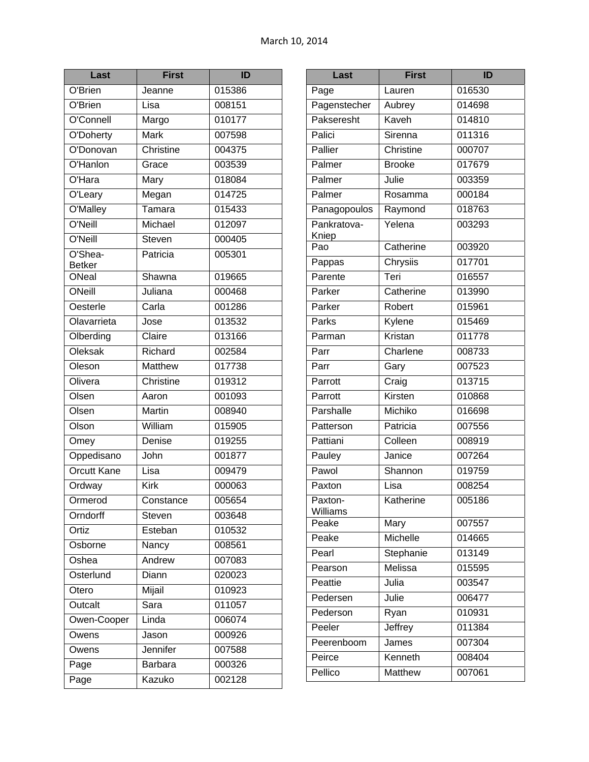March 10, 2014

| Last | First | ID |
|---|---|---|
| O'Brien | Jeanne | 015386 |
| O'Brien | Lisa | 008151 |
| O'Connell | Margo | 010177 |
| O'Doherty | Mark | 007598 |
| O'Donovan | Christine | 004375 |
| O'Hanlon | Grace | 003539 |
| O'Hara | Mary | 018084 |
| O'Leary | Megan | 014725 |
| O'Malley | Tamara | 015433 |
| O'Neill | Michael | 012097 |
| O'Neill | Steven | 000405 |
| O'Shea-Betker | Patricia | 005301 |
| ONeal | Shawna | 019665 |
| ONeill | Juliana | 000468 |
| Oesterle | Carla | 001286 |
| Olavarrieta | Jose | 013532 |
| Olberding | Claire | 013166 |
| Oleksak | Richard | 002584 |
| Oleson | Matthew | 017738 |
| Olivera | Christine | 019312 |
| Olsen | Aaron | 001093 |
| Olsen | Martin | 008940 |
| Olson | William | 015905 |
| Omey | Denise | 019255 |
| Oppedisano | John | 001877 |
| Orcutt Kane | Lisa | 009479 |
| Ordway | Kirk | 000063 |
| Ormerod | Constance | 005654 |
| Orndorff | Steven | 003648 |
| Ortiz | Esteban | 010532 |
| Osborne | Nancy | 008561 |
| Oshea | Andrew | 007083 |
| Osterlund | Diann | 020023 |
| Otero | Mijail | 010923 |
| Outcalt | Sara | 011057 |
| Owen-Cooper | Linda | 006074 |
| Owens | Jason | 000926 |
| Owens | Jennifer | 007588 |
| Page | Barbara | 000326 |
| Page | Kazuko | 002128 |
| Page | Lauren | 016530 |
| Pagenstecher | Aubrey | 014698 |
| Pakseresht | Kaveh | 014810 |
| Palici | Sirenna | 011316 |
| Pallier | Christine | 000707 |
| Palmer | Brooke | 017679 |
| Palmer | Julie | 003359 |
| Palmer | Rosamma | 000184 |
| Panagopoulos | Raymond | 018763 |
| Pankratova-Kniep | Yelena | 003293 |
| Pao | Catherine | 003920 |
| Pappas | Chrysiis | 017701 |
| Parente | Teri | 016557 |
| Parker | Catherine | 013990 |
| Parker | Robert | 015961 |
| Parks | Kylene | 015469 |
| Parman | Kristan | 011778 |
| Parr | Charlene | 008733 |
| Parr | Gary | 007523 |
| Parrott | Craig | 013715 |
| Parrott | Kirsten | 010868 |
| Parshalle | Michiko | 016698 |
| Patterson | Patricia | 007556 |
| Pattiani | Colleen | 008919 |
| Pauley | Janice | 007264 |
| Pawol | Shannon | 019759 |
| Paxton | Lisa | 008254 |
| Paxton-Williams | Katherine | 005186 |
| Peake | Mary | 007557 |
| Peake | Michelle | 014665 |
| Pearl | Stephanie | 013149 |
| Pearson | Melissa | 015595 |
| Peattie | Julia | 003547 |
| Pedersen | Julie | 006477 |
| Pederson | Ryan | 010931 |
| Peeler | Jeffrey | 011384 |
| Peerenboom | James | 007304 |
| Peirce | Kenneth | 008404 |
| Pellico | Matthew | 007061 |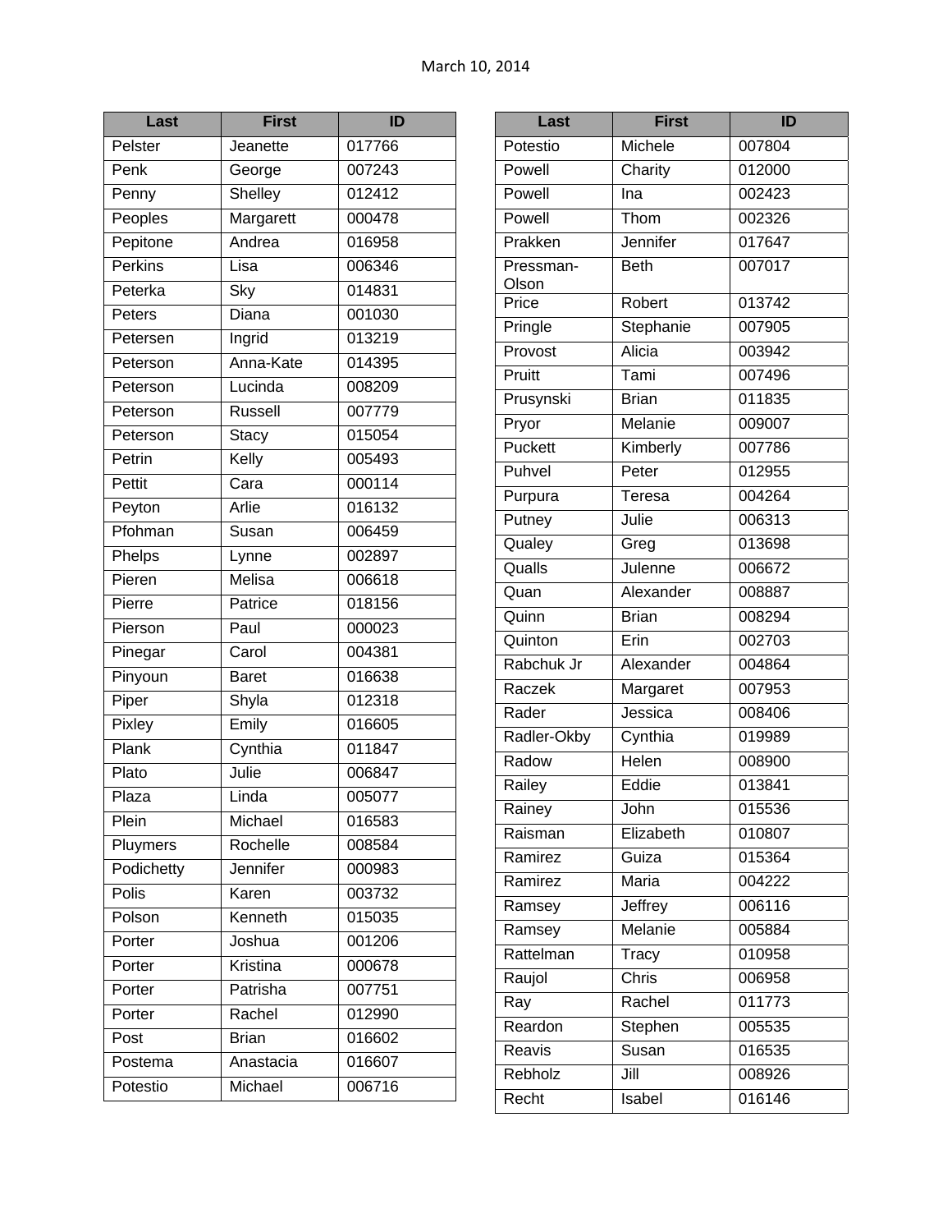March 10, 2014

| Last | First | ID |
|---|---|---|
| Pelster | Jeanette | 017766 |
| Penk | George | 007243 |
| Penny | Shelley | 012412 |
| Peoples | Margarett | 000478 |
| Pepitone | Andrea | 016958 |
| Perkins | Lisa | 006346 |
| Peterka | Sky | 014831 |
| Peters | Diana | 001030 |
| Petersen | Ingrid | 013219 |
| Peterson | Anna-Kate | 014395 |
| Peterson | Lucinda | 008209 |
| Peterson | Russell | 007779 |
| Peterson | Stacy | 015054 |
| Petrin | Kelly | 005493 |
| Pettit | Cara | 000114 |
| Peyton | Arlie | 016132 |
| Pfohman | Susan | 006459 |
| Phelps | Lynne | 002897 |
| Pieren | Melisa | 006618 |
| Pierre | Patrice | 018156 |
| Pierson | Paul | 000023 |
| Pinegar | Carol | 004381 |
| Pinyoun | Baret | 016638 |
| Piper | Shyla | 012318 |
| Pixley | Emily | 016605 |
| Plank | Cynthia | 011847 |
| Plato | Julie | 006847 |
| Plaza | Linda | 005077 |
| Plein | Michael | 016583 |
| Pluymers | Rochelle | 008584 |
| Podichetty | Jennifer | 000983 |
| Polis | Karen | 003732 |
| Polson | Kenneth | 015035 |
| Porter | Joshua | 001206 |
| Porter | Kristina | 000678 |
| Porter | Patrisha | 007751 |
| Porter | Rachel | 012990 |
| Post | Brian | 016602 |
| Postema | Anastacia | 016607 |
| Potestio | Michael | 006716 |
| Potestio | Michele | 007804 |
| Powell | Charity | 012000 |
| Powell | Ina | 002423 |
| Powell | Thom | 002326 |
| Prakken | Jennifer | 017647 |
| Pressman-Olson | Beth | 007017 |
| Price | Robert | 013742 |
| Pringle | Stephanie | 007905 |
| Provost | Alicia | 003942 |
| Pruitt | Tami | 007496 |
| Prusynski | Brian | 011835 |
| Pryor | Melanie | 009007 |
| Puckett | Kimberly | 007786 |
| Puhvel | Peter | 012955 |
| Purpura | Teresa | 004264 |
| Putney | Julie | 006313 |
| Qualey | Greg | 013698 |
| Qualls | Julenne | 006672 |
| Quan | Alexander | 008887 |
| Quinn | Brian | 008294 |
| Quinton | Erin | 002703 |
| Rabchuk Jr | Alexander | 004864 |
| Raczek | Margaret | 007953 |
| Rader | Jessica | 008406 |
| Radler-Okby | Cynthia | 019989 |
| Radow | Helen | 008900 |
| Railey | Eddie | 013841 |
| Rainey | John | 015536 |
| Raisman | Elizabeth | 010807 |
| Ramirez | Guiza | 015364 |
| Ramirez | Maria | 004222 |
| Ramsey | Jeffrey | 006116 |
| Ramsey | Melanie | 005884 |
| Rattelman | Tracy | 010958 |
| Raujol | Chris | 006958 |
| Ray | Rachel | 011773 |
| Reardon | Stephen | 005535 |
| Reavis | Susan | 016535 |
| Rebholz | Jill | 008926 |
| Recht | Isabel | 016146 |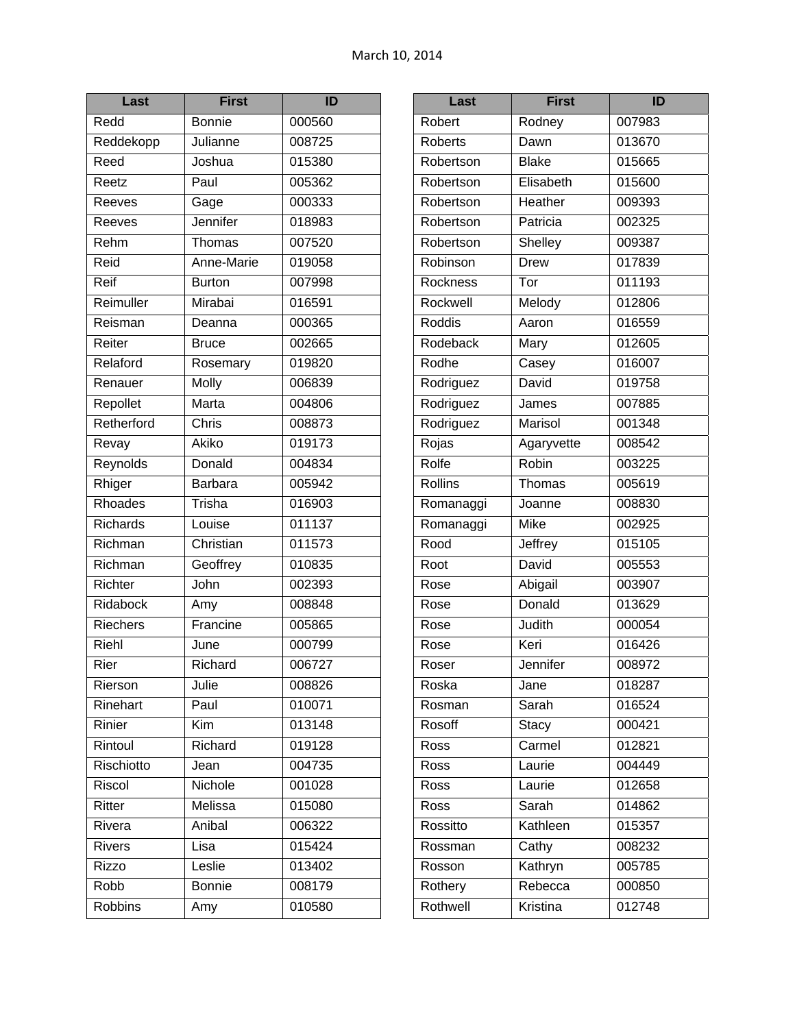March 10, 2014

| Last | First | ID |
|---|---|---|
| Redd | Bonnie | 000560 |
| Reddekopp | Julianne | 008725 |
| Reed | Joshua | 015380 |
| Reetz | Paul | 005362 |
| Reeves | Gage | 000333 |
| Reeves | Jennifer | 018983 |
| Rehm | Thomas | 007520 |
| Reid | Anne-Marie | 019058 |
| Reif | Burton | 007998 |
| Reimuller | Mirabai | 016591 |
| Reisman | Deanna | 000365 |
| Reiter | Bruce | 002665 |
| Relaford | Rosemary | 019820 |
| Renauer | Molly | 006839 |
| Repollet | Marta | 004806 |
| Retherford | Chris | 008873 |
| Revay | Akiko | 019173 |
| Reynolds | Donald | 004834 |
| Rhiger | Barbara | 005942 |
| Rhoades | Trisha | 016903 |
| Richards | Louise | 011137 |
| Richman | Christian | 011573 |
| Richman | Geoffrey | 010835 |
| Richter | John | 002393 |
| Ridabock | Amy | 008848 |
| Riechers | Francine | 005865 |
| Riehl | June | 000799 |
| Rier | Richard | 006727 |
| Rierson | Julie | 008826 |
| Rinehart | Paul | 010071 |
| Rinier | Kim | 013148 |
| Rintoul | Richard | 019128 |
| Rischiotto | Jean | 004735 |
| Riscol | Nichole | 001028 |
| Ritter | Melissa | 015080 |
| Rivera | Anibal | 006322 |
| Rivers | Lisa | 015424 |
| Rizzo | Leslie | 013402 |
| Robb | Bonnie | 008179 |
| Robbins | Amy | 010580 |

| Last | First | ID |
|---|---|---|
| Robert | Rodney | 007983 |
| Roberts | Dawn | 013670 |
| Robertson | Blake | 015665 |
| Robertson | Elisabeth | 015600 |
| Robertson | Heather | 009393 |
| Robertson | Patricia | 002325 |
| Robertson | Shelley | 009387 |
| Robinson | Drew | 017839 |
| Rockness | Tor | 011193 |
| Rockwell | Melody | 012806 |
| Roddis | Aaron | 016559 |
| Rodeback | Mary | 012605 |
| Rodhe | Casey | 016007 |
| Rodriguez | David | 019758 |
| Rodriguez | James | 007885 |
| Rodriguez | Marisol | 001348 |
| Rojas | Agaryvette | 008542 |
| Rolfe | Robin | 003225 |
| Rollins | Thomas | 005619 |
| Romanaggi | Joanne | 008830 |
| Romanaggi | Mike | 002925 |
| Rood | Jeffrey | 015105 |
| Root | David | 005553 |
| Rose | Abigail | 003907 |
| Rose | Donald | 013629 |
| Rose | Judith | 000054 |
| Rose | Keri | 016426 |
| Roser | Jennifer | 008972 |
| Roska | Jane | 018287 |
| Rosman | Sarah | 016524 |
| Rosoff | Stacy | 000421 |
| Ross | Carmel | 012821 |
| Ross | Laurie | 004449 |
| Ross | Laurie | 012658 |
| Ross | Sarah | 014862 |
| Rossitto | Kathleen | 015357 |
| Rossman | Cathy | 008232 |
| Rosson | Kathryn | 005785 |
| Rothery | Rebecca | 000850 |
| Rothwell | Kristina | 012748 |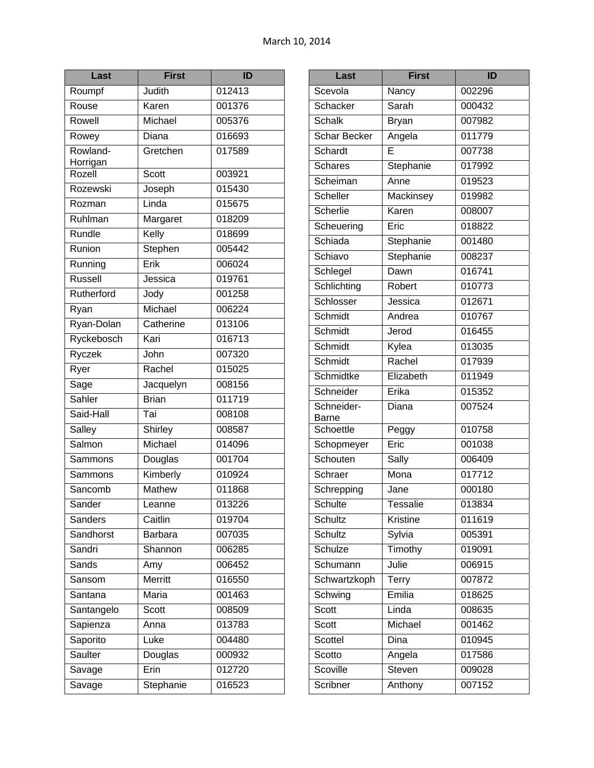March 10, 2014

| Last | First | ID |
|---|---|---|
| Roumpf | Judith | 012413 |
| Rouse | Karen | 001376 |
| Rowell | Michael | 005376 |
| Rowey | Diana | 016693 |
| Rowland-Horrigan | Gretchen | 017589 |
| Rozell | Scott | 003921 |
| Rozewski | Joseph | 015430 |
| Rozman | Linda | 015675 |
| Ruhlman | Margaret | 018209 |
| Rundle | Kelly | 018699 |
| Runion | Stephen | 005442 |
| Running | Erik | 006024 |
| Russell | Jessica | 019761 |
| Rutherford | Jody | 001258 |
| Ryan | Michael | 006224 |
| Ryan-Dolan | Catherine | 013106 |
| Ryckebosch | Kari | 016713 |
| Ryczek | John | 007320 |
| Ryer | Rachel | 015025 |
| Sage | Jacquelyn | 008156 |
| Sahler | Brian | 011719 |
| Said-Hall | Tai | 008108 |
| Salley | Shirley | 008587 |
| Salmon | Michael | 014096 |
| Sammons | Douglas | 001704 |
| Sammons | Kimberly | 010924 |
| Sancomb | Mathew | 011868 |
| Sander | Leanne | 013226 |
| Sanders | Caitlin | 019704 |
| Sandhorst | Barbara | 007035 |
| Sandri | Shannon | 006285 |
| Sands | Amy | 006452 |
| Sansom | Merritt | 016550 |
| Santana | Maria | 001463 |
| Santangelo | Scott | 008509 |
| Sapienza | Anna | 013783 |
| Saporito | Luke | 004480 |
| Saulter | Douglas | 000932 |
| Savage | Erin | 012720 |
| Savage | Stephanie | 016523 |

| Last | First | ID |
|---|---|---|
| Scevola | Nancy | 002296 |
| Schacker | Sarah | 000432 |
| Schalk | Bryan | 007982 |
| Schar Becker | Angela | 011779 |
| Schardt | E | 007738 |
| Schares | Stephanie | 017992 |
| Scheiman | Anne | 019523 |
| Scheller | Mackinsey | 019982 |
| Scherlie | Karen | 008007 |
| Scheuering | Eric | 018822 |
| Schiada | Stephanie | 001480 |
| Schiavo | Stephanie | 008237 |
| Schlegel | Dawn | 016741 |
| Schlichting | Robert | 010773 |
| Schlosser | Jessica | 012671 |
| Schmidt | Andrea | 010767 |
| Schmidt | Jerod | 016455 |
| Schmidt | Kylea | 013035 |
| Schmidt | Rachel | 017939 |
| Schmidtke | Elizabeth | 011949 |
| Schneider | Erika | 015352 |
| Schneider-Barne | Diana | 007524 |
| Schoettle | Peggy | 010758 |
| Schopmeyer | Eric | 001038 |
| Schouten | Sally | 006409 |
| Schraer | Mona | 017712 |
| Schrepping | Jane | 000180 |
| Schulte | Tessalie | 013834 |
| Schultz | Kristine | 011619 |
| Schultz | Sylvia | 005391 |
| Schulze | Timothy | 019091 |
| Schumann | Julie | 006915 |
| Schwartzkoph | Terry | 007872 |
| Schwing | Emilia | 018625 |
| Scott | Linda | 008635 |
| Scott | Michael | 001462 |
| Scottel | Dina | 010945 |
| Scotto | Angela | 017586 |
| Scoville | Steven | 009028 |
| Scribner | Anthony | 007152 |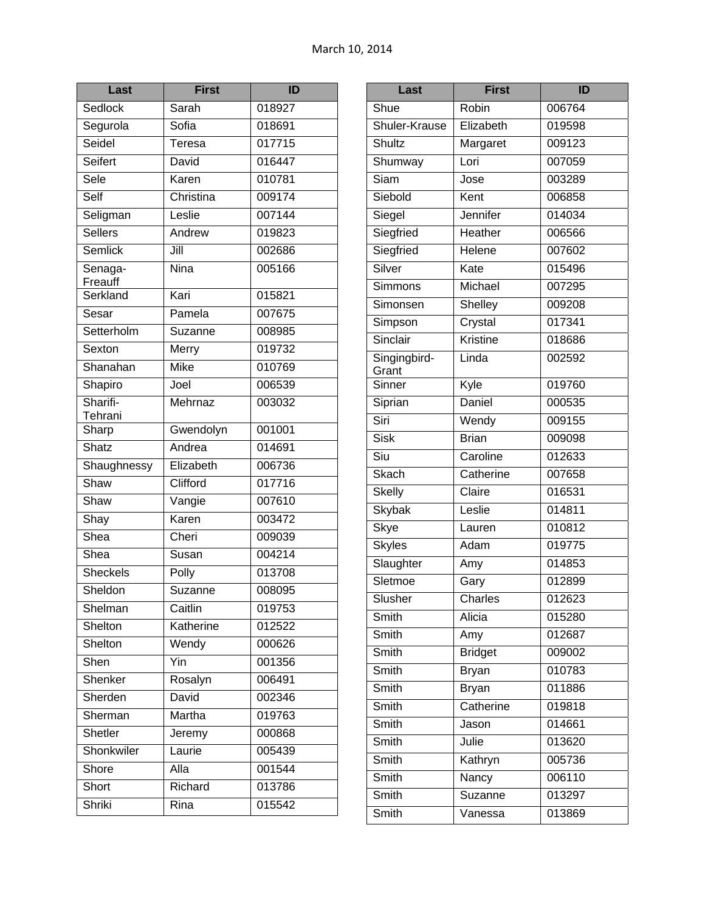March 10, 2014

| Last | First | ID |
|---|---|---|
| Sedlock | Sarah | 018927 |
| Segurola | Sofia | 018691 |
| Seidel | Teresa | 017715 |
| Seifert | David | 016447 |
| Sele | Karen | 010781 |
| Self | Christina | 009174 |
| Seligman | Leslie | 007144 |
| Sellers | Andrew | 019823 |
| Semlick | Jill | 002686 |
| Senaga-Freauff | Nina | 005166 |
| Serkland | Kari | 015821 |
| Sesar | Pamela | 007675 |
| Setterholm | Suzanne | 008985 |
| Sexton | Merry | 019732 |
| Shanahan | Mike | 010769 |
| Shapiro | Joel | 006539 |
| Sharifi-Tehrani | Mehrnaz | 003032 |
| Sharp | Gwendolyn | 001001 |
| Shatz | Andrea | 014691 |
| Shaughnessy | Elizabeth | 006736 |
| Shaw | Clifford | 017716 |
| Shaw | Vangie | 007610 |
| Shay | Karen | 003472 |
| Shea | Cheri | 009039 |
| Shea | Susan | 004214 |
| Sheckels | Polly | 013708 |
| Sheldon | Suzanne | 008095 |
| Shelman | Caitlin | 019753 |
| Shelton | Katherine | 012522 |
| Shelton | Wendy | 000626 |
| Shen | Yin | 001356 |
| Shenker | Rosalyn | 006491 |
| Sherden | David | 002346 |
| Sherman | Martha | 019763 |
| Shetler | Jeremy | 000868 |
| Shonkwiler | Laurie | 005439 |
| Shore | Alla | 001544 |
| Short | Richard | 013786 |
| Shriki | Rina | 015542 |

| Last | First | ID |
|---|---|---|
| Shue | Robin | 006764 |
| Shuler-Krause | Elizabeth | 019598 |
| Shultz | Margaret | 009123 |
| Shumway | Lori | 007059 |
| Siam | Jose | 003289 |
| Siebold | Kent | 006858 |
| Siegel | Jennifer | 014034 |
| Siegfried | Heather | 006566 |
| Siegfried | Helene | 007602 |
| Silver | Kate | 015496 |
| Simmons | Michael | 007295 |
| Simonsen | Shelley | 009208 |
| Simpson | Crystal | 017341 |
| Sinclair | Kristine | 018686 |
| Singingbird-Grant | Linda | 002592 |
| Sinner | Kyle | 019760 |
| Siprian | Daniel | 000535 |
| Siri | Wendy | 009155 |
| Sisk | Brian | 009098 |
| Siu | Caroline | 012633 |
| Skach | Catherine | 007658 |
| Skelly | Claire | 016531 |
| Skybak | Leslie | 014811 |
| Skye | Lauren | 010812 |
| Skyles | Adam | 019775 |
| Slaughter | Amy | 014853 |
| Sletmoe | Gary | 012899 |
| Slusher | Charles | 012623 |
| Smith | Alicia | 015280 |
| Smith | Amy | 012687 |
| Smith | Bridget | 009002 |
| Smith | Bryan | 010783 |
| Smith | Bryan | 011886 |
| Smith | Catherine | 019818 |
| Smith | Jason | 014661 |
| Smith | Julie | 013620 |
| Smith | Kathryn | 005736 |
| Smith | Nancy | 006110 |
| Smith | Suzanne | 013297 |
| Smith | Vanessa | 013869 |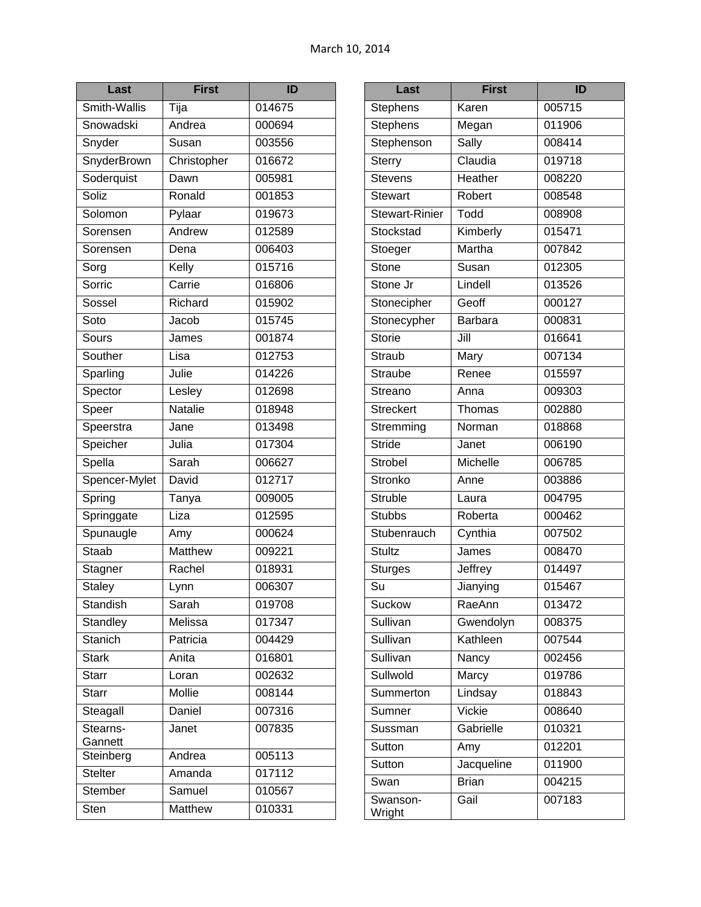March 10, 2014

| Last | First | ID |
|---|---|---|
| Smith-Wallis | Tija | 014675 |
| Snowadski | Andrea | 000694 |
| Snyder | Susan | 003556 |
| SnyderBrown | Christopher | 016672 |
| Soderquist | Dawn | 005981 |
| Soliz | Ronald | 001853 |
| Solomon | Pylaar | 019673 |
| Sorensen | Andrew | 012589 |
| Sorensen | Dena | 006403 |
| Sorg | Kelly | 015716 |
| Sorric | Carrie | 016806 |
| Sossel | Richard | 015902 |
| Soto | Jacob | 015745 |
| Sours | James | 001874 |
| Souther | Lisa | 012753 |
| Sparling | Julie | 014226 |
| Spector | Lesley | 012698 |
| Speer | Natalie | 018948 |
| Speerstra | Jane | 013498 |
| Speicher | Julia | 017304 |
| Spella | Sarah | 006627 |
| Spencer-Mylet | David | 012717 |
| Spring | Tanya | 009005 |
| Springgate | Liza | 012595 |
| Spunaugle | Amy | 000624 |
| Staab | Matthew | 009221 |
| Stagner | Rachel | 018931 |
| Staley | Lynn | 006307 |
| Standish | Sarah | 019708 |
| Standley | Melissa | 017347 |
| Stanich | Patricia | 004429 |
| Stark | Anita | 016801 |
| Starr | Loran | 002632 |
| Starr | Mollie | 008144 |
| Steagall | Daniel | 007316 |
| Stearns-Gannett | Janet | 007835 |
| Steinberg | Andrea | 005113 |
| Stelter | Amanda | 017112 |
| Stember | Samuel | 010567 |
| Sten | Matthew | 010331 |
| Stephens | Karen | 005715 |
| Stephens | Megan | 011906 |
| Stephenson | Sally | 008414 |
| Sterry | Claudia | 019718 |
| Stevens | Heather | 008220 |
| Stewart | Robert | 008548 |
| Stewart-Rinier | Todd | 008908 |
| Stockstad | Kimberly | 015471 |
| Stoeger | Martha | 007842 |
| Stone | Susan | 012305 |
| Stone Jr | Lindell | 013526 |
| Stonecipher | Geoff | 000127 |
| Stonecypher | Barbara | 000831 |
| Storie | Jill | 016641 |
| Straub | Mary | 007134 |
| Straube | Renee | 015597 |
| Streano | Anna | 009303 |
| Streckert | Thomas | 002880 |
| Stremming | Norman | 018868 |
| Stride | Janet | 006190 |
| Strobel | Michelle | 006785 |
| Stronko | Anne | 003886 |
| Struble | Laura | 004795 |
| Stubbs | Roberta | 000462 |
| Stubenrauch | Cynthia | 007502 |
| Stultz | James | 008470 |
| Sturges | Jeffrey | 014497 |
| Su | Jianying | 015467 |
| Suckow | RaeAnn | 013472 |
| Sullivan | Gwendolyn | 008375 |
| Sullivan | Kathleen | 007544 |
| Sullivan | Nancy | 002456 |
| Sullwold | Marcy | 019786 |
| Summerton | Lindsay | 018843 |
| Sumner | Vickie | 008640 |
| Sussman | Gabrielle | 010321 |
| Sutton | Amy | 012201 |
| Sutton | Jacqueline | 011900 |
| Swan | Brian | 004215 |
| Swanson-Wright | Gail | 007183 |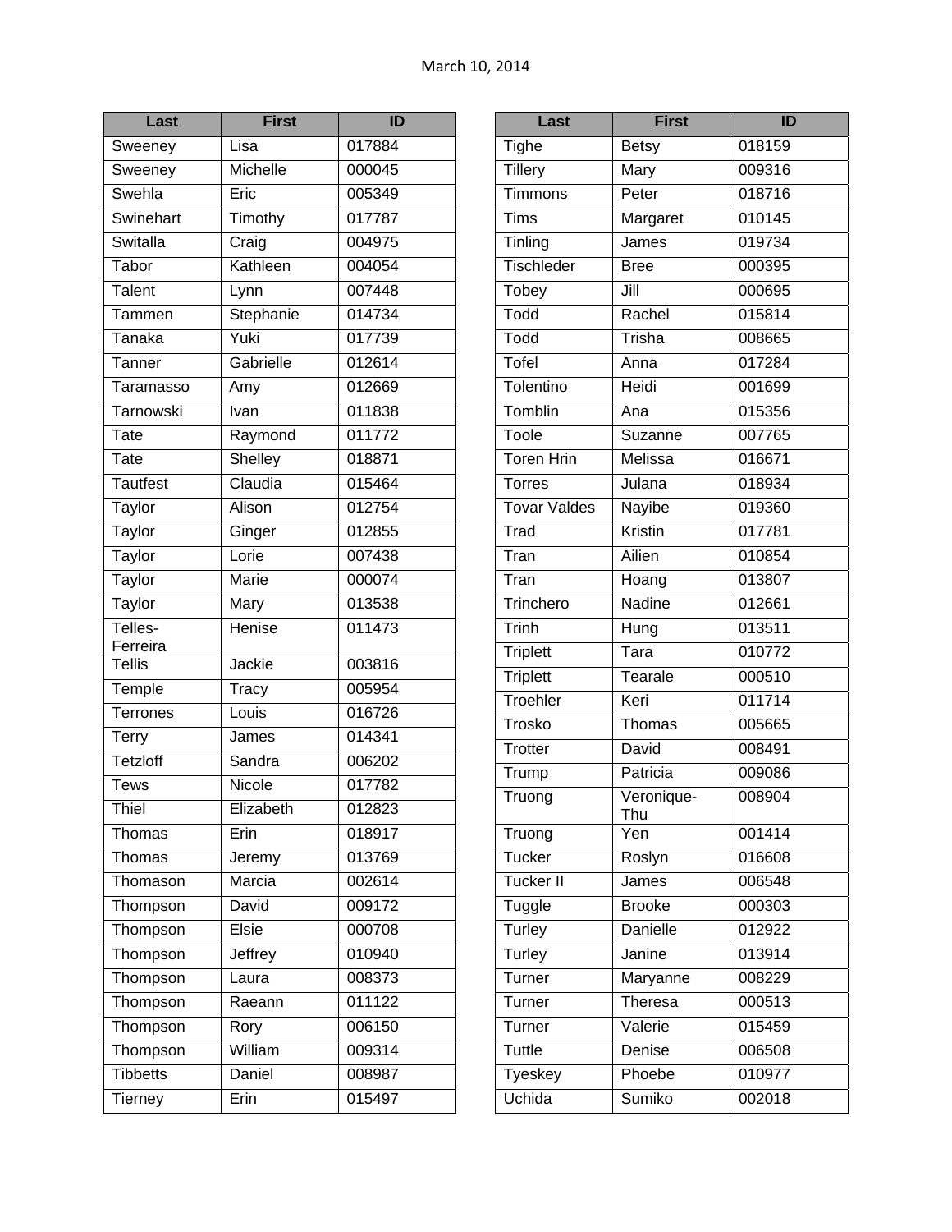March 10, 2014

| Last | First | ID |
|---|---|---|
| Sweeney | Lisa | 017884 |
| Sweeney | Michelle | 000045 |
| Swehla | Eric | 005349 |
| Swinehart | Timothy | 017787 |
| Switalla | Craig | 004975 |
| Tabor | Kathleen | 004054 |
| Talent | Lynn | 007448 |
| Tammen | Stephanie | 014734 |
| Tanaka | Yuki | 017739 |
| Tanner | Gabrielle | 012614 |
| Taramasso | Amy | 012669 |
| Tarnowski | Ivan | 011838 |
| Tate | Raymond | 011772 |
| Tate | Shelley | 018871 |
| Tautfest | Claudia | 015464 |
| Taylor | Alison | 012754 |
| Taylor | Ginger | 012855 |
| Taylor | Lorie | 007438 |
| Taylor | Marie | 000074 |
| Taylor | Mary | 013538 |
| Telles-Ferreira | Henise | 011473 |
| Tellis | Jackie | 003816 |
| Temple | Tracy | 005954 |
| Terrones | Louis | 016726 |
| Terry | James | 014341 |
| Tetzloff | Sandra | 006202 |
| Tews | Nicole | 017782 |
| Thiel | Elizabeth | 012823 |
| Thomas | Erin | 018917 |
| Thomas | Jeremy | 013769 |
| Thomason | Marcia | 002614 |
| Thompson | David | 009172 |
| Thompson | Elsie | 000708 |
| Thompson | Jeffrey | 010940 |
| Thompson | Laura | 008373 |
| Thompson | Raeann | 011122 |
| Thompson | Rory | 006150 |
| Thompson | William | 009314 |
| Tibbetts | Daniel | 008987 |
| Tierney | Erin | 015497 |
| Tighe | Betsy | 018159 |
| Tillery | Mary | 009316 |
| Timmons | Peter | 018716 |
| Tims | Margaret | 010145 |
| Tinling | James | 019734 |
| Tischleder | Bree | 000395 |
| Tobey | Jill | 000695 |
| Todd | Rachel | 015814 |
| Todd | Trisha | 008665 |
| Tofel | Anna | 017284 |
| Tolentino | Heidi | 001699 |
| Tomblin | Ana | 015356 |
| Toole | Suzanne | 007765 |
| Toren Hrin | Melissa | 016671 |
| Torres | Julana | 018934 |
| Tovar Valdes | Nayibe | 019360 |
| Trad | Kristin | 017781 |
| Tran | Ailien | 010854 |
| Tran | Hoang | 013807 |
| Trinchero | Nadine | 012661 |
| Trinh | Hung | 013511 |
| Triplett | Tara | 010772 |
| Triplett | Tearale | 000510 |
| Troehler | Keri | 011714 |
| Trosko | Thomas | 005665 |
| Trotter | David | 008491 |
| Trump | Patricia | 009086 |
| Truong | Veronique-Thu | 008904 |
| Truong | Yen | 001414 |
| Tucker | Roslyn | 016608 |
| Tucker II | James | 006548 |
| Tuggle | Brooke | 000303 |
| Turley | Danielle | 012922 |
| Turley | Janine | 013914 |
| Turner | Maryanne | 008229 |
| Turner | Theresa | 000513 |
| Turner | Valerie | 015459 |
| Tuttle | Denise | 006508 |
| Tyeskey | Phoebe | 010977 |
| Uchida | Sumiko | 002018 |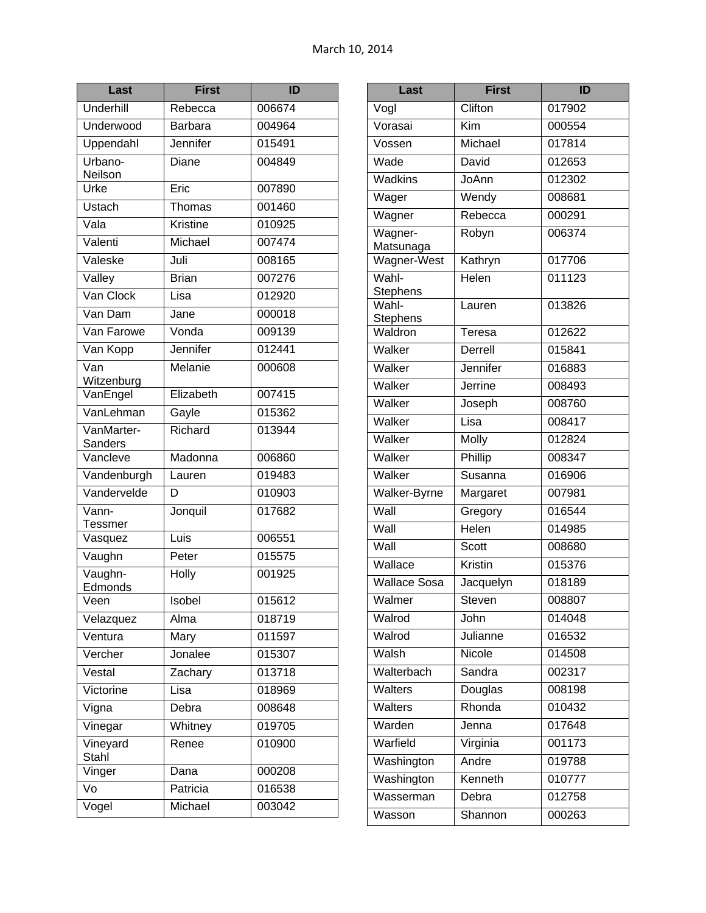March 10, 2014

| Last | First | ID |
|---|---|---|
| Underhill | Rebecca | 006674 |
| Underwood | Barbara | 004964 |
| Uppendahl | Jennifer | 015491 |
| Urbano-Neilson | Diane | 004849 |
| Urke | Eric | 007890 |
| Ustach | Thomas | 001460 |
| Vala | Kristine | 010925 |
| Valenti | Michael | 007474 |
| Valeske | Juli | 008165 |
| Valley | Brian | 007276 |
| Van Clock | Lisa | 012920 |
| Van Dam | Jane | 000018 |
| Van Farowe | Vonda | 009139 |
| Van Kopp | Jennifer | 012441 |
| Van Witzenburg | Melanie | 000608 |
| VanEngel | Elizabeth | 007415 |
| VanLehman | Gayle | 015362 |
| VanMarter-Sanders | Richard | 013944 |
| Vancleve | Madonna | 006860 |
| Vandenburgh | Lauren | 019483 |
| Vandervelde | D | 010903 |
| Vann-Tessmer | Jonquil | 017682 |
| Vasquez | Luis | 006551 |
| Vaughn | Peter | 015575 |
| Vaughn-Edmonds | Holly | 001925 |
| Veen | Isobel | 015612 |
| Velazquez | Alma | 018719 |
| Ventura | Mary | 011597 |
| Vercher | Jonalee | 015307 |
| Vestal | Zachary | 013718 |
| Victorine | Lisa | 018969 |
| Vigna | Debra | 008648 |
| Vinegar | Whitney | 019705 |
| Vineyard Stahl | Renee | 010900 |
| Vinger | Dana | 000208 |
| Vo | Patricia | 016538 |
| Vogel | Michael | 003042 |

| Last | First | ID |
|---|---|---|
| Vogl | Clifton | 017902 |
| Vorasai | Kim | 000554 |
| Vossen | Michael | 017814 |
| Wade | David | 012653 |
| Wadkins | JoAnn | 012302 |
| Wager | Wendy | 008681 |
| Wagner | Rebecca | 000291 |
| Wagner-Matsunaga | Robyn | 006374 |
| Wagner-West | Kathryn | 017706 |
| Wahl-Stephens | Helen | 011123 |
| Wahl-Stephens | Lauren | 013826 |
| Waldron | Teresa | 012622 |
| Walker | Derrell | 015841 |
| Walker | Jennifer | 016883 |
| Walker | Jerrine | 008493 |
| Walker | Joseph | 008760 |
| Walker | Lisa | 008417 |
| Walker | Molly | 012824 |
| Walker | Phillip | 008347 |
| Walker | Susanna | 016906 |
| Walker-Byrne | Margaret | 007981 |
| Wall | Gregory | 016544 |
| Wall | Helen | 014985 |
| Wall | Scott | 008680 |
| Wallace | Kristin | 015376 |
| Wallace Sosa | Jacquelyn | 018189 |
| Walmer | Steven | 008807 |
| Walrod | John | 014048 |
| Walrod | Julianne | 016532 |
| Walsh | Nicole | 014508 |
| Walterbach | Sandra | 002317 |
| Walters | Douglas | 008198 |
| Walters | Rhonda | 010432 |
| Warden | Jenna | 017648 |
| Warfield | Virginia | 001173 |
| Washington | Andre | 019788 |
| Washington | Kenneth | 010777 |
| Wasserman | Debra | 012758 |
| Wasson | Shannon | 000263 |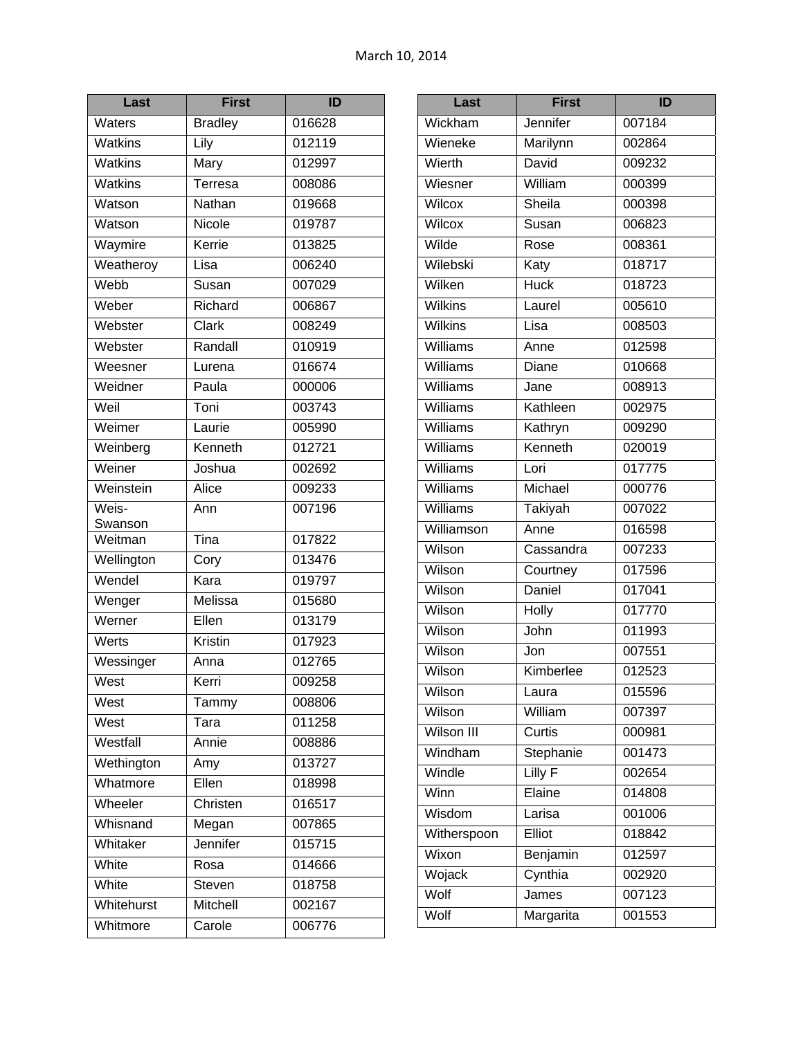March 10, 2014

| Last | First | ID |
| --- | --- | --- |
| Waters | Bradley | 016628 |
| Watkins | Lily | 012119 |
| Watkins | Mary | 012997 |
| Watkins | Terresa | 008086 |
| Watson | Nathan | 019668 |
| Watson | Nicole | 019787 |
| Waymire | Kerrie | 013825 |
| Weatheroy | Lisa | 006240 |
| Webb | Susan | 007029 |
| Weber | Richard | 006867 |
| Webster | Clark | 008249 |
| Webster | Randall | 010919 |
| Weesner | Lurena | 016674 |
| Weidner | Paula | 000006 |
| Weil | Toni | 003743 |
| Weimer | Laurie | 005990 |
| Weinberg | Kenneth | 012721 |
| Weiner | Joshua | 002692 |
| Weinstein | Alice | 009233 |
| Weis-Swanson | Ann | 007196 |
| Weitman | Tina | 017822 |
| Wellington | Cory | 013476 |
| Wendel | Kara | 019797 |
| Wenger | Melissa | 015680 |
| Werner | Ellen | 013179 |
| Werts | Kristin | 017923 |
| Wessinger | Anna | 012765 |
| West | Kerri | 009258 |
| West | Tammy | 008806 |
| West | Tara | 011258 |
| Westfall | Annie | 008886 |
| Wethington | Amy | 013727 |
| Whatmore | Ellen | 018998 |
| Wheeler | Christen | 016517 |
| Whisnand | Megan | 007865 |
| Whitaker | Jennifer | 015715 |
| White | Rosa | 014666 |
| White | Steven | 018758 |
| Whitehurst | Mitchell | 002167 |
| Whitmore | Carole | 006776 |

| Last | First | ID |
| --- | --- | --- |
| Wickham | Jennifer | 007184 |
| Wieneke | Marilynn | 002864 |
| Wierth | David | 009232 |
| Wiesner | William | 000399 |
| Wilcox | Sheila | 000398 |
| Wilcox | Susan | 006823 |
| Wilde | Rose | 008361 |
| Wilebski | Katy | 018717 |
| Wilken | Huck | 018723 |
| Wilkins | Laurel | 005610 |
| Wilkins | Lisa | 008503 |
| Williams | Anne | 012598 |
| Williams | Diane | 010668 |
| Williams | Jane | 008913 |
| Williams | Kathleen | 002975 |
| Williams | Kathryn | 009290 |
| Williams | Kenneth | 020019 |
| Williams | Lori | 017775 |
| Williams | Michael | 000776 |
| Williams | Takiyah | 007022 |
| Williamson | Anne | 016598 |
| Wilson | Cassandra | 007233 |
| Wilson | Courtney | 017596 |
| Wilson | Daniel | 017041 |
| Wilson | Holly | 017770 |
| Wilson | John | 011993 |
| Wilson | Jon | 007551 |
| Wilson | Kimberlee | 012523 |
| Wilson | Laura | 015596 |
| Wilson | William | 007397 |
| Wilson III | Curtis | 000981 |
| Windham | Stephanie | 001473 |
| Windle | Lilly F | 002654 |
| Winn | Elaine | 014808 |
| Wisdom | Larisa | 001006 |
| Witherspoon | Elliot | 018842 |
| Wixon | Benjamin | 012597 |
| Wojack | Cynthia | 002920 |
| Wolf | James | 007123 |
| Wolf | Margarita | 001553 |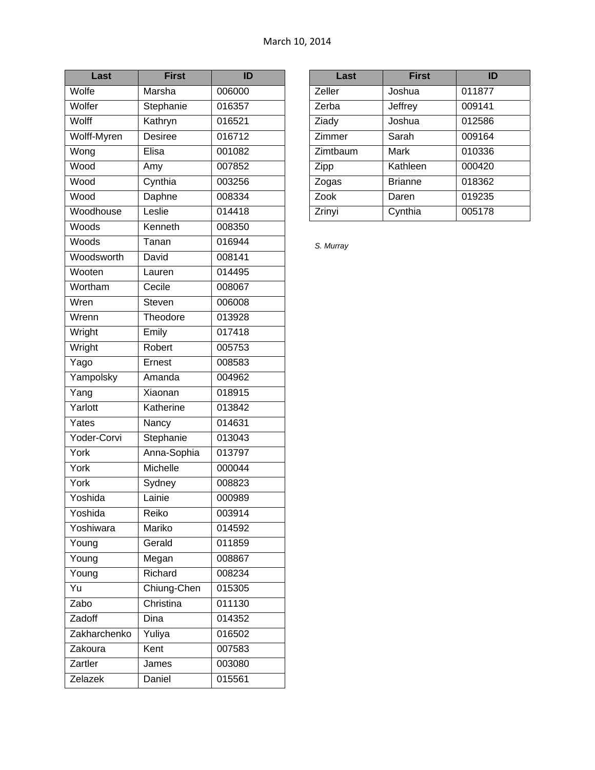March 10, 2014

| Last | First | ID |
|---|---|---|
| Wolfe | Marsha | 006000 |
| Wolfer | Stephanie | 016357 |
| Wolff | Kathryn | 016521 |
| Wolff-Myren | Desiree | 016712 |
| Wong | Elisa | 001082 |
| Wood | Amy | 007852 |
| Wood | Cynthia | 003256 |
| Wood | Daphne | 008334 |
| Woodhouse | Leslie | 014418 |
| Woods | Kenneth | 008350 |
| Woods | Tanan | 016944 |
| Woodsworth | David | 008141 |
| Wooten | Lauren | 014495 |
| Wortham | Cecile | 008067 |
| Wren | Steven | 006008 |
| Wrenn | Theodore | 013928 |
| Wright | Emily | 017418 |
| Wright | Robert | 005753 |
| Yago | Ernest | 008583 |
| Yampolsky | Amanda | 004962 |
| Yang | Xiaonan | 018915 |
| Yarlott | Katherine | 013842 |
| Yates | Nancy | 014631 |
| Yoder-Corvi | Stephanie | 013043 |
| York | Anna-Sophia | 013797 |
| York | Michelle | 000044 |
| York | Sydney | 008823 |
| Yoshida | Lainie | 000989 |
| Yoshida | Reiko | 003914 |
| Yoshiwara | Mariko | 014592 |
| Young | Gerald | 011859 |
| Young | Megan | 008867 |
| Young | Richard | 008234 |
| Yu | Chiung-Chen | 015305 |
| Zabo | Christina | 011130 |
| Zadoff | Dina | 014352 |
| Zakharchenko | Yuliya | 016502 |
| Zakoura | Kent | 007583 |
| Zartler | James | 003080 |
| Zelazek | Daniel | 015561 |
| Zeller | Joshua | 011877 |
| Zerba | Jeffrey | 009141 |
| Ziady | Joshua | 012586 |
| Zimmer | Sarah | 009164 |
| Zimtbaum | Mark | 010336 |
| Zipp | Kathleen | 000420 |
| Zogas | Brianne | 018362 |
| Zook | Daren | 019235 |
| Zrinyi | Cynthia | 005178 |

*S. Murray*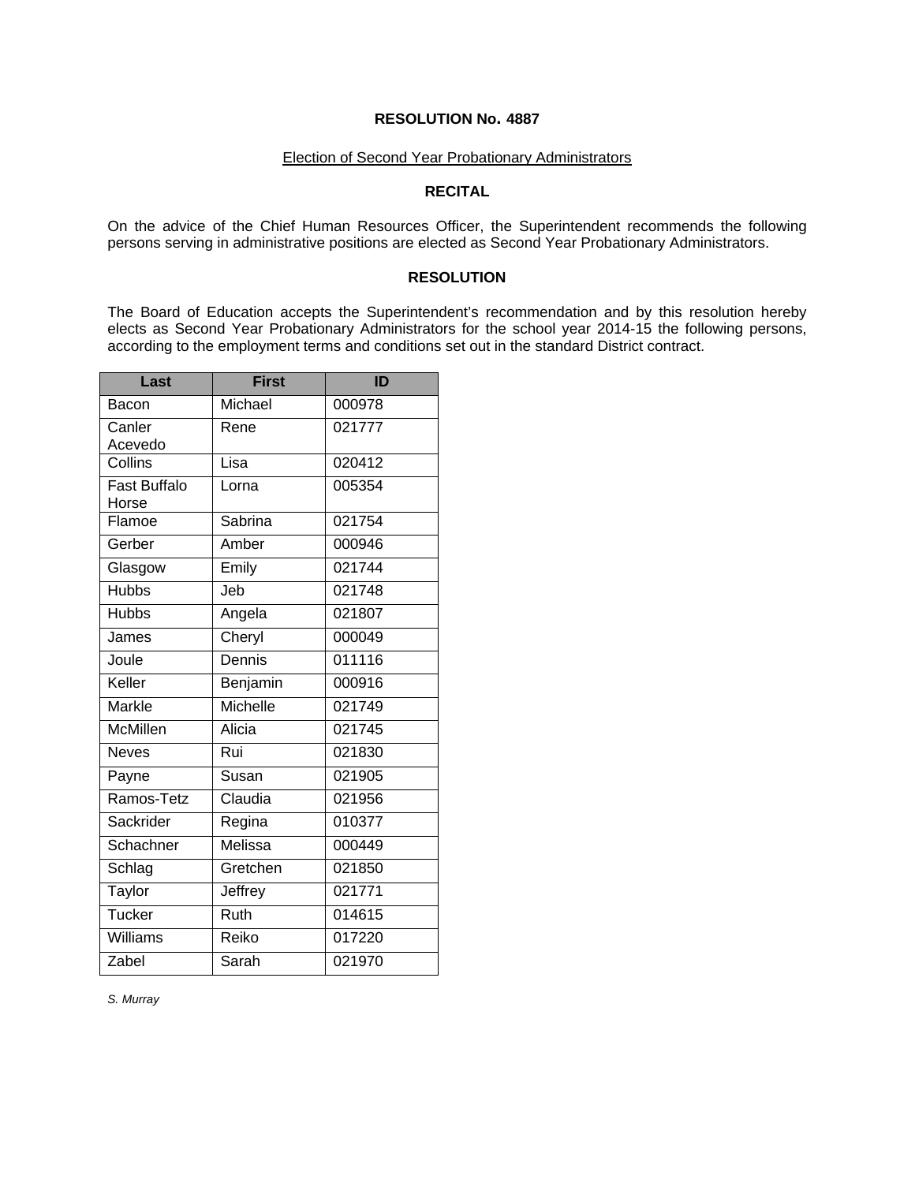**RESOLUTION No. 4887**

Election of Second Year Probationary Administrators

**RECITAL**

On the advice of the Chief Human Resources Officer, the Superintendent recommends the following persons serving in administrative positions are elected as Second Year Probationary Administrators.

**RESOLUTION**

The Board of Education accepts the Superintendent's recommendation and by this resolution hereby elects as Second Year Probationary Administrators for the school year 2014-15 the following persons, according to the employment terms and conditions set out in the standard District contract.

| Last | First | ID |
|---|---|---|
| Bacon | Michael | 000978 |
| Canler Acevedo | Rene | 021777 |
| Collins | Lisa | 020412 |
| Fast Buffalo Horse | Lorna | 005354 |
| Flamoe | Sabrina | 021754 |
| Gerber | Amber | 000946 |
| Glasgow | Emily | 021744 |
| Hubbs | Jeb | 021748 |
| Hubbs | Angela | 021807 |
| James | Cheryl | 000049 |
| Joule | Dennis | 011116 |
| Keller | Benjamin | 000916 |
| Markle | Michelle | 021749 |
| McMillen | Alicia | 021745 |
| Neves | Rui | 021830 |
| Payne | Susan | 021905 |
| Ramos-Tetz | Claudia | 021956 |
| Sackrider | Regina | 010377 |
| Schachner | Melissa | 000449 |
| Schlag | Gretchen | 021850 |
| Taylor | Jeffrey | 021771 |
| Tucker | Ruth | 014615 |
| Williams | Reiko | 017220 |
| Zabel | Sarah | 021970 |

*S. Murray*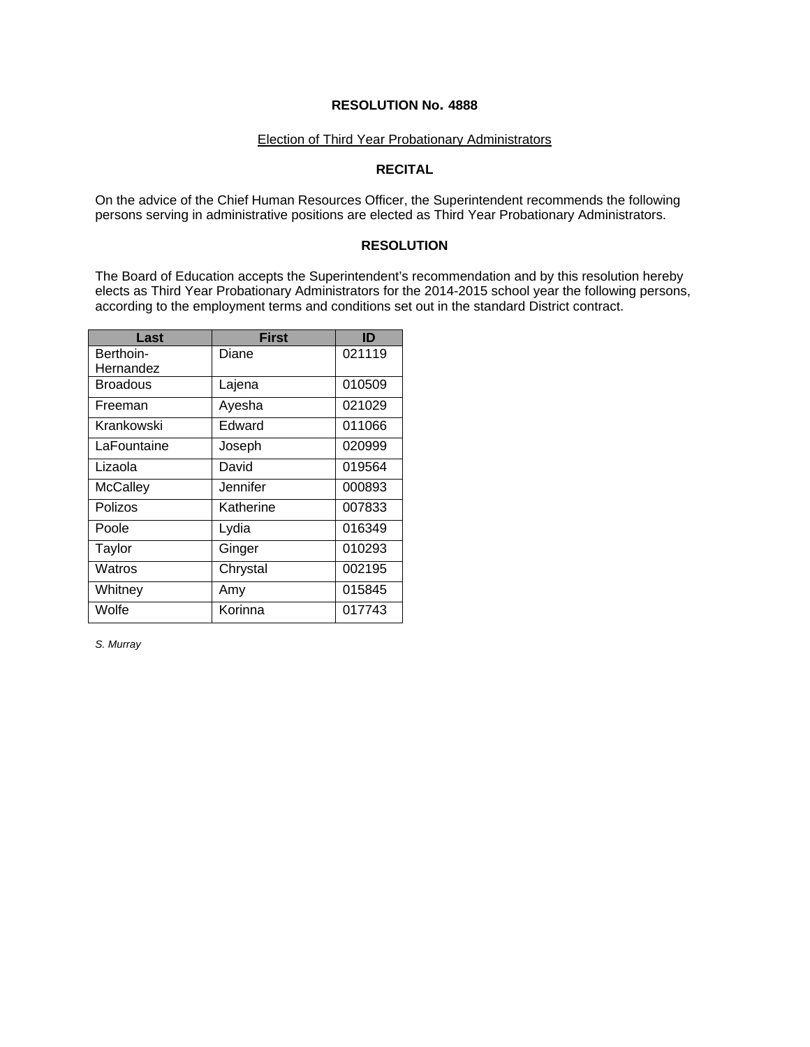**RESOLUTION No. 4888**

Election of Third Year Probationary Administrators

**RECITAL**

On the advice of the Chief Human Resources Officer, the Superintendent recommends the following persons serving in administrative positions are elected as Third Year Probationary Administrators.

**RESOLUTION**

The Board of Education accepts the Superintendent's recommendation and by this resolution hereby elects as Third Year Probationary Administrators for the 2014-2015 school year the following persons, according to the employment terms and conditions set out in the standard District contract.

| Last | First | ID |
|---|---|---|
| Berthoin-Hernandez | Diane | 021119 |
| Broadous | Lajena | 010509 |
| Freeman | Ayesha | 021029 |
| Krankowski | Edward | 011066 |
| LaFountaine | Joseph | 020999 |
| Lizaola | David | 019564 |
| McCalley | Jennifer | 000893 |
| Polizos | Katherine | 007833 |
| Poole | Lydia | 016349 |
| Taylor | Ginger | 010293 |
| Watros | Chrystal | 002195 |
| Whitney | Amy | 015845 |
| Wolfe | Korinna | 017743 |

*S. Murray*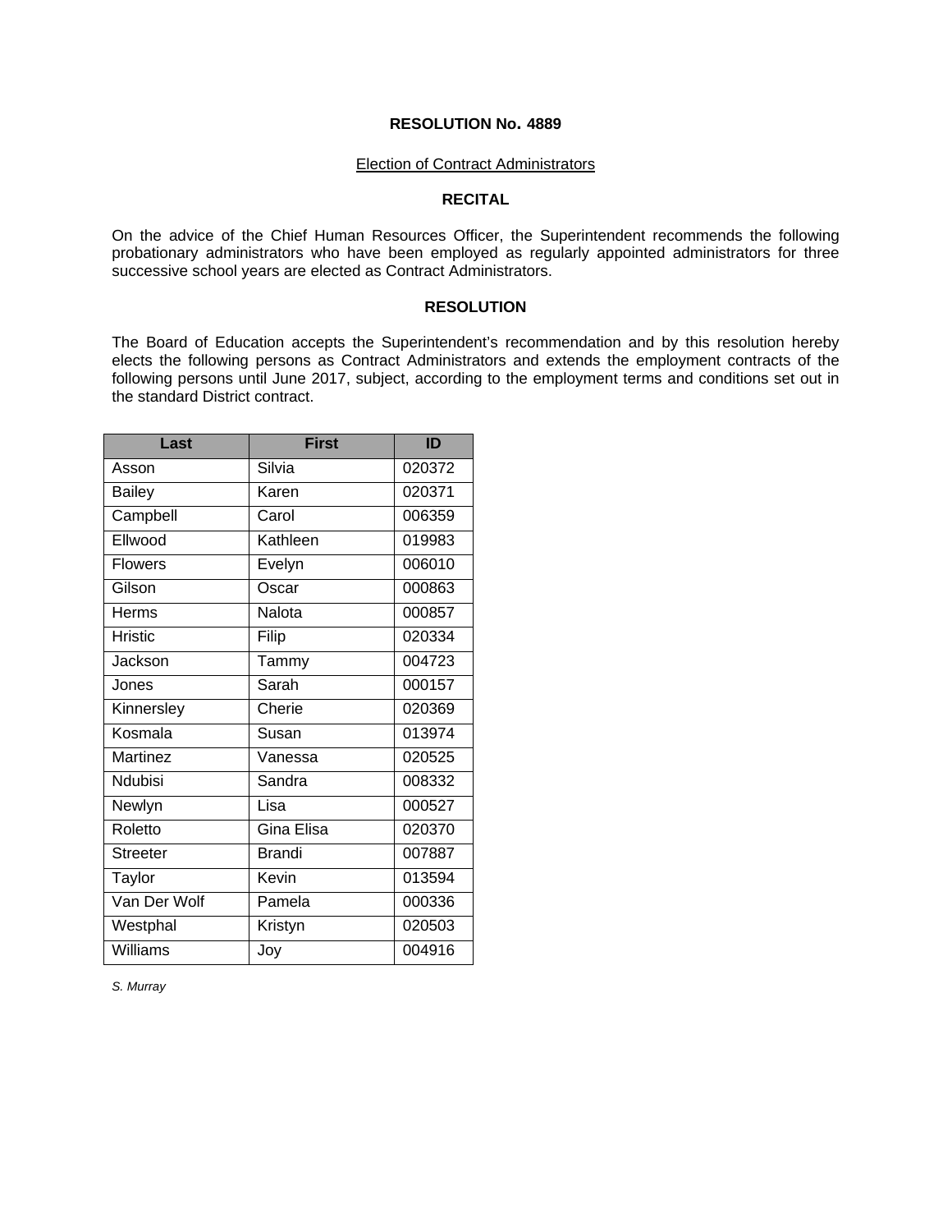# RESOLUTION No. 4889

Election of Contract Administrators

## RECITAL

On the advice of the Chief Human Resources Officer, the Superintendent recommends the following probationary administrators who have been employed as regularly appointed administrators for three successive school years are elected as Contract Administrators.

## RESOLUTION

The Board of Education accepts the Superintendent's recommendation and by this resolution hereby elects the following persons as Contract Administrators and extends the employment contracts of the following persons until June 2017, subject, according to the employment terms and conditions set out in the standard District contract.

| Last | First | ID |
|---|---|---|
| Asson | Silvia | 020372 |
| Bailey | Karen | 020371 |
| Campbell | Carol | 006359 |
| Ellwood | Kathleen | 019983 |
| Flowers | Evelyn | 006010 |
| Gilson | Oscar | 000863 |
| Herms | Nalota | 000857 |
| Hristic | Filip | 020334 |
| Jackson | Tammy | 004723 |
| Jones | Sarah | 000157 |
| Kinnersley | Cherie | 020369 |
| Kosmala | Susan | 013974 |
| Martinez | Vanessa | 020525 |
| Ndubisi | Sandra | 008332 |
| Newlyn | Lisa | 000527 |
| Roletto | Gina Elisa | 020370 |
| Streeter | Brandi | 007887 |
| Taylor | Kevin | 013594 |
| Van Der Wolf | Pamela | 000336 |
| Westphal | Kristyn | 020503 |
| Williams | Joy | 004916 |

*S. Murray*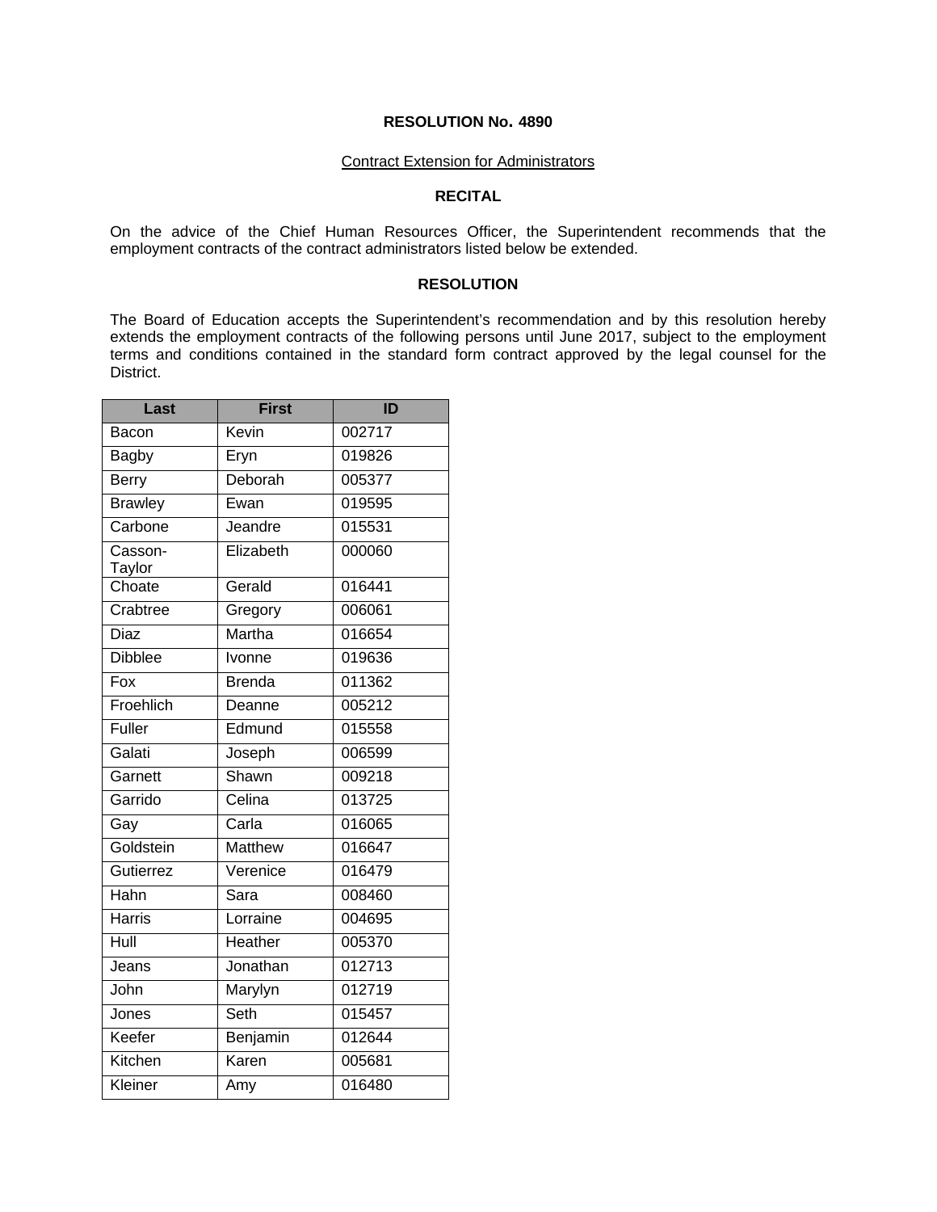**RESOLUTION No. 4890**

Contract Extension for Administrators

**RECITAL**

On the advice of the Chief Human Resources Officer, the Superintendent recommends that the employment contracts of the contract administrators listed below be extended.

**RESOLUTION**

The Board of Education accepts the Superintendent's recommendation and by this resolution hereby extends the employment contracts of the following persons until June 2017, subject to the employment terms and conditions contained in the standard form contract approved by the legal counsel for the District.

| Last | First | ID |
|---|---|---|
| Bacon | Kevin | 002717 |
| Bagby | Eryn | 019826 |
| Berry | Deborah | 005377 |
| Brawley | Ewan | 019595 |
| Carbone | Jeandre | 015531 |
| Casson-Taylor | Elizabeth | 000060 |
| Choate | Gerald | 016441 |
| Crabtree | Gregory | 006061 |
| Diaz | Martha | 016654 |
| Dibblee | Ivonne | 019636 |
| Fox | Brenda | 011362 |
| Froehlich | Deanne | 005212 |
| Fuller | Edmund | 015558 |
| Galati | Joseph | 006599 |
| Garnett | Shawn | 009218 |
| Garrido | Celina | 013725 |
| Gay | Carla | 016065 |
| Goldstein | Matthew | 016647 |
| Gutierrez | Verenice | 016479 |
| Hahn | Sara | 008460 |
| Harris | Lorraine | 004695 |
| Hull | Heather | 005370 |
| Jeans | Jonathan | 012713 |
| John | Marylyn | 012719 |
| Jones | Seth | 015457 |
| Keefer | Benjamin | 012644 |
| Kitchen | Karen | 005681 |
| Kleiner | Amy | 016480 |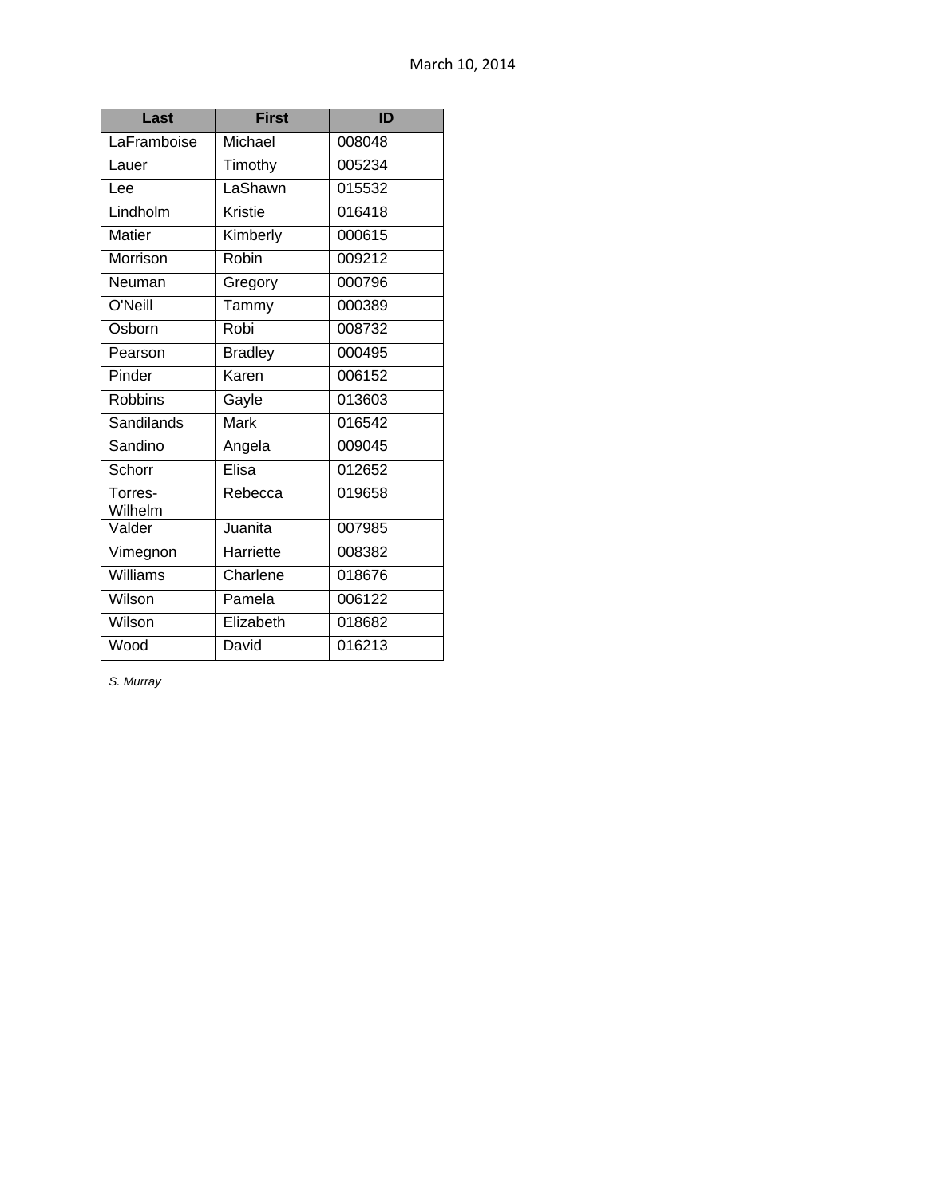March 10, 2014

| Last | First | ID |
|---|---|---|
| LaFramboise | Michael | 008048 |
| Lauer | Timothy | 005234 |
| Lee | LaShawn | 015532 |
| Lindholm | Kristie | 016418 |
| Matier | Kimberly | 000615 |
| Morrison | Robin | 009212 |
| Neuman | Gregory | 000796 |
| O'Neill | Tammy | 000389 |
| Osborn | Robi | 008732 |
| Pearson | Bradley | 000495 |
| Pinder | Karen | 006152 |
| Robbins | Gayle | 013603 |
| Sandilands | Mark | 016542 |
| Sandino | Angela | 009045 |
| Schorr | Elisa | 012652 |
| Torres-Wilhelm | Rebecca | 019658 |
| Valder | Juanita | 007985 |
| Vimegnon | Harriette | 008382 |
| Williams | Charlene | 018676 |
| Wilson | Pamela | 006122 |
| Wilson | Elizabeth | 018682 |
| Wood | David | 016213 |

*S. Murray*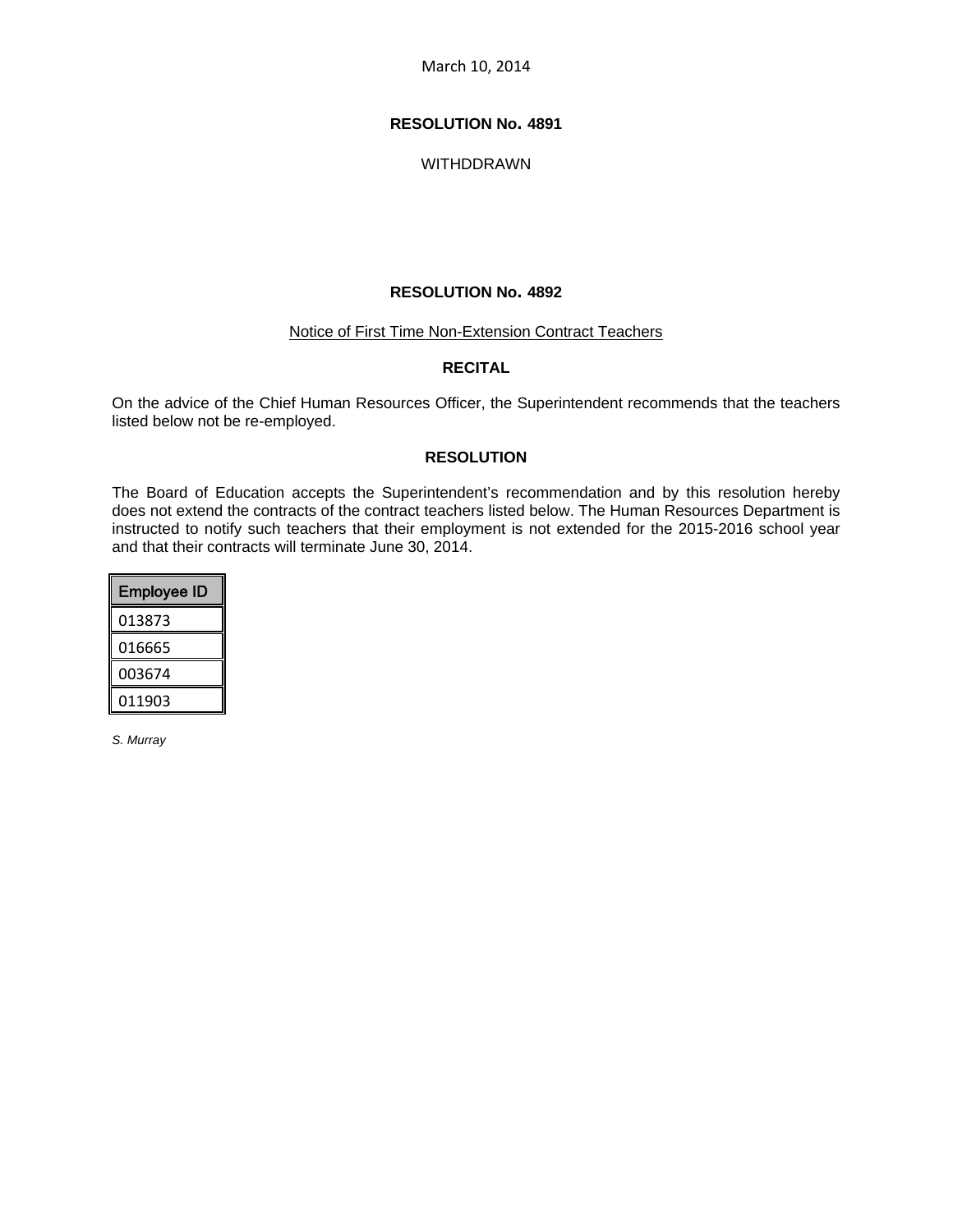March 10, 2014

**RESOLUTION No. 4891**

WITHDDRAWN

**RESOLUTION No. 4892**

Notice of First Time Non-Extension Contract Teachers

**RECITAL**

On the advice of the Chief Human Resources Officer, the Superintendent recommends that the teachers listed below not be re-employed.

**RESOLUTION**

The Board of Education accepts the Superintendent's recommendation and by this resolution hereby does not extend the contracts of the contract teachers listed below. The Human Resources Department is instructed to notify such teachers that their employment is not extended for the 2015-2016 school year and that their contracts will terminate June 30, 2014.

| Employee ID |
|---|
| 013873 |
| 016665 |
| 003674 |
| 011903 |

*S. Murray*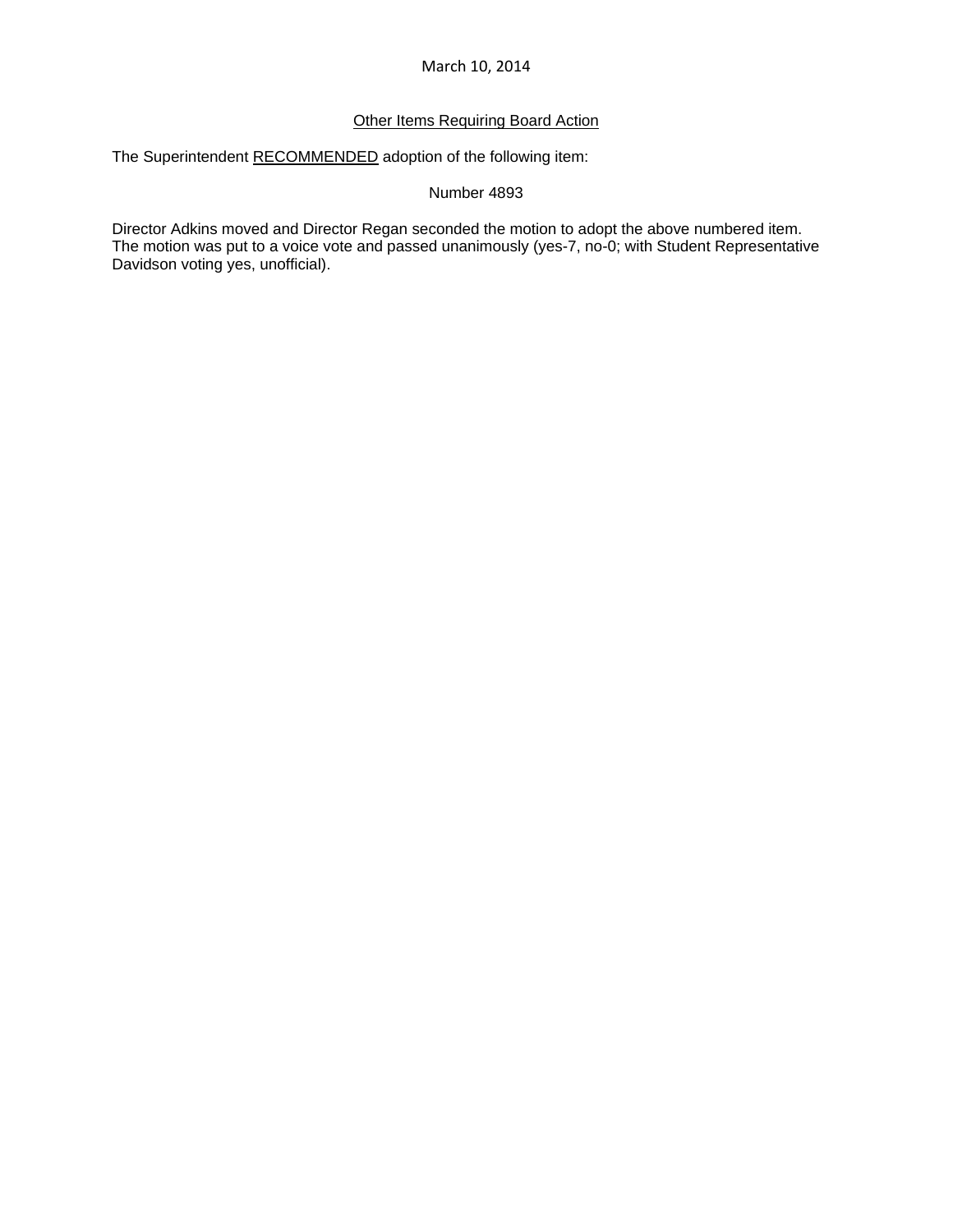March 10, 2014

Other Items Requiring Board Action

The Superintendent RECOMMENDED adoption of the following item:

Number 4893

Director Adkins moved and Director Regan seconded the motion to adopt the above numbered item. The motion was put to a voice vote and passed unanimously (yes-7, no-0; with Student Representative Davidson voting yes, unofficial).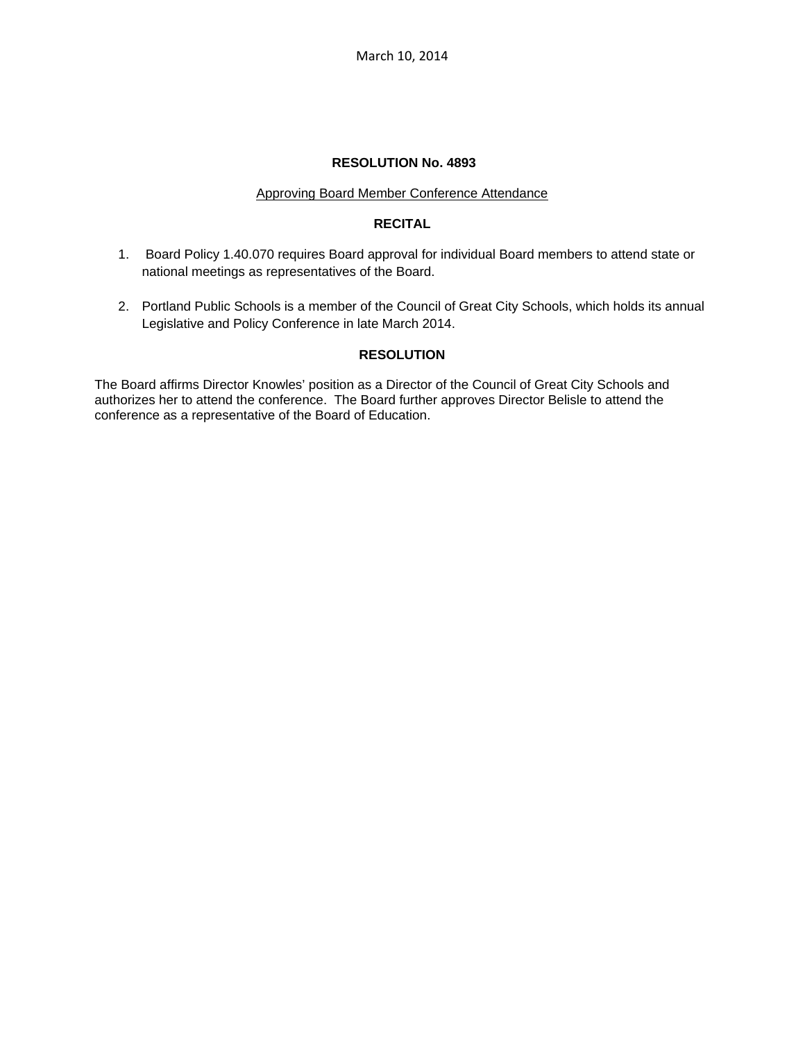March 10, 2014

## RESOLUTION No. 4893

Approving Board Member Conference Attendance

### RECITAL

1. Board Policy 1.40.070 requires Board approval for individual Board members to attend state or national meetings as representatives of the Board.

2. Portland Public Schools is a member of the Council of Great City Schools, which holds its annual Legislative and Policy Conference in late March 2014.

### RESOLUTION

The Board affirms Director Knowles' position as a Director of the Council of Great City Schools and authorizes her to attend the conference. The Board further approves Director Belisle to attend the conference as a representative of the Board of Education.